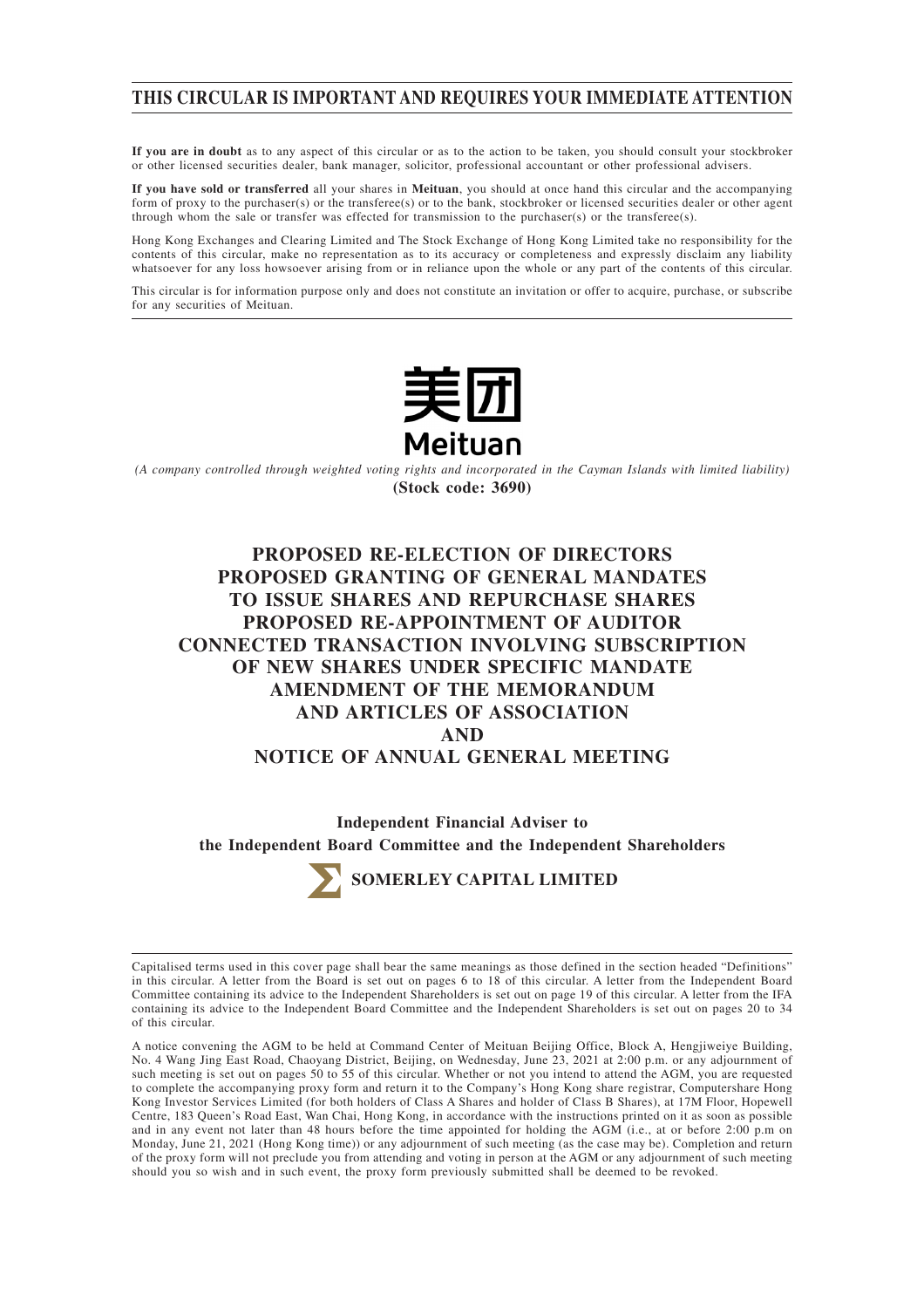# THIS CIRCULAR IS IMPORTANT AND REQUIRES YOUR IMMEDIATE ATTENTION

**If you are in doubt** as to any aspect of this circular or as to the action to be taken, you should consult your stockbroker or other licensed securities dealer, bank manager, solicitor, professional accountant or other professional advisers.

**If you have sold or transferred** all your shares in **Meituan**, you should at once hand this circular and the accompanying form of proxy to the purchaser(s) or the transferee(s) or to the bank, stockbroker or licensed securities dealer or other agent through whom the sale or transfer was effected for transmission to the purchaser(s) or the transferee(s).

Hong Kong Exchanges and Clearing Limited and The Stock Exchange of Hong Kong Limited take no responsibility for the contents of this circular, make no representation as to its accuracy or completeness and expressly disclaim any liability whatsoever for any loss howsoever arising from or in reliance upon the whole or any part of the contents of this circular.

This circular is for information purpose only and does not constitute an invitation or offer to acquire, purchase, or subscribe for any securities of Meituan.

美团
Meituan

*(A company controlled through weighted voting rights and incorporated in the Cayman Islands with limited liability)*
**(Stock code: 3690)**

# PROPOSED RE-ELECTION OF DIRECTORS PROPOSED GRANTING OF GENERAL MANDATES TO ISSUE SHARES AND REPURCHASE SHARES PROPOSED RE-APPOINTMENT OF AUDITOR CONNECTED TRANSACTION INVOLVING SUBSCRIPTION OF NEW SHARES UNDER SPECIFIC MANDATE AMENDMENT OF THE MEMORANDUM AND ARTICLES OF ASSOCIATION AND NOTICE OF ANNUAL GENERAL MEETING

**Independent Financial Adviser to the Independent Board Committee and the Independent Shareholders**

**SOMERLEY CAPITAL LIMITED**

Capitalised terms used in this cover page shall bear the same meanings as those defined in the section headed "Definitions" in this circular. A letter from the Board is set out on pages 6 to 18 of this circular. A letter from the Independent Board Committee containing its advice to the Independent Shareholders is set out on page 19 of this circular. A letter from the IFA containing its advice to the Independent Board Committee and the Independent Shareholders is set out on pages 20 to 34 of this circular.

A notice convening the AGM to be held at Command Center of Meituan Beijing Office, Block A, Hengjiweiye Building, No. 4 Wang Jing East Road, Chaoyang District, Beijing, on Wednesday, June 23, 2021 at 2:00 p.m. or any adjournment of such meeting is set out on pages 50 to 55 of this circular. Whether or not you intend to attend the AGM, you are requested to complete the accompanying proxy form and return it to the Company's Hong Kong share registrar, Computershare Hong Kong Investor Services Limited (for both holders of Class A Shares and holder of Class B Shares), at 17M Floor, Hopewell Centre, 183 Queen's Road East, Wan Chai, Hong Kong, in accordance with the instructions printed on it as soon as possible and in any event not later than 48 hours before the time appointed for holding the AGM (i.e., at or before 2:00 p.m on Monday, June 21, 2021 (Hong Kong time)) or any adjournment of such meeting (as the case may be). Completion and return of the proxy form will not preclude you from attending and voting in person at the AGM or any adjournment of such meeting should you so wish and in such event, the proxy form previously submitted shall be deemed to be revoked.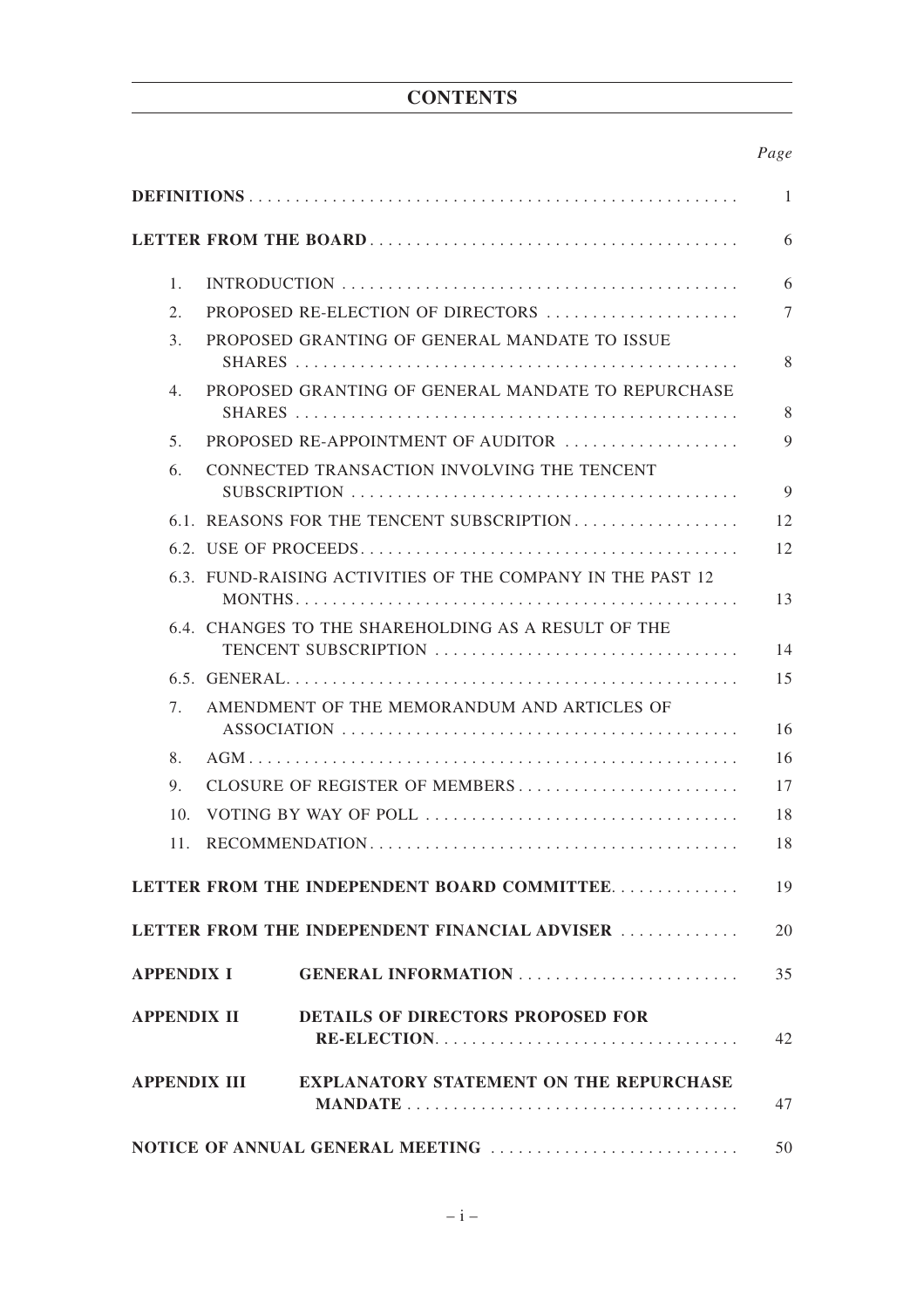# CONTENTS

| | | *Page* |
|---|---|---|
| **DEFINITIONS** | | 1 |
| **LETTER FROM THE BOARD** | | 6 |
| 1. | INTRODUCTION | 6 |
| 2. | PROPOSED RE-ELECTION OF DIRECTORS | 7 |
| 3. | PROPOSED GRANTING OF GENERAL MANDATE TO ISSUE SHARES | 8 |
| 4. | PROPOSED GRANTING OF GENERAL MANDATE TO REPURCHASE SHARES | 8 |
| 5. | PROPOSED RE-APPOINTMENT OF AUDITOR | 9 |
| 6. | CONNECTED TRANSACTION INVOLVING THE TENCENT SUBSCRIPTION | 9 |
| 6.1. | REASONS FOR THE TENCENT SUBSCRIPTION | 12 |
| 6.2. | USE OF PROCEEDS | 12 |
| 6.3. | FUND-RAISING ACTIVITIES OF THE COMPANY IN THE PAST 12 MONTHS | 13 |
| 6.4. | CHANGES TO THE SHAREHOLDING AS A RESULT OF THE TENCENT SUBSCRIPTION | 14 |
| 6.5. | GENERAL | 15 |
| 7. | AMENDMENT OF THE MEMORANDUM AND ARTICLES OF ASSOCIATION | 16 |
| 8. | AGM | 16 |
| 9. | CLOSURE OF REGISTER OF MEMBERS | 17 |
| 10. | VOTING BY WAY OF POLL | 18 |
| 11. | RECOMMENDATION | 18 |
| **LETTER FROM THE INDEPENDENT BOARD COMMITTEE** | | 19 |
| **LETTER FROM THE INDEPENDENT FINANCIAL ADVISER** | | 20 |
| **APPENDIX I** | **GENERAL INFORMATION** | 35 |
| **APPENDIX II** | **DETAILS OF DIRECTORS PROPOSED FOR RE-ELECTION** | 42 |
| **APPENDIX III** | **EXPLANATORY STATEMENT ON THE REPURCHASE MANDATE** | 47 |
| **NOTICE OF ANNUAL GENERAL MEETING** | | 50 |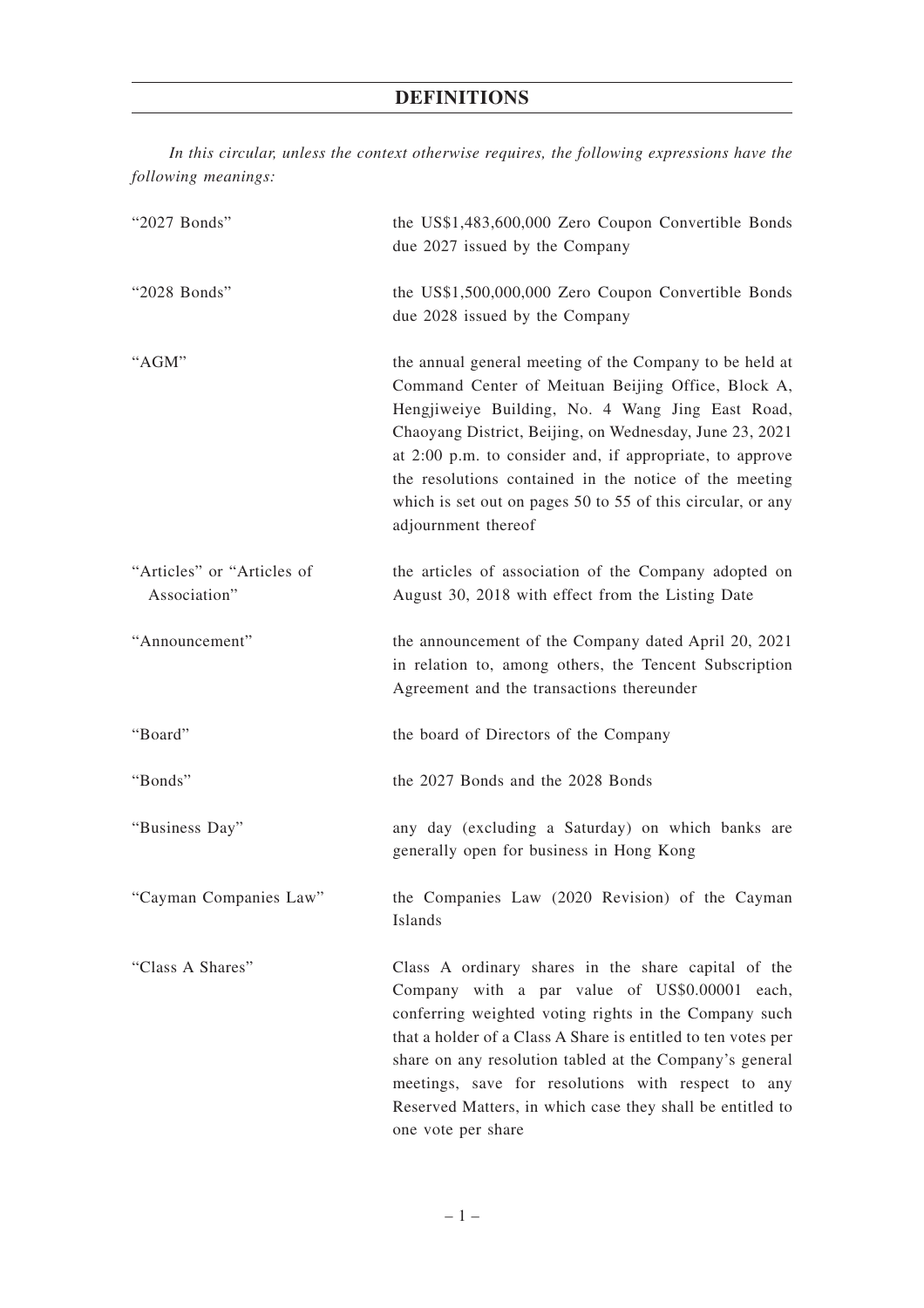# DEFINITIONS

*In this circular, unless the context otherwise requires, the following expressions have the following meanings:*

| | |
|---|---|
| "2027 Bonds" | the US$1,483,600,000 Zero Coupon Convertible Bonds due 2027 issued by the Company |
| "2028 Bonds" | the US$1,500,000,000 Zero Coupon Convertible Bonds due 2028 issued by the Company |
| "AGM" | the annual general meeting of the Company to be held at Command Center of Meituan Beijing Office, Block A, Hengjiweiye Building, No. 4 Wang Jing East Road, Chaoyang District, Beijing, on Wednesday, June 23, 2021 at 2:00 p.m. to consider and, if appropriate, to approve the resolutions contained in the notice of the meeting which is set out on pages 50 to 55 of this circular, or any adjournment thereof |
| "Articles" or "Articles of Association" | the articles of association of the Company adopted on August 30, 2018 with effect from the Listing Date |
| "Announcement" | the announcement of the Company dated April 20, 2021 in relation to, among others, the Tencent Subscription Agreement and the transactions thereunder |
| "Board" | the board of Directors of the Company |
| "Bonds" | the 2027 Bonds and the 2028 Bonds |
| "Business Day" | any day (excluding a Saturday) on which banks are generally open for business in Hong Kong |
| "Cayman Companies Law" | the Companies Law (2020 Revision) of the Cayman Islands |
| "Class A Shares" | Class A ordinary shares in the share capital of the Company with a par value of US$0.00001 each, conferring weighted voting rights in the Company such that a holder of a Class A Share is entitled to ten votes per share on any resolution tabled at the Company's general meetings, save for resolutions with respect to any Reserved Matters, in which case they shall be entitled to one vote per share |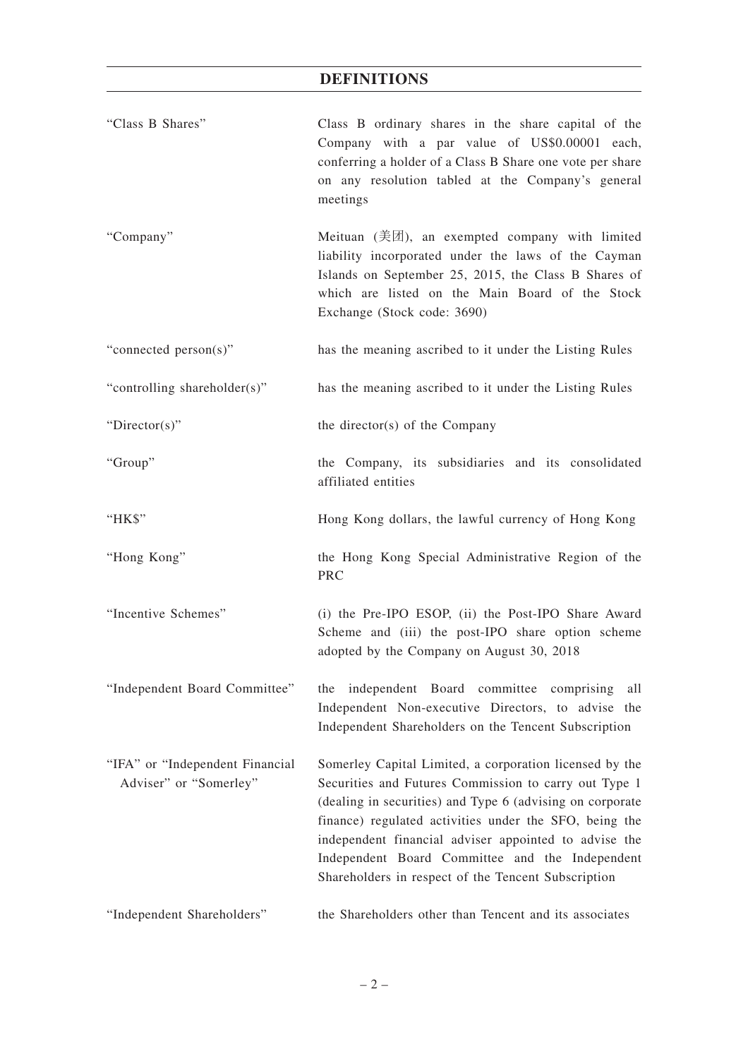## DEFINITIONS

| | |
|---|---|
| "Class B Shares" | Class B ordinary shares in the share capital of the Company with a par value of US$0.00001 each, conferring a holder of a Class B Share one vote per share on any resolution tabled at the Company's general meetings |
| "Company" | Meituan (美团), an exempted company with limited liability incorporated under the laws of the Cayman Islands on September 25, 2015, the Class B Shares of which are listed on the Main Board of the Stock Exchange (Stock code: 3690) |
| "connected person(s)" | has the meaning ascribed to it under the Listing Rules |
| "controlling shareholder(s)" | has the meaning ascribed to it under the Listing Rules |
| "Director(s)" | the director(s) of the Company |
| "Group" | the Company, its subsidiaries and its consolidated affiliated entities |
| "HK$" | Hong Kong dollars, the lawful currency of Hong Kong |
| "Hong Kong" | the Hong Kong Special Administrative Region of the PRC |
| "Incentive Schemes" | (i) the Pre-IPO ESOP, (ii) the Post-IPO Share Award Scheme and (iii) the post-IPO share option scheme adopted by the Company on August 30, 2018 |
| "Independent Board Committee" | the independent Board committee comprising all Independent Non-executive Directors, to advise the Independent Shareholders on the Tencent Subscription |
| "IFA" or "Independent Financial Adviser" or "Somerley" | Somerley Capital Limited, a corporation licensed by the Securities and Futures Commission to carry out Type 1 (dealing in securities) and Type 6 (advising on corporate finance) regulated activities under the SFO, being the independent financial adviser appointed to advise the Independent Board Committee and the Independent Shareholders in respect of the Tencent Subscription |
| "Independent Shareholders" | the Shareholders other than Tencent and its associates |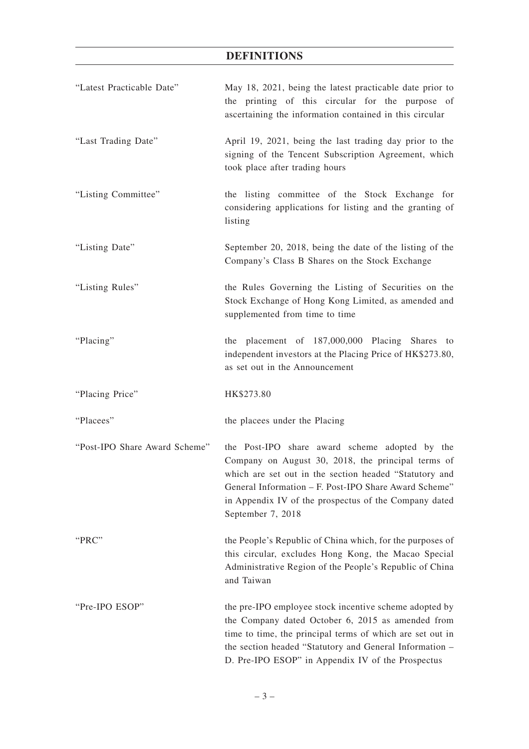# DEFINITIONS

| | |
|---|---|
| "Latest Practicable Date" | May 18, 2021, being the latest practicable date prior to the printing of this circular for the purpose of ascertaining the information contained in this circular |
| "Last Trading Date" | April 19, 2021, being the last trading day prior to the signing of the Tencent Subscription Agreement, which took place after trading hours |
| "Listing Committee" | the listing committee of the Stock Exchange for considering applications for listing and the granting of listing |
| "Listing Date" | September 20, 2018, being the date of the listing of the Company's Class B Shares on the Stock Exchange |
| "Listing Rules" | the Rules Governing the Listing of Securities on the Stock Exchange of Hong Kong Limited, as amended and supplemented from time to time |
| "Placing" | the placement of 187,000,000 Placing Shares to independent investors at the Placing Price of HK$273.80, as set out in the Announcement |
| "Placing Price" | HK$273.80 |
| "Placees" | the placees under the Placing |
| "Post-IPO Share Award Scheme" | the Post-IPO share award scheme adopted by the Company on August 30, 2018, the principal terms of which are set out in the section headed "Statutory and General Information – F. Post-IPO Share Award Scheme" in Appendix IV of the prospectus of the Company dated September 7, 2018 |
| "PRC" | the People's Republic of China which, for the purposes of this circular, excludes Hong Kong, the Macao Special Administrative Region of the People's Republic of China and Taiwan |
| "Pre-IPO ESOP" | the pre-IPO employee stock incentive scheme adopted by the Company dated October 6, 2015 as amended from time to time, the principal terms of which are set out in the section headed "Statutory and General Information – D. Pre-IPO ESOP" in Appendix IV of the Prospectus |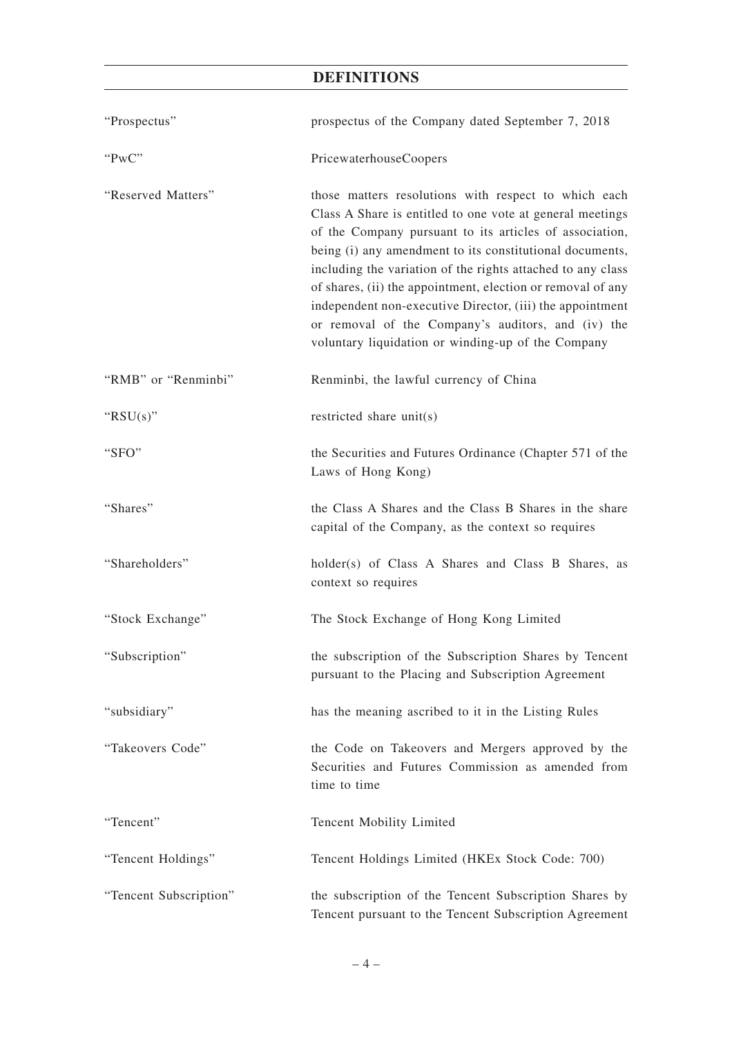## DEFINITIONS

| | |
|---|---|
| "Prospectus" | prospectus of the Company dated September 7, 2018 |
| "PwC" | PricewaterhouseCoopers |
| "Reserved Matters" | those matters resolutions with respect to which each Class A Share is entitled to one vote at general meetings of the Company pursuant to its articles of association, being (i) any amendment to its constitutional documents, including the variation of the rights attached to any class of shares, (ii) the appointment, election or removal of any independent non-executive Director, (iii) the appointment or removal of the Company's auditors, and (iv) the voluntary liquidation or winding-up of the Company |
| "RMB" or "Renminbi" | Renminbi, the lawful currency of China |
| "RSU(s)" | restricted share unit(s) |
| "SFO" | the Securities and Futures Ordinance (Chapter 571 of the Laws of Hong Kong) |
| "Shares" | the Class A Shares and the Class B Shares in the share capital of the Company, as the context so requires |
| "Shareholders" | holder(s) of Class A Shares and Class B Shares, as context so requires |
| "Stock Exchange" | The Stock Exchange of Hong Kong Limited |
| "Subscription" | the subscription of the Subscription Shares by Tencent pursuant to the Placing and Subscription Agreement |
| "subsidiary" | has the meaning ascribed to it in the Listing Rules |
| "Takeovers Code" | the Code on Takeovers and Mergers approved by the Securities and Futures Commission as amended from time to time |
| "Tencent" | Tencent Mobility Limited |
| "Tencent Holdings" | Tencent Holdings Limited (HKEx Stock Code: 700) |
| "Tencent Subscription" | the subscription of the Tencent Subscription Shares by Tencent pursuant to the Tencent Subscription Agreement |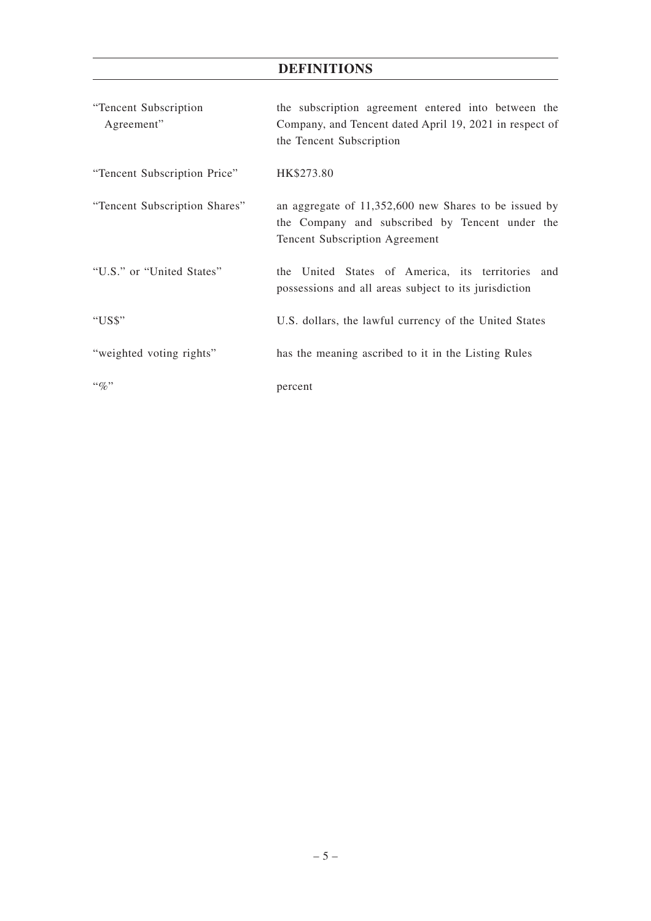## DEFINITIONS

| | |
|---|---|
| "Tencent Subscription Agreement" | the subscription agreement entered into between the Company, and Tencent dated April 19, 2021 in respect of the Tencent Subscription |
| "Tencent Subscription Price" | HK$273.80 |
| "Tencent Subscription Shares" | an aggregate of 11,352,600 new Shares to be issued by the Company and subscribed by Tencent under the Tencent Subscription Agreement |
| "U.S." or "United States" | the United States of America, its territories and possessions and all areas subject to its jurisdiction |
| "US$" | U.S. dollars, the lawful currency of the United States |
| "weighted voting rights" | has the meaning ascribed to it in the Listing Rules |
| "%" | percent |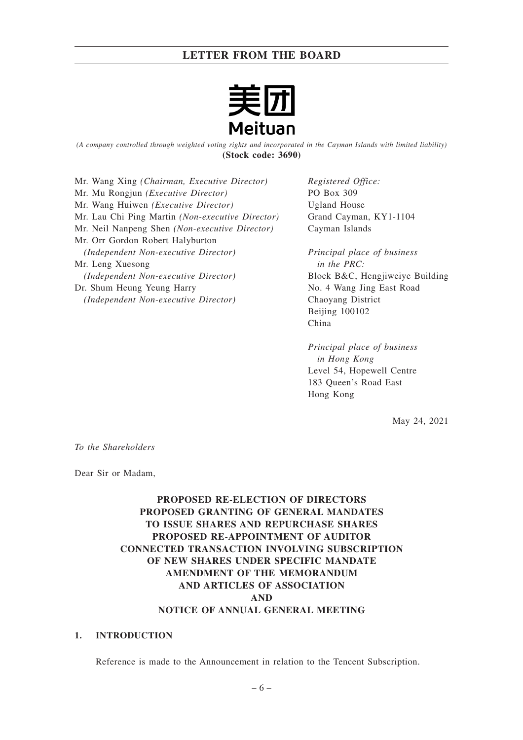# LETTER FROM THE BOARD

美团
Meituan

*(A company controlled through weighted voting rights and incorporated in the Cayman Islands with limited liability)*
**(Stock code: 3690)**

Mr. Wang Xing *(Chairman, Executive Director)*
Mr. Mu Rongjun *(Executive Director)*
Mr. Wang Huiwen *(Executive Director)*
Mr. Lau Chi Ping Martin *(Non-executive Director)*
Mr. Neil Nanpeng Shen *(Non-executive Director)*
Mr. Orr Gordon Robert Halyburton
*(Independent Non-executive Director)*
Mr. Leng Xuesong
*(Independent Non-executive Director)*
Dr. Shum Heung Yeung Harry
*(Independent Non-executive Director)*

*Registered Office:*
PO Box 309
Ugland House
Grand Cayman, KY1-1104
Cayman Islands

*Principal place of business in the PRC:*
Block B&C, Hengjiweiye Building
No. 4 Wang Jing East Road
Chaoyang District
Beijing 100102
China

*Principal place of business in Hong Kong*
Level 54, Hopewell Centre
183 Queen's Road East
Hong Kong

May 24, 2021

*To the Shareholders*

Dear Sir or Madam,

**PROPOSED RE-ELECTION OF DIRECTORS
PROPOSED GRANTING OF GENERAL MANDATES
TO ISSUE SHARES AND REPURCHASE SHARES
PROPOSED RE-APPOINTMENT OF AUDITOR
CONNECTED TRANSACTION INVOLVING SUBSCRIPTION
OF NEW SHARES UNDER SPECIFIC MANDATE
AMENDMENT OF THE MEMORANDUM
AND ARTICLES OF ASSOCIATION
AND
NOTICE OF ANNUAL GENERAL MEETING**

## 1. INTRODUCTION

Reference is made to the Announcement in relation to the Tencent Subscription.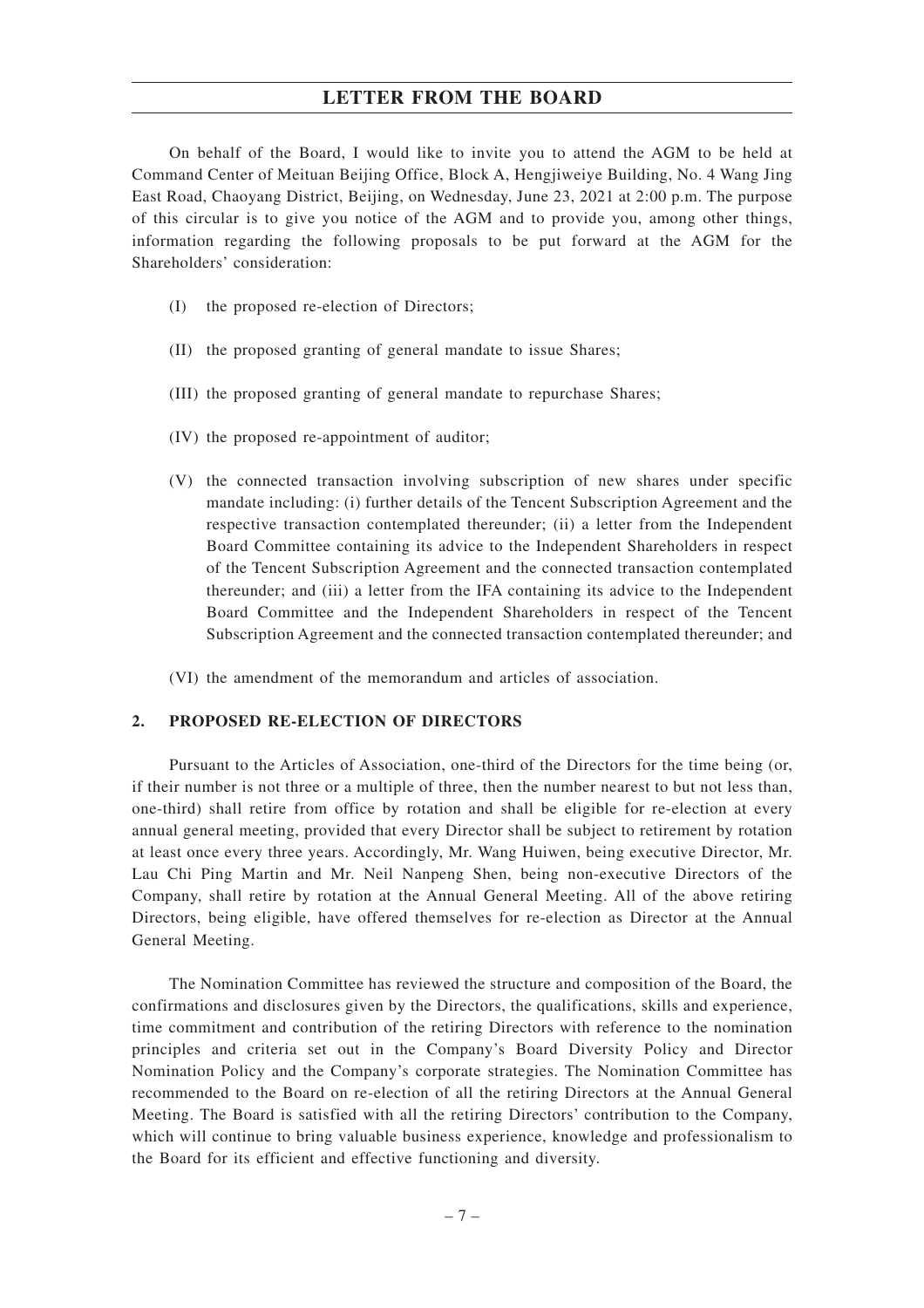On behalf of the Board, I would like to invite you to attend the AGM to be held at Command Center of Meituan Beijing Office, Block A, Hengjiweiye Building, No. 4 Wang Jing East Road, Chaoyang District, Beijing, on Wednesday, June 23, 2021 at 2:00 p.m. The purpose of this circular is to give you notice of the AGM and to provide you, among other things, information regarding the following proposals to be put forward at the AGM for the Shareholders' consideration:

(I) the proposed re-election of Directors;

(II) the proposed granting of general mandate to issue Shares;

(III) the proposed granting of general mandate to repurchase Shares;

(IV) the proposed re-appointment of auditor;

(V) the connected transaction involving subscription of new shares under specific mandate including: (i) further details of the Tencent Subscription Agreement and the respective transaction contemplated thereunder; (ii) a letter from the Independent Board Committee containing its advice to the Independent Shareholders in respect of the Tencent Subscription Agreement and the connected transaction contemplated thereunder; and (iii) a letter from the IFA containing its advice to the Independent Board Committee and the Independent Shareholders in respect of the Tencent Subscription Agreement and the connected transaction contemplated thereunder; and

(VI) the amendment of the memorandum and articles of association.

## 2. PROPOSED RE-ELECTION OF DIRECTORS

Pursuant to the Articles of Association, one-third of the Directors for the time being (or, if their number is not three or a multiple of three, then the number nearest to but not less than, one-third) shall retire from office by rotation and shall be eligible for re-election at every annual general meeting, provided that every Director shall be subject to retirement by rotation at least once every three years. Accordingly, Mr. Wang Huiwen, being executive Director, Mr. Lau Chi Ping Martin and Mr. Neil Nanpeng Shen, being non-executive Directors of the Company, shall retire by rotation at the Annual General Meeting. All of the above retiring Directors, being eligible, have offered themselves for re-election as Director at the Annual General Meeting.

The Nomination Committee has reviewed the structure and composition of the Board, the confirmations and disclosures given by the Directors, the qualifications, skills and experience, time commitment and contribution of the retiring Directors with reference to the nomination principles and criteria set out in the Company's Board Diversity Policy and Director Nomination Policy and the Company's corporate strategies. The Nomination Committee has recommended to the Board on re-election of all the retiring Directors at the Annual General Meeting. The Board is satisfied with all the retiring Directors' contribution to the Company, which will continue to bring valuable business experience, knowledge and professionalism to the Board for its efficient and effective functioning and diversity.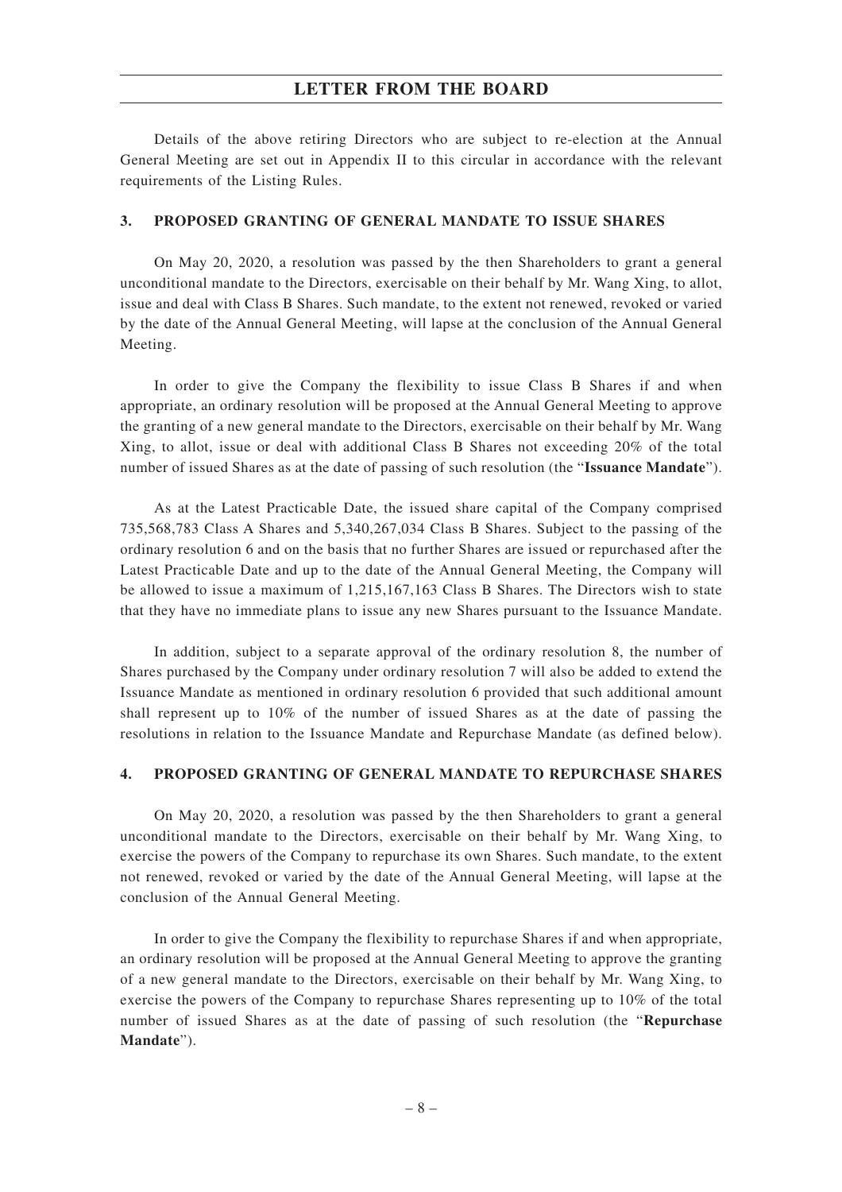Details of the above retiring Directors who are subject to re-election at the Annual General Meeting are set out in Appendix II to this circular in accordance with the relevant requirements of the Listing Rules.

## 3. PROPOSED GRANTING OF GENERAL MANDATE TO ISSUE SHARES

On May 20, 2020, a resolution was passed by the then Shareholders to grant a general unconditional mandate to the Directors, exercisable on their behalf by Mr. Wang Xing, to allot, issue and deal with Class B Shares. Such mandate, to the extent not renewed, revoked or varied by the date of the Annual General Meeting, will lapse at the conclusion of the Annual General Meeting.

In order to give the Company the flexibility to issue Class B Shares if and when appropriate, an ordinary resolution will be proposed at the Annual General Meeting to approve the granting of a new general mandate to the Directors, exercisable on their behalf by Mr. Wang Xing, to allot, issue or deal with additional Class B Shares not exceeding 20% of the total number of issued Shares as at the date of passing of such resolution (the "**Issuance Mandate**").

As at the Latest Practicable Date, the issued share capital of the Company comprised 735,568,783 Class A Shares and 5,340,267,034 Class B Shares. Subject to the passing of the ordinary resolution 6 and on the basis that no further Shares are issued or repurchased after the Latest Practicable Date and up to the date of the Annual General Meeting, the Company will be allowed to issue a maximum of 1,215,167,163 Class B Shares. The Directors wish to state that they have no immediate plans to issue any new Shares pursuant to the Issuance Mandate.

In addition, subject to a separate approval of the ordinary resolution 8, the number of Shares purchased by the Company under ordinary resolution 7 will also be added to extend the Issuance Mandate as mentioned in ordinary resolution 6 provided that such additional amount shall represent up to 10% of the number of issued Shares as at the date of passing the resolutions in relation to the Issuance Mandate and Repurchase Mandate (as defined below).

## 4. PROPOSED GRANTING OF GENERAL MANDATE TO REPURCHASE SHARES

On May 20, 2020, a resolution was passed by the then Shareholders to grant a general unconditional mandate to the Directors, exercisable on their behalf by Mr. Wang Xing, to exercise the powers of the Company to repurchase its own Shares. Such mandate, to the extent not renewed, revoked or varied by the date of the Annual General Meeting, will lapse at the conclusion of the Annual General Meeting.

In order to give the Company the flexibility to repurchase Shares if and when appropriate, an ordinary resolution will be proposed at the Annual General Meeting to approve the granting of a new general mandate to the Directors, exercisable on their behalf by Mr. Wang Xing, to exercise the powers of the Company to repurchase Shares representing up to 10% of the total number of issued Shares as at the date of passing of such resolution (the "**Repurchase Mandate**").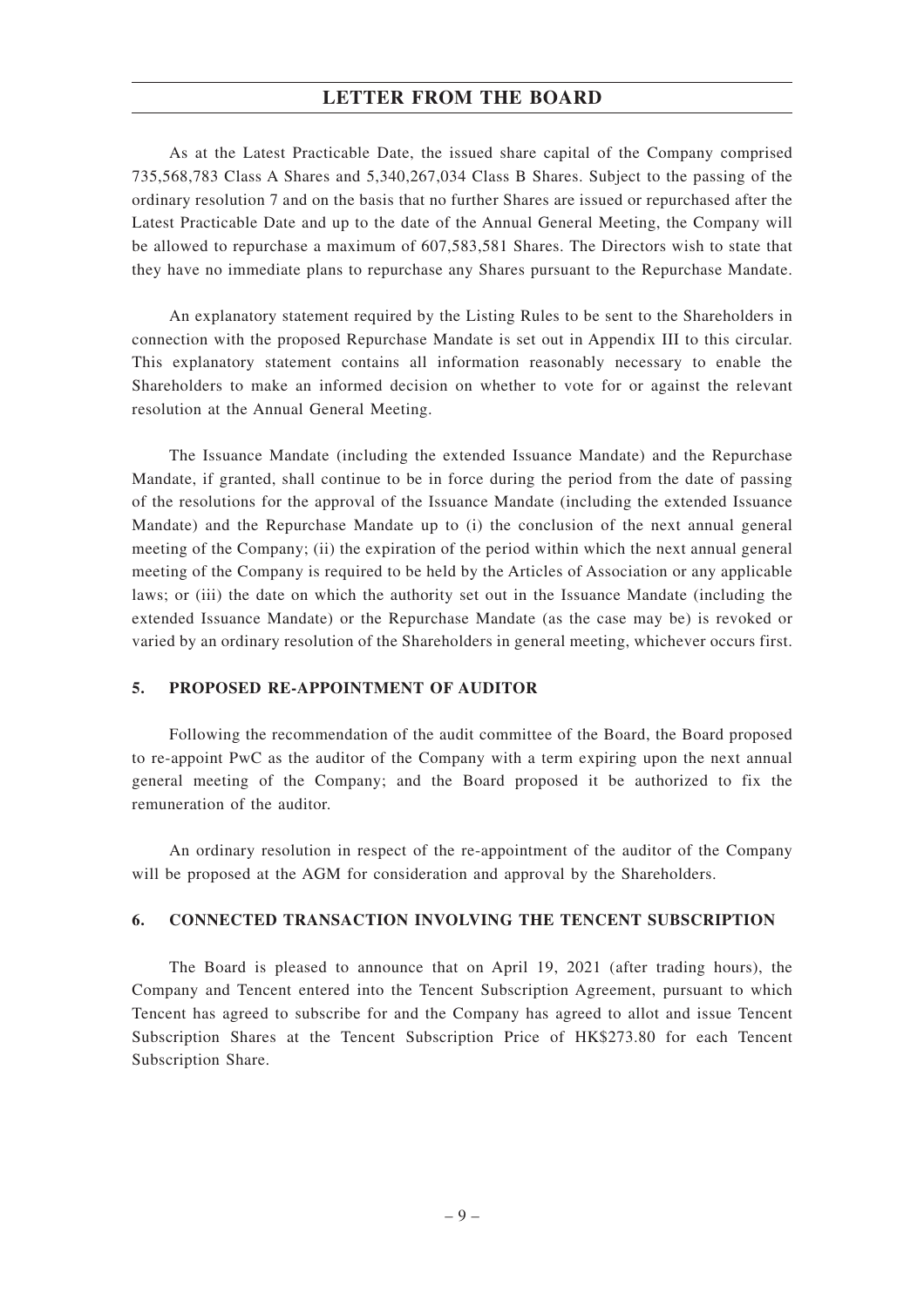As at the Latest Practicable Date, the issued share capital of the Company comprised 735,568,783 Class A Shares and 5,340,267,034 Class B Shares. Subject to the passing of the ordinary resolution 7 and on the basis that no further Shares are issued or repurchased after the Latest Practicable Date and up to the date of the Annual General Meeting, the Company will be allowed to repurchase a maximum of 607,583,581 Shares. The Directors wish to state that they have no immediate plans to repurchase any Shares pursuant to the Repurchase Mandate.

An explanatory statement required by the Listing Rules to be sent to the Shareholders in connection with the proposed Repurchase Mandate is set out in Appendix III to this circular. This explanatory statement contains all information reasonably necessary to enable the Shareholders to make an informed decision on whether to vote for or against the relevant resolution at the Annual General Meeting.

The Issuance Mandate (including the extended Issuance Mandate) and the Repurchase Mandate, if granted, shall continue to be in force during the period from the date of passing of the resolutions for the approval of the Issuance Mandate (including the extended Issuance Mandate) and the Repurchase Mandate up to (i) the conclusion of the next annual general meeting of the Company; (ii) the expiration of the period within which the next annual general meeting of the Company is required to be held by the Articles of Association or any applicable laws; or (iii) the date on which the authority set out in the Issuance Mandate (including the extended Issuance Mandate) or the Repurchase Mandate (as the case may be) is revoked or varied by an ordinary resolution of the Shareholders in general meeting, whichever occurs first.

## 5. PROPOSED RE-APPOINTMENT OF AUDITOR

Following the recommendation of the audit committee of the Board, the Board proposed to re-appoint PwC as the auditor of the Company with a term expiring upon the next annual general meeting of the Company; and the Board proposed it be authorized to fix the remuneration of the auditor.

An ordinary resolution in respect of the re-appointment of the auditor of the Company will be proposed at the AGM for consideration and approval by the Shareholders.

## 6. CONNECTED TRANSACTION INVOLVING THE TENCENT SUBSCRIPTION

The Board is pleased to announce that on April 19, 2021 (after trading hours), the Company and Tencent entered into the Tencent Subscription Agreement, pursuant to which Tencent has agreed to subscribe for and the Company has agreed to allot and issue Tencent Subscription Shares at the Tencent Subscription Price of HK$273.80 for each Tencent Subscription Share.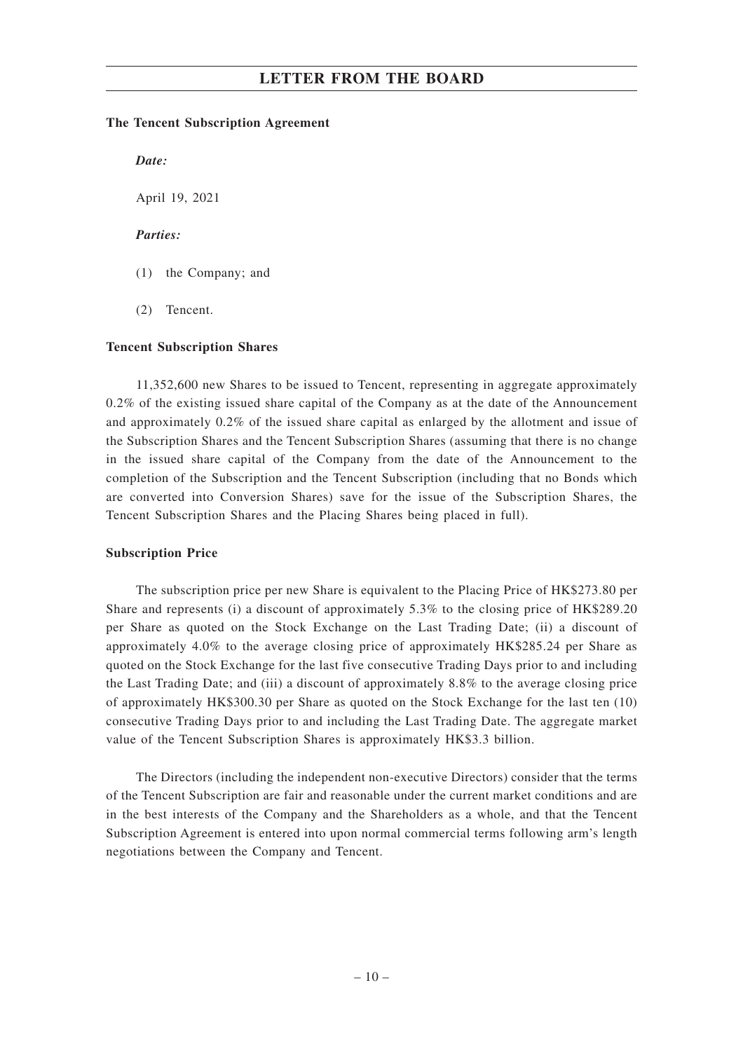**The Tencent Subscription Agreement**

*Date:*

April 19, 2021

*Parties:*

(1) the Company; and

(2) Tencent.

**Tencent Subscription Shares**

11,352,600 new Shares to be issued to Tencent, representing in aggregate approximately 0.2% of the existing issued share capital of the Company as at the date of the Announcement and approximately 0.2% of the issued share capital as enlarged by the allotment and issue of the Subscription Shares and the Tencent Subscription Shares (assuming that there is no change in the issued share capital of the Company from the date of the Announcement to the completion of the Subscription and the Tencent Subscription (including that no Bonds which are converted into Conversion Shares) save for the issue of the Subscription Shares, the Tencent Subscription Shares and the Placing Shares being placed in full).

**Subscription Price**

The subscription price per new Share is equivalent to the Placing Price of HK$273.80 per Share and represents (i) a discount of approximately 5.3% to the closing price of HK$289.20 per Share as quoted on the Stock Exchange on the Last Trading Date; (ii) a discount of approximately 4.0% to the average closing price of approximately HK$285.24 per Share as quoted on the Stock Exchange for the last five consecutive Trading Days prior to and including the Last Trading Date; and (iii) a discount of approximately 8.8% to the average closing price of approximately HK$300.30 per Share as quoted on the Stock Exchange for the last ten (10) consecutive Trading Days prior to and including the Last Trading Date. The aggregate market value of the Tencent Subscription Shares is approximately HK$3.3 billion.

The Directors (including the independent non-executive Directors) consider that the terms of the Tencent Subscription are fair and reasonable under the current market conditions and are in the best interests of the Company and the Shareholders as a whole, and that the Tencent Subscription Agreement is entered into upon normal commercial terms following arm's length negotiations between the Company and Tencent.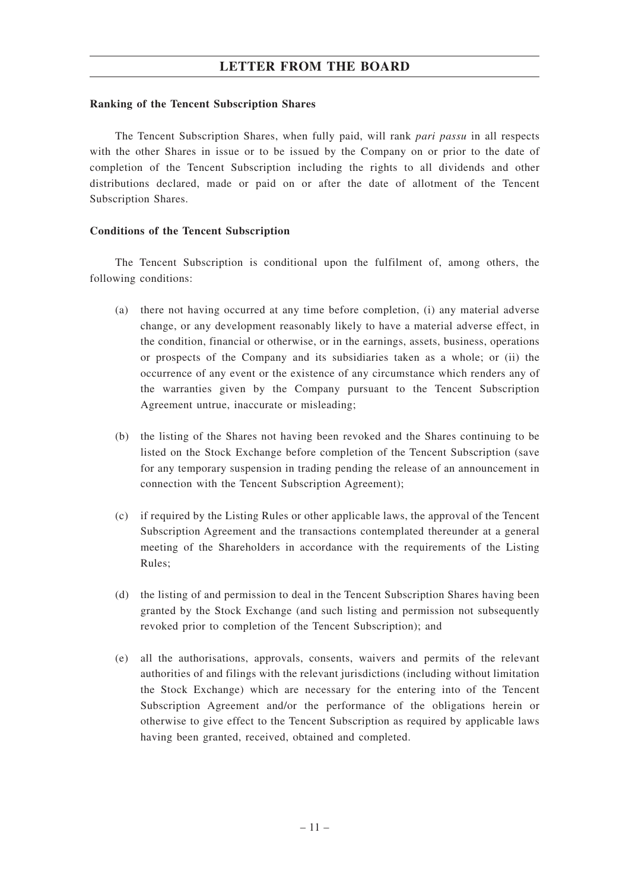**Ranking of the Tencent Subscription Shares**

The Tencent Subscription Shares, when fully paid, will rank *pari passu* in all respects with the other Shares in issue or to be issued by the Company on or prior to the date of completion of the Tencent Subscription including the rights to all dividends and other distributions declared, made or paid on or after the date of allotment of the Tencent Subscription Shares.

**Conditions of the Tencent Subscription**

The Tencent Subscription is conditional upon the fulfilment of, among others, the following conditions:

(a) there not having occurred at any time before completion, (i) any material adverse change, or any development reasonably likely to have a material adverse effect, in the condition, financial or otherwise, or in the earnings, assets, business, operations or prospects of the Company and its subsidiaries taken as a whole; or (ii) the occurrence of any event or the existence of any circumstance which renders any of the warranties given by the Company pursuant to the Tencent Subscription Agreement untrue, inaccurate or misleading;

(b) the listing of the Shares not having been revoked and the Shares continuing to be listed on the Stock Exchange before completion of the Tencent Subscription (save for any temporary suspension in trading pending the release of an announcement in connection with the Tencent Subscription Agreement);

(c) if required by the Listing Rules or other applicable laws, the approval of the Tencent Subscription Agreement and the transactions contemplated thereunder at a general meeting of the Shareholders in accordance with the requirements of the Listing Rules;

(d) the listing of and permission to deal in the Tencent Subscription Shares having been granted by the Stock Exchange (and such listing and permission not subsequently revoked prior to completion of the Tencent Subscription); and

(e) all the authorisations, approvals, consents, waivers and permits of the relevant authorities of and filings with the relevant jurisdictions (including without limitation the Stock Exchange) which are necessary for the entering into of the Tencent Subscription Agreement and/or the performance of the obligations herein or otherwise to give effect to the Tencent Subscription as required by applicable laws having been granted, received, obtained and completed.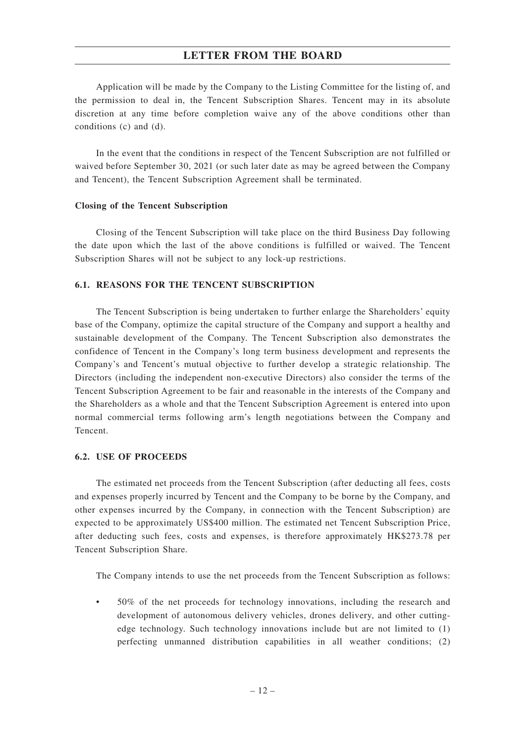Application will be made by the Company to the Listing Committee for the listing of, and the permission to deal in, the Tencent Subscription Shares. Tencent may in its absolute discretion at any time before completion waive any of the above conditions other than conditions (c) and (d).

In the event that the conditions in respect of the Tencent Subscription are not fulfilled or waived before September 30, 2021 (or such later date as may be agreed between the Company and Tencent), the Tencent Subscription Agreement shall be terminated.

**Closing of the Tencent Subscription**

Closing of the Tencent Subscription will take place on the third Business Day following the date upon which the last of the above conditions is fulfilled or waived. The Tencent Subscription Shares will not be subject to any lock-up restrictions.

## 6.1. REASONS FOR THE TENCENT SUBSCRIPTION

The Tencent Subscription is being undertaken to further enlarge the Shareholders' equity base of the Company, optimize the capital structure of the Company and support a healthy and sustainable development of the Company. The Tencent Subscription also demonstrates the confidence of Tencent in the Company's long term business development and represents the Company's and Tencent's mutual objective to further develop a strategic relationship. The Directors (including the independent non-executive Directors) also consider the terms of the Tencent Subscription Agreement to be fair and reasonable in the interests of the Company and the Shareholders as a whole and that the Tencent Subscription Agreement is entered into upon normal commercial terms following arm's length negotiations between the Company and Tencent.

## 6.2. USE OF PROCEEDS

The estimated net proceeds from the Tencent Subscription (after deducting all fees, costs and expenses properly incurred by Tencent and the Company to be borne by the Company, and other expenses incurred by the Company, in connection with the Tencent Subscription) are expected to be approximately US$400 million. The estimated net Tencent Subscription Price, after deducting such fees, costs and expenses, is therefore approximately HK$273.78 per Tencent Subscription Share.

The Company intends to use the net proceeds from the Tencent Subscription as follows:

- 50% of the net proceeds for technology innovations, including the research and development of autonomous delivery vehicles, drones delivery, and other cutting-edge technology. Such technology innovations include but are not limited to (1) perfecting unmanned distribution capabilities in all weather conditions; (2)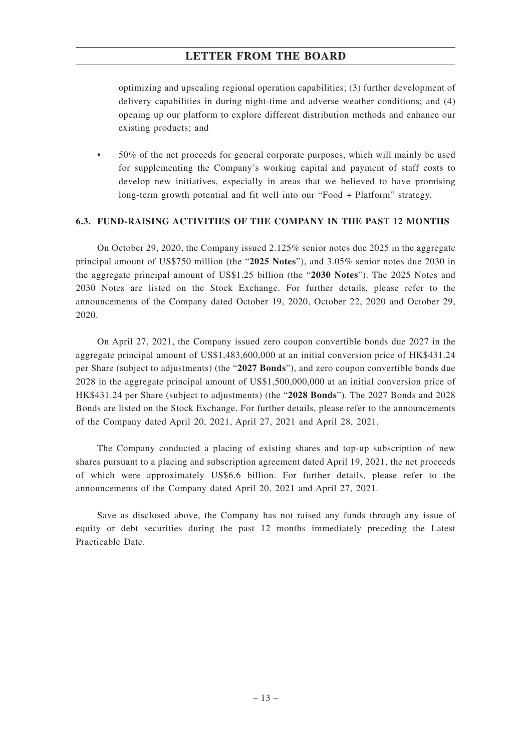optimizing and upscaling regional operation capabilities; (3) further development of delivery capabilities in during night-time and adverse weather conditions; and (4) opening up our platform to explore different distribution methods and enhance our existing products; and

- 50% of the net proceeds for general corporate purposes, which will mainly be used for supplementing the Company's working capital and payment of staff costs to develop new initiatives, especially in areas that we believed to have promising long-term growth potential and fit well into our "Food + Platform" strategy.

### 6.3. FUND-RAISING ACTIVITIES OF THE COMPANY IN THE PAST 12 MONTHS

On October 29, 2020, the Company issued 2.125% senior notes due 2025 in the aggregate principal amount of US$750 million (the "**2025 Notes**"), and 3.05% senior notes due 2030 in the aggregate principal amount of US$1.25 billion (the "**2030 Notes**"). The 2025 Notes and 2030 Notes are listed on the Stock Exchange. For further details, please refer to the announcements of the Company dated October 19, 2020, October 22, 2020 and October 29, 2020.

On April 27, 2021, the Company issued zero coupon convertible bonds due 2027 in the aggregate principal amount of US$1,483,600,000 at an initial conversion price of HK$431.24 per Share (subject to adjustments) (the "**2027 Bonds**"), and zero coupon convertible bonds due 2028 in the aggregate principal amount of US$1,500,000,000 at an initial conversion price of HK$431.24 per Share (subject to adjustments) (the "**2028 Bonds**"). The 2027 Bonds and 2028 Bonds are listed on the Stock Exchange. For further details, please refer to the announcements of the Company dated April 20, 2021, April 27, 2021 and April 28, 2021.

The Company conducted a placing of existing shares and top-up subscription of new shares pursuant to a placing and subscription agreement dated April 19, 2021, the net proceeds of which were approximately US$6.6 billion. For further details, please refer to the announcements of the Company dated April 20, 2021 and April 27, 2021.

Save as disclosed above, the Company has not raised any funds through any issue of equity or debt securities during the past 12 months immediately preceding the Latest Practicable Date.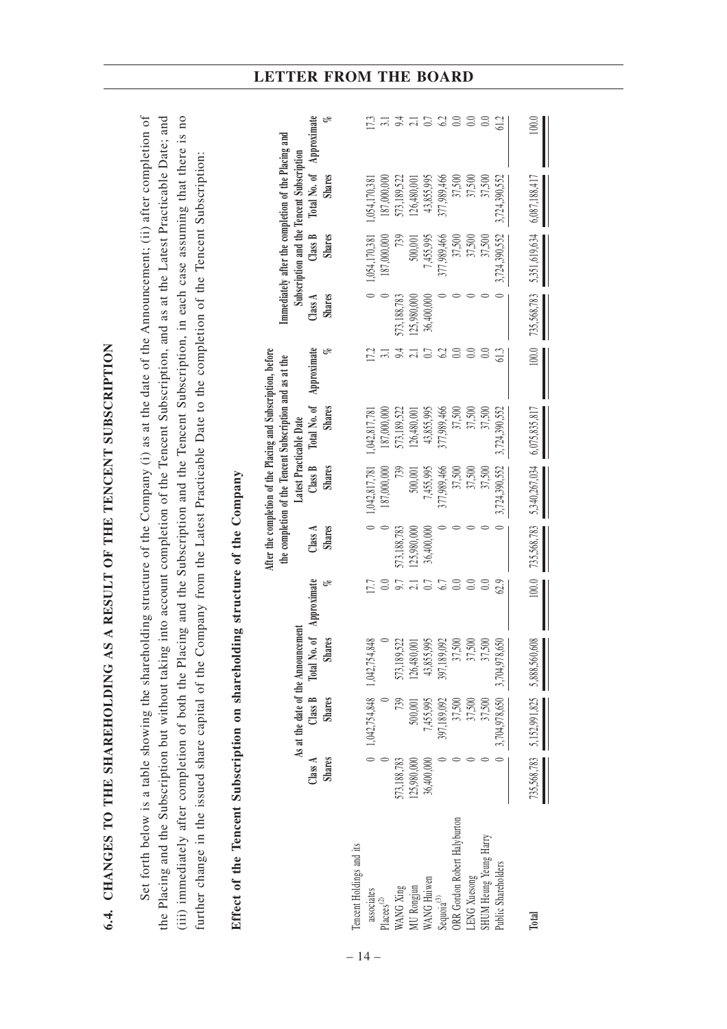## 6.4. CHANGES TO THE SHAREHOLDING AS A RESULT OF THE TENCENT SUBSCRIPTION

Set forth below is a table showing the shareholding structure of the Company (i) as at the date of the Announcement; (ii) after completion of the Placing and the Subscription but without taking into account completion of the Tencent Subscription, and as at the Latest Practicable Date; and (iii) immediately after completion of both the Placing and the Subscription and the Tencent Subscription, in each case assuming that there is no further change in the issued share capital of the Company from the Latest Practicable Date to the completion of the Tencent Subscription:

**Effect of the Tencent Subscription on shareholding structure of the Company**

| | As at the date of the Announcement | | | | After the completion of the Placing and Subscription, before the completion of the Tencent Subscription and as at the Latest Practicable Date | | | | Immediately after the completion of the Placing and Subscription and the Tencent Subscription | | | |
|---|---|---|---|---|---|---|---|---|---|---|---|---|
| | Class A Shares | Class B Shares | Total No. of Shares | Approximate % | Class A Shares | Class B Shares | Total No. of Shares | Approximate % | Class A Shares | Class B Shares | Total No. of Shares | Approximate % |
| Tencent Holdings and its associates | 0 | 1,042,754,848 | 1,042,754,848 | 17.7 | 0 | 1,042,817,781 | 1,042,817,781 | 17.2 | 0 | 1,054,170,381 | 1,054,170,381 | 17.3 |
| Placees[(2)] | 0 | 0 | 0 | 0.0 | 0 | 187,000,000 | 187,000,000 | 3.1 | 0 | 187,000,000 | 187,000,000 | 3.1 |
| WANG Xing | 573,188,783 | 739 | 573,189,522 | 9.7 | 573,188,783 | 739 | 573,189,522 | 9.4 | 573,188,783 | 739 | 573,189,522 | 9.4 |
| MU Rongjun | 125,980,000 | 500,001 | 126,480,001 | 2.1 | 125,980,000 | 500,001 | 126,480,001 | 2.1 | 125,980,000 | 500,001 | 126,480,001 | 2.1 |
| WANG Huiwen | 36,400,000 | 7,455,995 | 43,855,995 | 0.7 | 36,400,000 | 7,455,995 | 43,855,995 | 0.7 | 36,400,000 | 7,455,995 | 43,855,995 | 0.7 |
| Sequoia[(3)] | 0 | 397,189,092 | 397,189,092 | 6.7 | 0 | 377,989,466 | 377,989,466 | 6.2 | 0 | 377,989,466 | 377,989,466 | 6.2 |
| ORR Gordon Robert Halyburton | 0 | 37,500 | 37,500 | 0.0 | 0 | 37,500 | 37,500 | 0.0 | 0 | 37,500 | 37,500 | 0.0 |
| LENG Xuesong | 0 | 37,500 | 37,500 | 0.0 | 0 | 37,500 | 37,500 | 0.0 | 0 | 37,500 | 37,500 | 0.0 |
| SHUM Heung Yeung Harry | 0 | 37,500 | 37,500 | 0.0 | 0 | 37,500 | 37,500 | 0.0 | 0 | 37,500 | 37,500 | 0.0 |
| Public Shareholders | 0 | 3,704,978,650 | 3,704,978,650 | 62.9 | 0 | 3,724,390,552 | 3,724,390,552 | 61.3 | 0 | 3,724,390,552 | 3,724,390,552 | 61.2 |
| **Total** | 735,568,783 | 5,152,991,825 | 5,888,560,608 | 100.0 | 735,568,783 | 5,340,267,034 | 6,075,835,817 | 100.0 | 735,568,783 | 5,351,619,634 | 6,087,188,417 | 100.0 |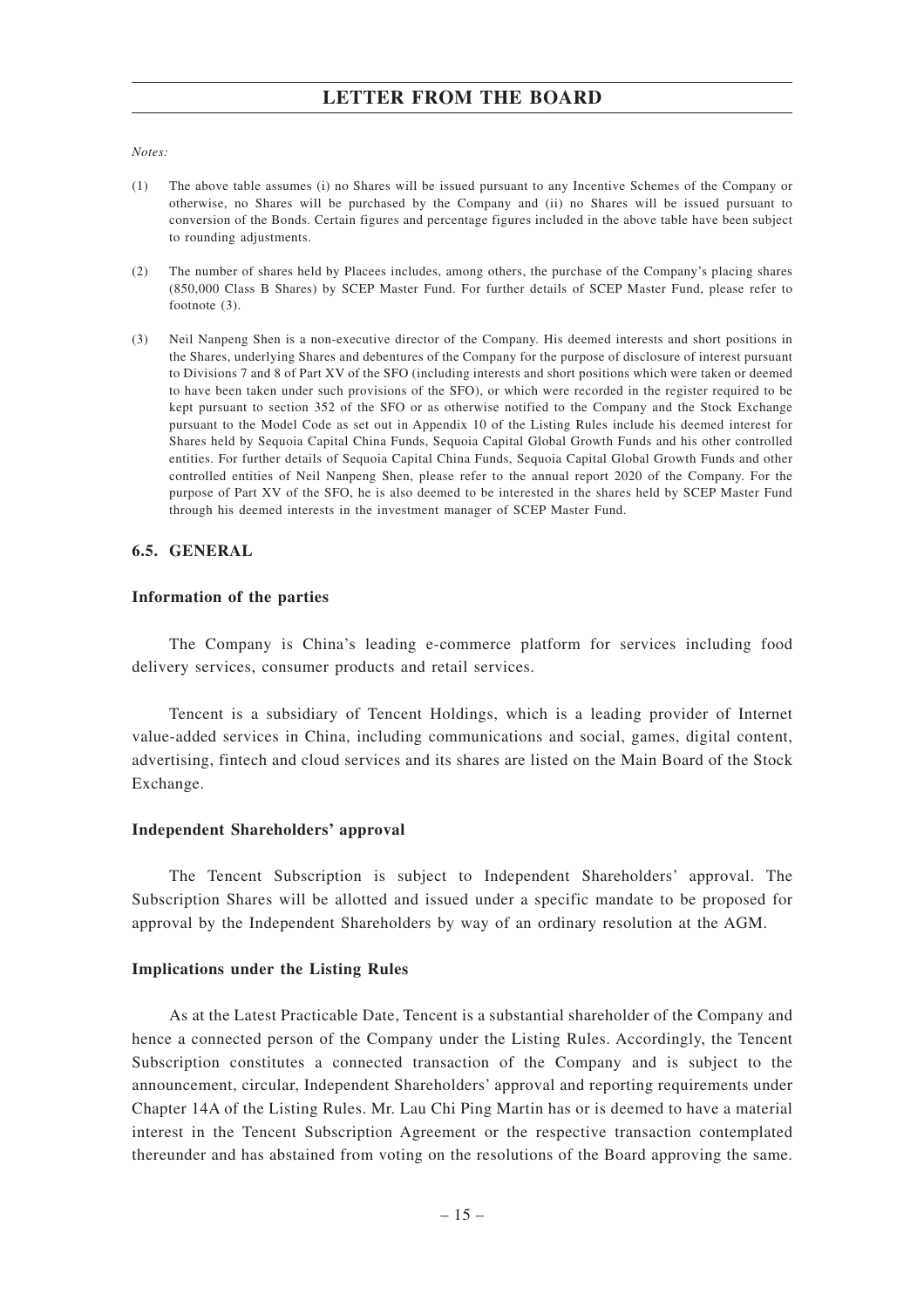*Notes:*

(1) The above table assumes (i) no Shares will be issued pursuant to any Incentive Schemes of the Company or otherwise, no Shares will be purchased by the Company and (ii) no Shares will be issued pursuant to conversion of the Bonds. Certain figures and percentage figures included in the above table have been subject to rounding adjustments.

(2) The number of shares held by Placees includes, among others, the purchase of the Company's placing shares (850,000 Class B Shares) by SCEP Master Fund. For further details of SCEP Master Fund, please refer to footnote (3).

(3) Neil Nanpeng Shen is a non-executive director of the Company. His deemed interests and short positions in the Shares, underlying Shares and debentures of the Company for the purpose of disclosure of interest pursuant to Divisions 7 and 8 of Part XV of the SFO (including interests and short positions which were taken or deemed to have been taken under such provisions of the SFO), or which were recorded in the register required to be kept pursuant to section 352 of the SFO or as otherwise notified to the Company and the Stock Exchange pursuant to the Model Code as set out in Appendix 10 of the Listing Rules include his deemed interest for Shares held by Sequoia Capital China Funds, Sequoia Capital Global Growth Funds and his other controlled entities. For further details of Sequoia Capital China Funds, Sequoia Capital Global Growth Funds and other controlled entities of Neil Nanpeng Shen, please refer to the annual report 2020 of the Company. For the purpose of Part XV of the SFO, he is also deemed to be interested in the shares held by SCEP Master Fund through his deemed interests in the investment manager of SCEP Master Fund.

## 6.5. GENERAL

### Information of the parties

The Company is China's leading e-commerce platform for services including food delivery services, consumer products and retail services.

Tencent is a subsidiary of Tencent Holdings, which is a leading provider of Internet value-added services in China, including communications and social, games, digital content, advertising, fintech and cloud services and its shares are listed on the Main Board of the Stock Exchange.

### Independent Shareholders' approval

The Tencent Subscription is subject to Independent Shareholders' approval. The Subscription Shares will be allotted and issued under a specific mandate to be proposed for approval by the Independent Shareholders by way of an ordinary resolution at the AGM.

### Implications under the Listing Rules

As at the Latest Practicable Date, Tencent is a substantial shareholder of the Company and hence a connected person of the Company under the Listing Rules. Accordingly, the Tencent Subscription constitutes a connected transaction of the Company and is subject to the announcement, circular, Independent Shareholders' approval and reporting requirements under Chapter 14A of the Listing Rules. Mr. Lau Chi Ping Martin has or is deemed to have a material interest in the Tencent Subscription Agreement or the respective transaction contemplated thereunder and has abstained from voting on the resolutions of the Board approving the same.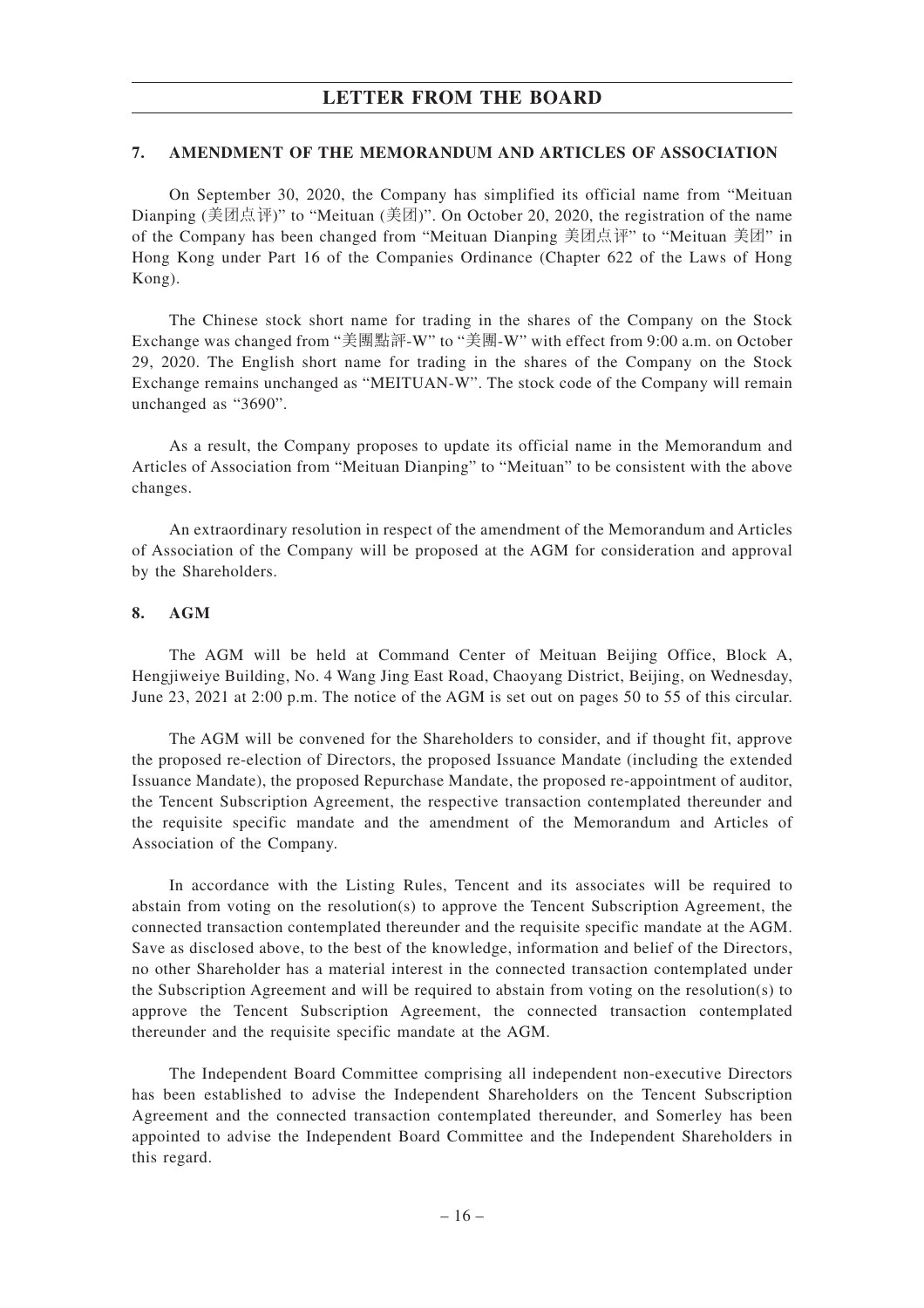## 7. AMENDMENT OF THE MEMORANDUM AND ARTICLES OF ASSOCIATION

On September 30, 2020, the Company has simplified its official name from "Meituan Dianping (美团点评)" to "Meituan (美团)". On October 20, 2020, the registration of the name of the Company has been changed from "Meituan Dianping 美团点评" to "Meituan 美团" in Hong Kong under Part 16 of the Companies Ordinance (Chapter 622 of the Laws of Hong Kong).

The Chinese stock short name for trading in the shares of the Company on the Stock Exchange was changed from "美團點評-W" to "美團-W" with effect from 9:00 a.m. on October 29, 2020. The English short name for trading in the shares of the Company on the Stock Exchange remains unchanged as "MEITUAN-W". The stock code of the Company will remain unchanged as "3690".

As a result, the Company proposes to update its official name in the Memorandum and Articles of Association from "Meituan Dianping" to "Meituan" to be consistent with the above changes.

An extraordinary resolution in respect of the amendment of the Memorandum and Articles of Association of the Company will be proposed at the AGM for consideration and approval by the Shareholders.

## 8. AGM

The AGM will be held at Command Center of Meituan Beijing Office, Block A, Hengjiweiye Building, No. 4 Wang Jing East Road, Chaoyang District, Beijing, on Wednesday, June 23, 2021 at 2:00 p.m. The notice of the AGM is set out on pages 50 to 55 of this circular.

The AGM will be convened for the Shareholders to consider, and if thought fit, approve the proposed re-election of Directors, the proposed Issuance Mandate (including the extended Issuance Mandate), the proposed Repurchase Mandate, the proposed re-appointment of auditor, the Tencent Subscription Agreement, the respective transaction contemplated thereunder and the requisite specific mandate and the amendment of the Memorandum and Articles of Association of the Company.

In accordance with the Listing Rules, Tencent and its associates will be required to abstain from voting on the resolution(s) to approve the Tencent Subscription Agreement, the connected transaction contemplated thereunder and the requisite specific mandate at the AGM. Save as disclosed above, to the best of the knowledge, information and belief of the Directors, no other Shareholder has a material interest in the connected transaction contemplated under the Subscription Agreement and will be required to abstain from voting on the resolution(s) to approve the Tencent Subscription Agreement, the connected transaction contemplated thereunder and the requisite specific mandate at the AGM.

The Independent Board Committee comprising all independent non-executive Directors has been established to advise the Independent Shareholders on the Tencent Subscription Agreement and the connected transaction contemplated thereunder, and Somerley has been appointed to advise the Independent Board Committee and the Independent Shareholders in this regard.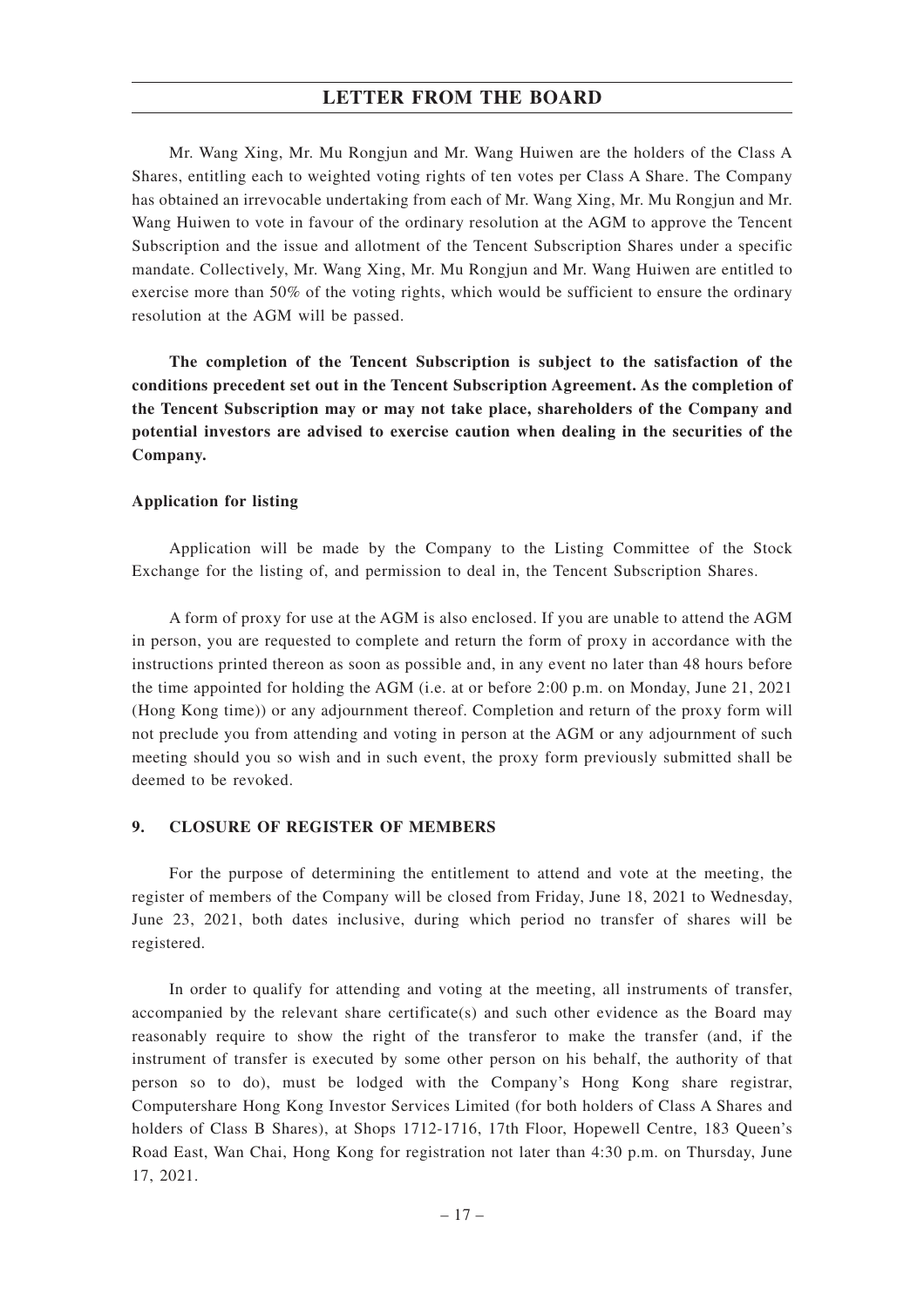Mr. Wang Xing, Mr. Mu Rongjun and Mr. Wang Huiwen are the holders of the Class A Shares, entitling each to weighted voting rights of ten votes per Class A Share. The Company has obtained an irrevocable undertaking from each of Mr. Wang Xing, Mr. Mu Rongjun and Mr. Wang Huiwen to vote in favour of the ordinary resolution at the AGM to approve the Tencent Subscription and the issue and allotment of the Tencent Subscription Shares under a specific mandate. Collectively, Mr. Wang Xing, Mr. Mu Rongjun and Mr. Wang Huiwen are entitled to exercise more than 50% of the voting rights, which would be sufficient to ensure the ordinary resolution at the AGM will be passed.

**The completion of the Tencent Subscription is subject to the satisfaction of the conditions precedent set out in the Tencent Subscription Agreement. As the completion of the Tencent Subscription may or may not take place, shareholders of the Company and potential investors are advised to exercise caution when dealing in the securities of the Company.**

**Application for listing**

Application will be made by the Company to the Listing Committee of the Stock Exchange for the listing of, and permission to deal in, the Tencent Subscription Shares.

A form of proxy for use at the AGM is also enclosed. If you are unable to attend the AGM in person, you are requested to complete and return the form of proxy in accordance with the instructions printed thereon as soon as possible and, in any event no later than 48 hours before the time appointed for holding the AGM (i.e. at or before 2:00 p.m. on Monday, June 21, 2021 (Hong Kong time)) or any adjournment thereof. Completion and return of the proxy form will not preclude you from attending and voting in person at the AGM or any adjournment of such meeting should you so wish and in such event, the proxy form previously submitted shall be deemed to be revoked.

## 9. CLOSURE OF REGISTER OF MEMBERS

For the purpose of determining the entitlement to attend and vote at the meeting, the register of members of the Company will be closed from Friday, June 18, 2021 to Wednesday, June 23, 2021, both dates inclusive, during which period no transfer of shares will be registered.

In order to qualify for attending and voting at the meeting, all instruments of transfer, accompanied by the relevant share certificate(s) and such other evidence as the Board may reasonably require to show the right of the transferor to make the transfer (and, if the instrument of transfer is executed by some other person on his behalf, the authority of that person so to do), must be lodged with the Company's Hong Kong share registrar, Computershare Hong Kong Investor Services Limited (for both holders of Class A Shares and holders of Class B Shares), at Shops 1712-1716, 17th Floor, Hopewell Centre, 183 Queen's Road East, Wan Chai, Hong Kong for registration not later than 4:30 p.m. on Thursday, June 17, 2021.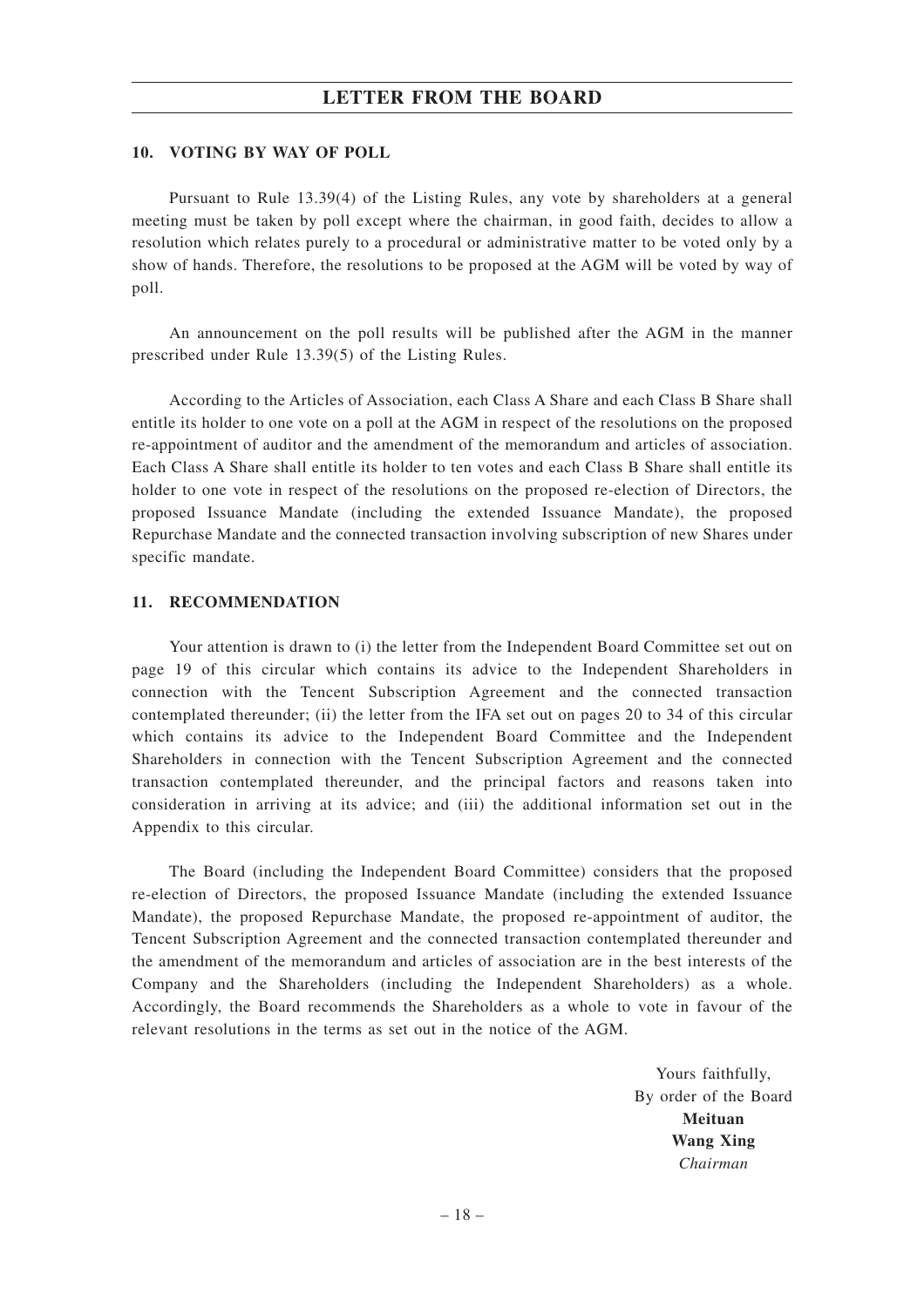### 10. VOTING BY WAY OF POLL

Pursuant to Rule 13.39(4) of the Listing Rules, any vote by shareholders at a general meeting must be taken by poll except where the chairman, in good faith, decides to allow a resolution which relates purely to a procedural or administrative matter to be voted only by a show of hands. Therefore, the resolutions to be proposed at the AGM will be voted by way of poll.

An announcement on the poll results will be published after the AGM in the manner prescribed under Rule 13.39(5) of the Listing Rules.

According to the Articles of Association, each Class A Share and each Class B Share shall entitle its holder to one vote on a poll at the AGM in respect of the resolutions on the proposed re-appointment of auditor and the amendment of the memorandum and articles of association. Each Class A Share shall entitle its holder to ten votes and each Class B Share shall entitle its holder to one vote in respect of the resolutions on the proposed re-election of Directors, the proposed Issuance Mandate (including the extended Issuance Mandate), the proposed Repurchase Mandate and the connected transaction involving subscription of new Shares under specific mandate.

### 11. RECOMMENDATION

Your attention is drawn to (i) the letter from the Independent Board Committee set out on page 19 of this circular which contains its advice to the Independent Shareholders in connection with the Tencent Subscription Agreement and the connected transaction contemplated thereunder; (ii) the letter from the IFA set out on pages 20 to 34 of this circular which contains its advice to the Independent Board Committee and the Independent Shareholders in connection with the Tencent Subscription Agreement and the connected transaction contemplated thereunder, and the principal factors and reasons taken into consideration in arriving at its advice; and (iii) the additional information set out in the Appendix to this circular.

The Board (including the Independent Board Committee) considers that the proposed re-election of Directors, the proposed Issuance Mandate (including the extended Issuance Mandate), the proposed Repurchase Mandate, the proposed re-appointment of auditor, the Tencent Subscription Agreement and the connected transaction contemplated thereunder and the amendment of the memorandum and articles of association are in the best interests of the Company and the Shareholders (including the Independent Shareholders) as a whole. Accordingly, the Board recommends the Shareholders as a whole to vote in favour of the relevant resolutions in the terms as set out in the notice of the AGM.

Yours faithfully,
By order of the Board
**Meituan**
**Wang Xing**
*Chairman*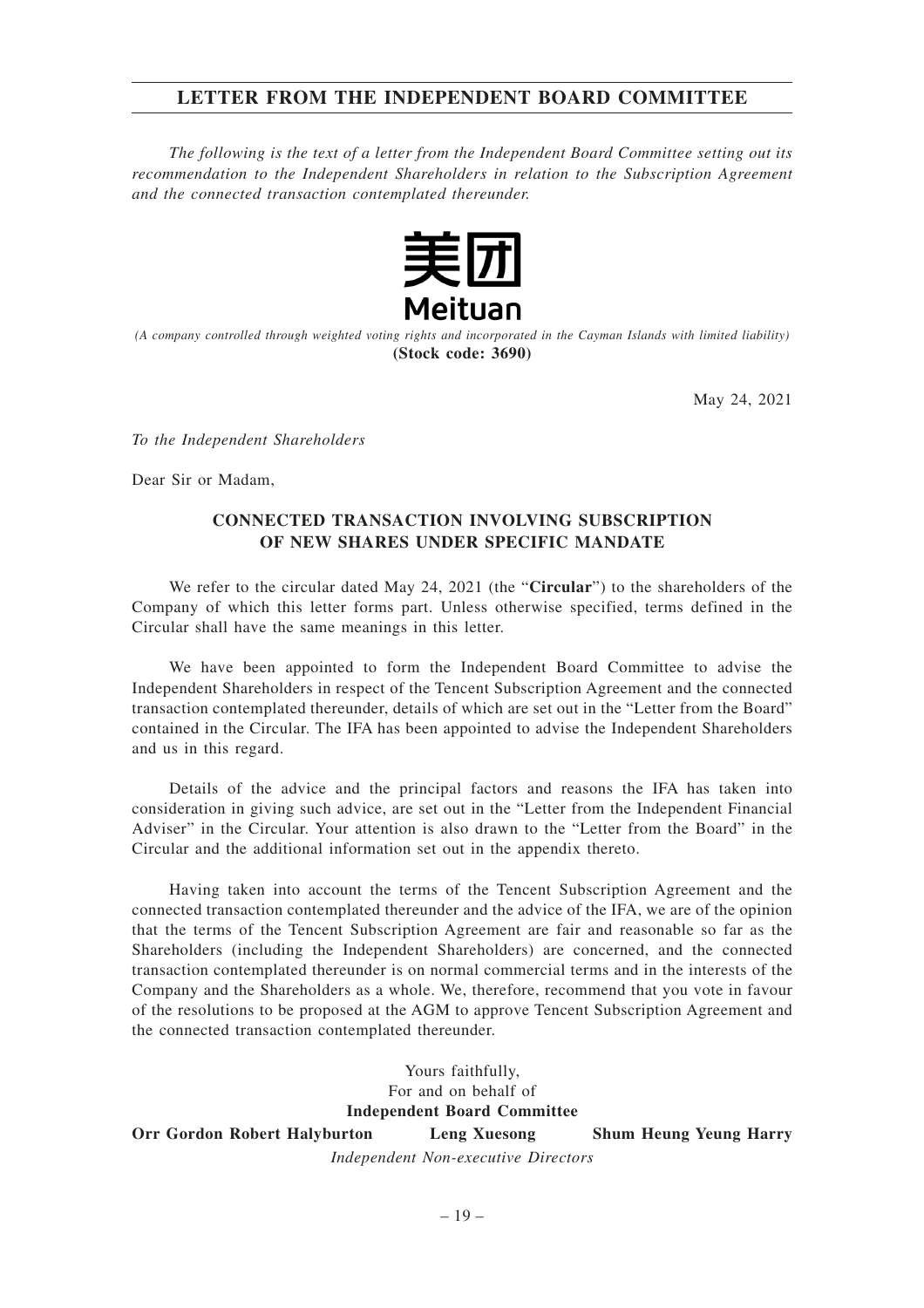# LETTER FROM THE INDEPENDENT BOARD COMMITTEE

*The following is the text of a letter from the Independent Board Committee setting out its recommendation to the Independent Shareholders in relation to the Subscription Agreement and the connected transaction contemplated thereunder.*

美团
Meituan

*(A company controlled through weighted voting rights and incorporated in the Cayman Islands with limited liability)*
**(Stock code: 3690)**

May 24, 2021

*To the Independent Shareholders*

Dear Sir or Madam,

## CONNECTED TRANSACTION INVOLVING SUBSCRIPTION OF NEW SHARES UNDER SPECIFIC MANDATE

We refer to the circular dated May 24, 2021 (the "**Circular**") to the shareholders of the Company of which this letter forms part. Unless otherwise specified, terms defined in the Circular shall have the same meanings in this letter.

We have been appointed to form the Independent Board Committee to advise the Independent Shareholders in respect of the Tencent Subscription Agreement and the connected transaction contemplated thereunder, details of which are set out in the "Letter from the Board" contained in the Circular. The IFA has been appointed to advise the Independent Shareholders and us in this regard.

Details of the advice and the principal factors and reasons the IFA has taken into consideration in giving such advice, are set out in the "Letter from the Independent Financial Adviser" in the Circular. Your attention is also drawn to the "Letter from the Board" in the Circular and the additional information set out in the appendix thereto.

Having taken into account the terms of the Tencent Subscription Agreement and the connected transaction contemplated thereunder and the advice of the IFA, we are of the opinion that the terms of the Tencent Subscription Agreement are fair and reasonable so far as the Shareholders (including the Independent Shareholders) are concerned, and the connected transaction contemplated thereunder is on normal commercial terms and in the interests of the Company and the Shareholders as a whole. We, therefore, recommend that you vote in favour of the resolutions to be proposed at the AGM to approve Tencent Subscription Agreement and the connected transaction contemplated thereunder.

Yours faithfully,
For and on behalf of
**Independent Board Committee**

**Orr Gordon Robert Halyburton** **Leng Xuesong** **Shum Heung Yeung Harry**

*Independent Non-executive Directors*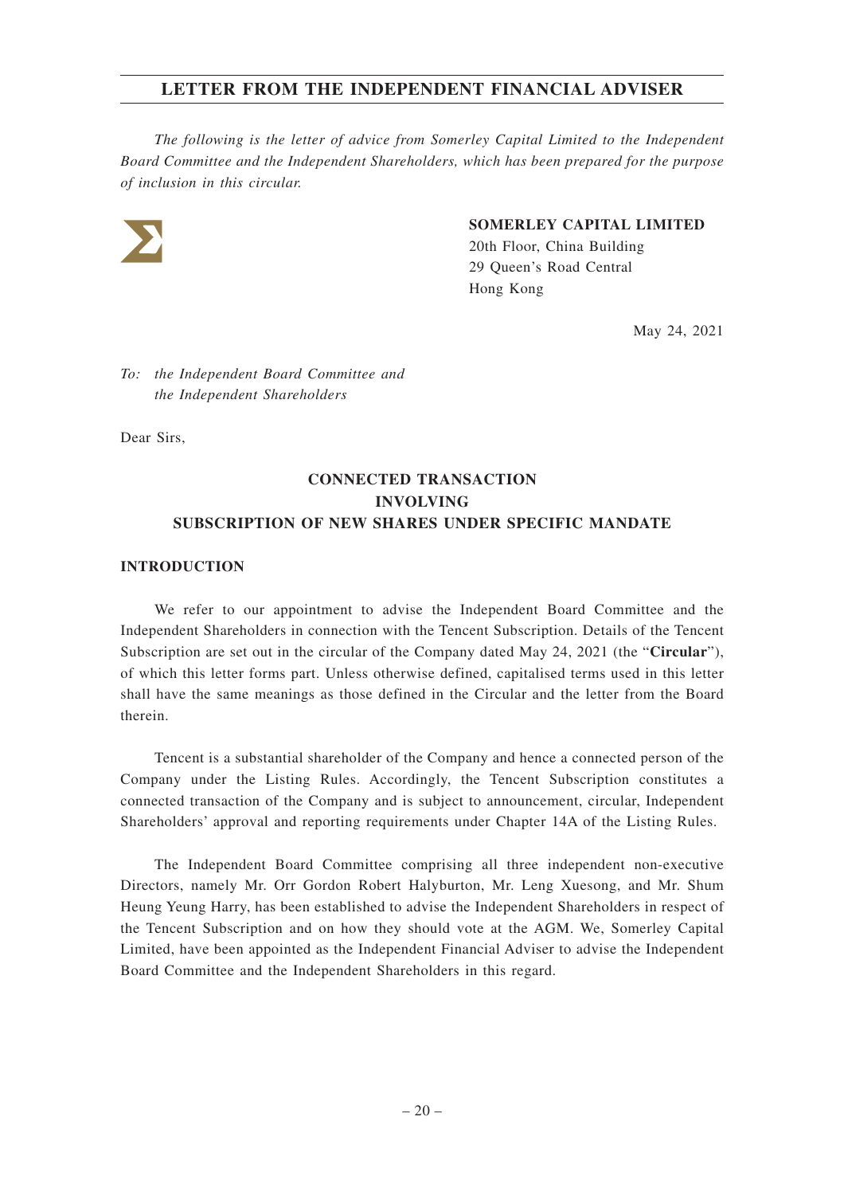# LETTER FROM THE INDEPENDENT FINANCIAL ADVISER

*The following is the letter of advice from Somerley Capital Limited to the Independent Board Committee and the Independent Shareholders, which has been prepared for the purpose of inclusion in this circular.*

**SOMERLEY CAPITAL LIMITED**
20th Floor, China Building
29 Queen's Road Central
Hong Kong

May 24, 2021

*To: the Independent Board Committee and*
*the Independent Shareholders*

Dear Sirs,

## CONNECTED TRANSACTION INVOLVING SUBSCRIPTION OF NEW SHARES UNDER SPECIFIC MANDATE

### INTRODUCTION

We refer to our appointment to advise the Independent Board Committee and the Independent Shareholders in connection with the Tencent Subscription. Details of the Tencent Subscription are set out in the circular of the Company dated May 24, 2021 (the "**Circular**"), of which this letter forms part. Unless otherwise defined, capitalised terms used in this letter shall have the same meanings as those defined in the Circular and the letter from the Board therein.

Tencent is a substantial shareholder of the Company and hence a connected person of the Company under the Listing Rules. Accordingly, the Tencent Subscription constitutes a connected transaction of the Company and is subject to announcement, circular, Independent Shareholders' approval and reporting requirements under Chapter 14A of the Listing Rules.

The Independent Board Committee comprising all three independent non-executive Directors, namely Mr. Orr Gordon Robert Halyburton, Mr. Leng Xuesong, and Mr. Shum Heung Yeung Harry, has been established to advise the Independent Shareholders in respect of the Tencent Subscription and on how they should vote at the AGM. We, Somerley Capital Limited, have been appointed as the Independent Financial Adviser to advise the Independent Board Committee and the Independent Shareholders in this regard.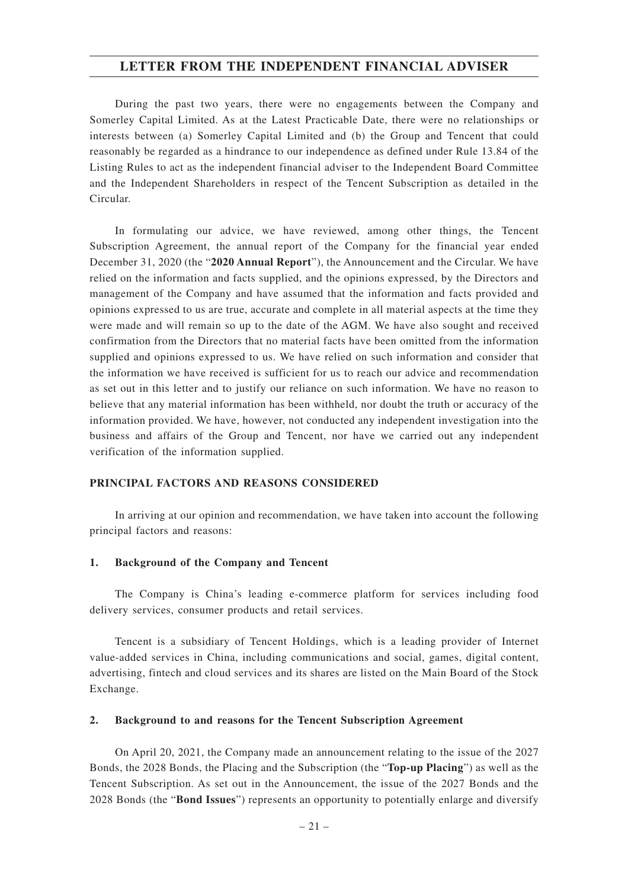During the past two years, there were no engagements between the Company and Somerley Capital Limited. As at the Latest Practicable Date, there were no relationships or interests between (a) Somerley Capital Limited and (b) the Group and Tencent that could reasonably be regarded as a hindrance to our independence as defined under Rule 13.84 of the Listing Rules to act as the independent financial adviser to the Independent Board Committee and the Independent Shareholders in respect of the Tencent Subscription as detailed in the Circular.

In formulating our advice, we have reviewed, among other things, the Tencent Subscription Agreement, the annual report of the Company for the financial year ended December 31, 2020 (the "**2020 Annual Report**"), the Announcement and the Circular. We have relied on the information and facts supplied, and the opinions expressed, by the Directors and management of the Company and have assumed that the information and facts provided and opinions expressed to us are true, accurate and complete in all material aspects at the time they were made and will remain so up to the date of the AGM. We have also sought and received confirmation from the Directors that no material facts have been omitted from the information supplied and opinions expressed to us. We have relied on such information and consider that the information we have received is sufficient for us to reach our advice and recommendation as set out in this letter and to justify our reliance on such information. We have no reason to believe that any material information has been withheld, nor doubt the truth or accuracy of the information provided. We have, however, not conducted any independent investigation into the business and affairs of the Group and Tencent, nor have we carried out any independent verification of the information supplied.

## PRINCIPAL FACTORS AND REASONS CONSIDERED

In arriving at our opinion and recommendation, we have taken into account the following principal factors and reasons:

### 1. Background of the Company and Tencent

The Company is China's leading e-commerce platform for services including food delivery services, consumer products and retail services.

Tencent is a subsidiary of Tencent Holdings, which is a leading provider of Internet value-added services in China, including communications and social, games, digital content, advertising, fintech and cloud services and its shares are listed on the Main Board of the Stock Exchange.

### 2. Background to and reasons for the Tencent Subscription Agreement

On April 20, 2021, the Company made an announcement relating to the issue of the 2027 Bonds, the 2028 Bonds, the Placing and the Subscription (the "**Top-up Placing**") as well as the Tencent Subscription. As set out in the Announcement, the issue of the 2027 Bonds and the 2028 Bonds (the "**Bond Issues**") represents an opportunity to potentially enlarge and diversify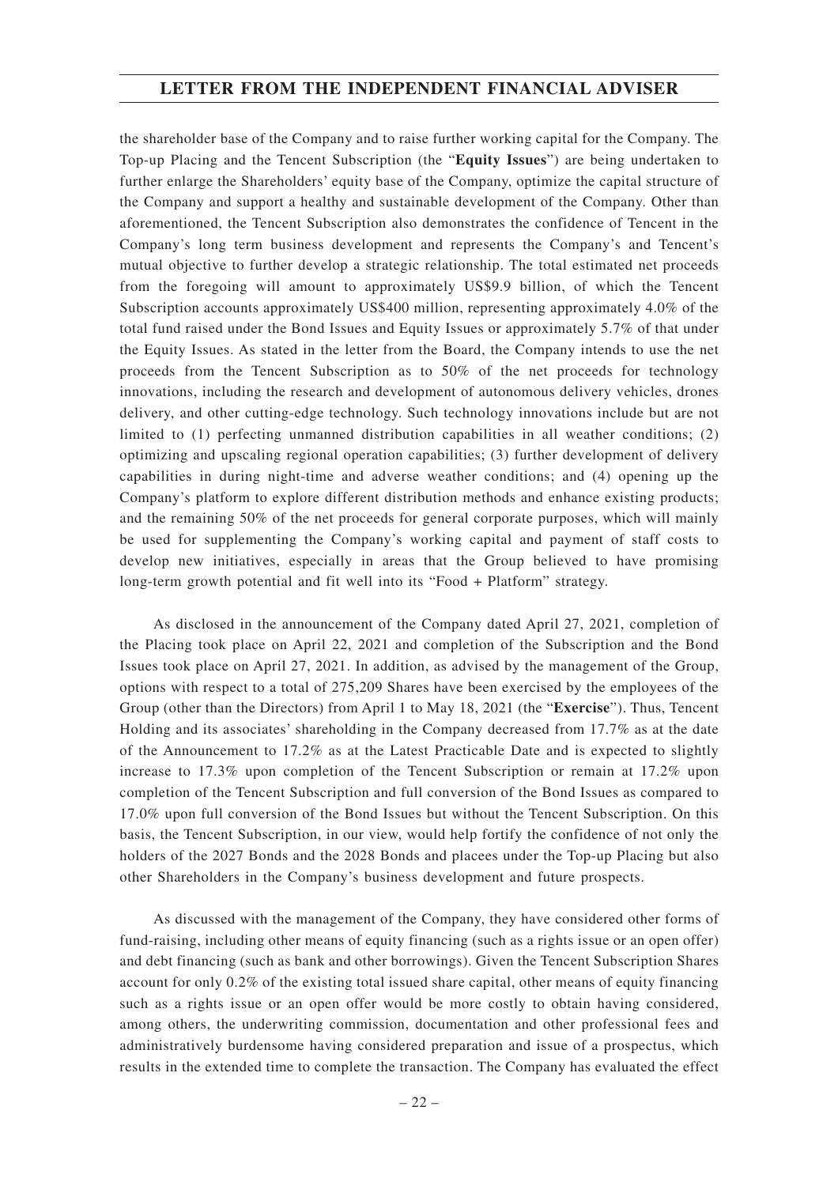the shareholder base of the Company and to raise further working capital for the Company. The Top-up Placing and the Tencent Subscription (the "**Equity Issues**") are being undertaken to further enlarge the Shareholders' equity base of the Company, optimize the capital structure of the Company and support a healthy and sustainable development of the Company. Other than aforementioned, the Tencent Subscription also demonstrates the confidence of Tencent in the Company's long term business development and represents the Company's and Tencent's mutual objective to further develop a strategic relationship. The total estimated net proceeds from the foregoing will amount to approximately US$9.9 billion, of which the Tencent Subscription accounts approximately US$400 million, representing approximately 4.0% of the total fund raised under the Bond Issues and Equity Issues or approximately 5.7% of that under the Equity Issues. As stated in the letter from the Board, the Company intends to use the net proceeds from the Tencent Subscription as to 50% of the net proceeds for technology innovations, including the research and development of autonomous delivery vehicles, drones delivery, and other cutting-edge technology. Such technology innovations include but are not limited to (1) perfecting unmanned distribution capabilities in all weather conditions; (2) optimizing and upscaling regional operation capabilities; (3) further development of delivery capabilities in during night-time and adverse weather conditions; and (4) opening up the Company's platform to explore different distribution methods and enhance existing products; and the remaining 50% of the net proceeds for general corporate purposes, which will mainly be used for supplementing the Company's working capital and payment of staff costs to develop new initiatives, especially in areas that the Group believed to have promising long-term growth potential and fit well into its "Food + Platform" strategy.

As disclosed in the announcement of the Company dated April 27, 2021, completion of the Placing took place on April 22, 2021 and completion of the Subscription and the Bond Issues took place on April 27, 2021. In addition, as advised by the management of the Group, options with respect to a total of 275,209 Shares have been exercised by the employees of the Group (other than the Directors) from April 1 to May 18, 2021 (the "**Exercise**"). Thus, Tencent Holding and its associates' shareholding in the Company decreased from 17.7% as at the date of the Announcement to 17.2% as at the Latest Practicable Date and is expected to slightly increase to 17.3% upon completion of the Tencent Subscription or remain at 17.2% upon completion of the Tencent Subscription and full conversion of the Bond Issues as compared to 17.0% upon full conversion of the Bond Issues but without the Tencent Subscription. On this basis, the Tencent Subscription, in our view, would help fortify the confidence of not only the holders of the 2027 Bonds and the 2028 Bonds and placees under the Top-up Placing but also other Shareholders in the Company's business development and future prospects.

As discussed with the management of the Company, they have considered other forms of fund-raising, including other means of equity financing (such as a rights issue or an open offer) and debt financing (such as bank and other borrowings). Given the Tencent Subscription Shares account for only 0.2% of the existing total issued share capital, other means of equity financing such as a rights issue or an open offer would be more costly to obtain having considered, among others, the underwriting commission, documentation and other professional fees and administratively burdensome having considered preparation and issue of a prospectus, which results in the extended time to complete the transaction. The Company has evaluated the effect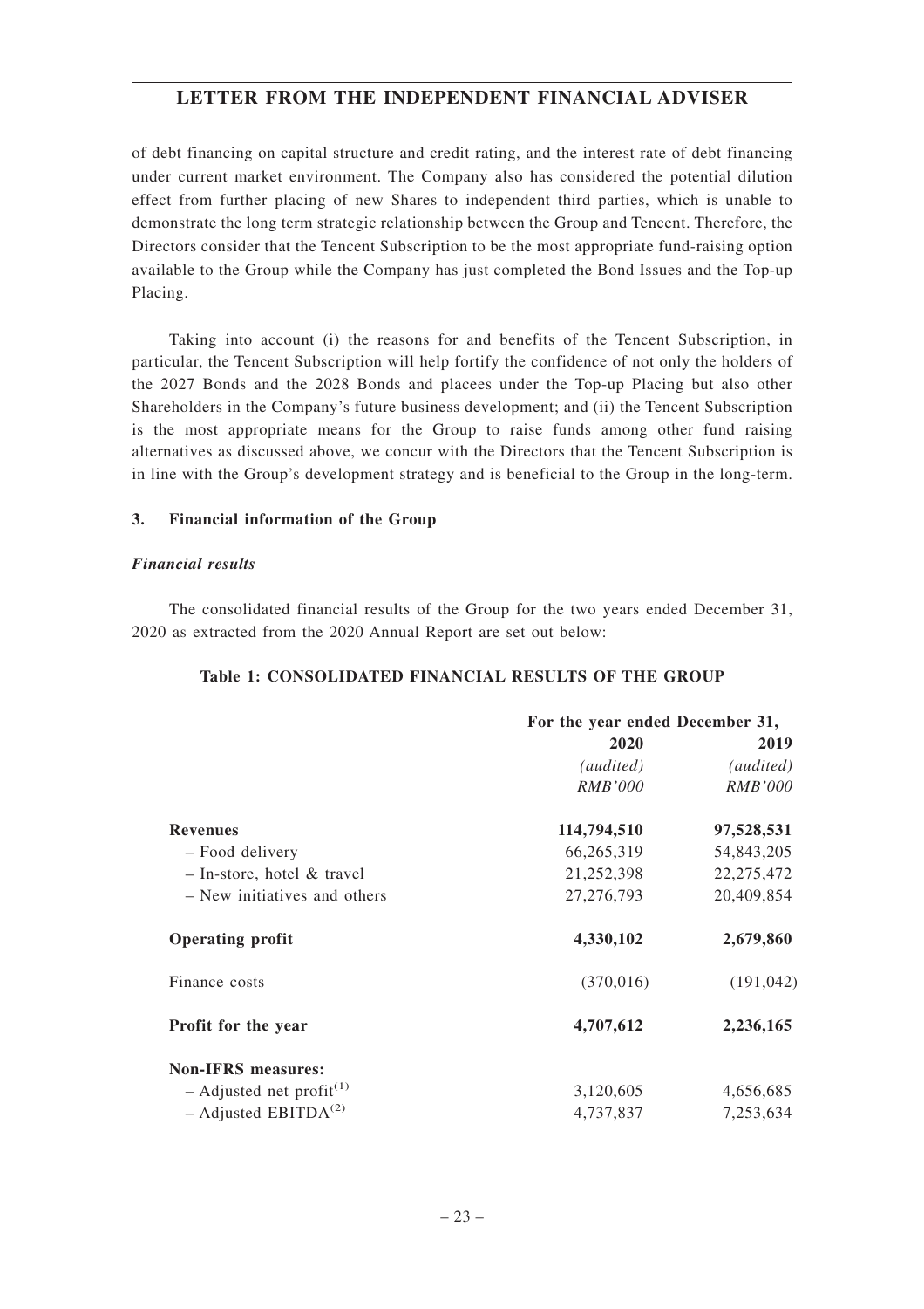of debt financing on capital structure and credit rating, and the interest rate of debt financing under current market environment. The Company also has considered the potential dilution effect from further placing of new Shares to independent third parties, which is unable to demonstrate the long term strategic relationship between the Group and Tencent. Therefore, the Directors consider that the Tencent Subscription to be the most appropriate fund-raising option available to the Group while the Company has just completed the Bond Issues and the Top-up Placing.

Taking into account (i) the reasons for and benefits of the Tencent Subscription, in particular, the Tencent Subscription will help fortify the confidence of not only the holders of the 2027 Bonds and the 2028 Bonds and placees under the Top-up Placing but also other Shareholders in the Company's future business development; and (ii) the Tencent Subscription is the most appropriate means for the Group to raise funds among other fund raising alternatives as discussed above, we concur with the Directors that the Tencent Subscription is in line with the Group's development strategy and is beneficial to the Group in the long-term.

### 3. Financial information of the Group

#### *Financial results*

The consolidated financial results of the Group for the two years ended December 31, 2020 as extracted from the 2020 Annual Report are set out below:

**Table 1: CONSOLIDATED FINANCIAL RESULTS OF THE GROUP**

| | For the year ended December 31, | |
|---|---|---|
| | 2020 | 2019 |
| | *(audited)* | *(audited)* |
| | *RMB'000* | *RMB'000* |
| **Revenues** | **114,794,510** | **97,528,531** |
| – Food delivery | 66,265,319 | 54,843,205 |
| – In-store, hotel & travel | 21,252,398 | 22,275,472 |
| – New initiatives and others | 27,276,793 | 20,409,854 |
| **Operating profit** | **4,330,102** | **2,679,860** |
| Finance costs | (370,016) | (191,042) |
| **Profit for the year** | **4,707,612** | **2,236,165** |
| **Non-IFRS measures:** | | |
| – Adjusted net profit(1) | 3,120,605 | 4,656,685 |
| – Adjusted EBITDA(2) | 4,737,837 | 7,253,634 |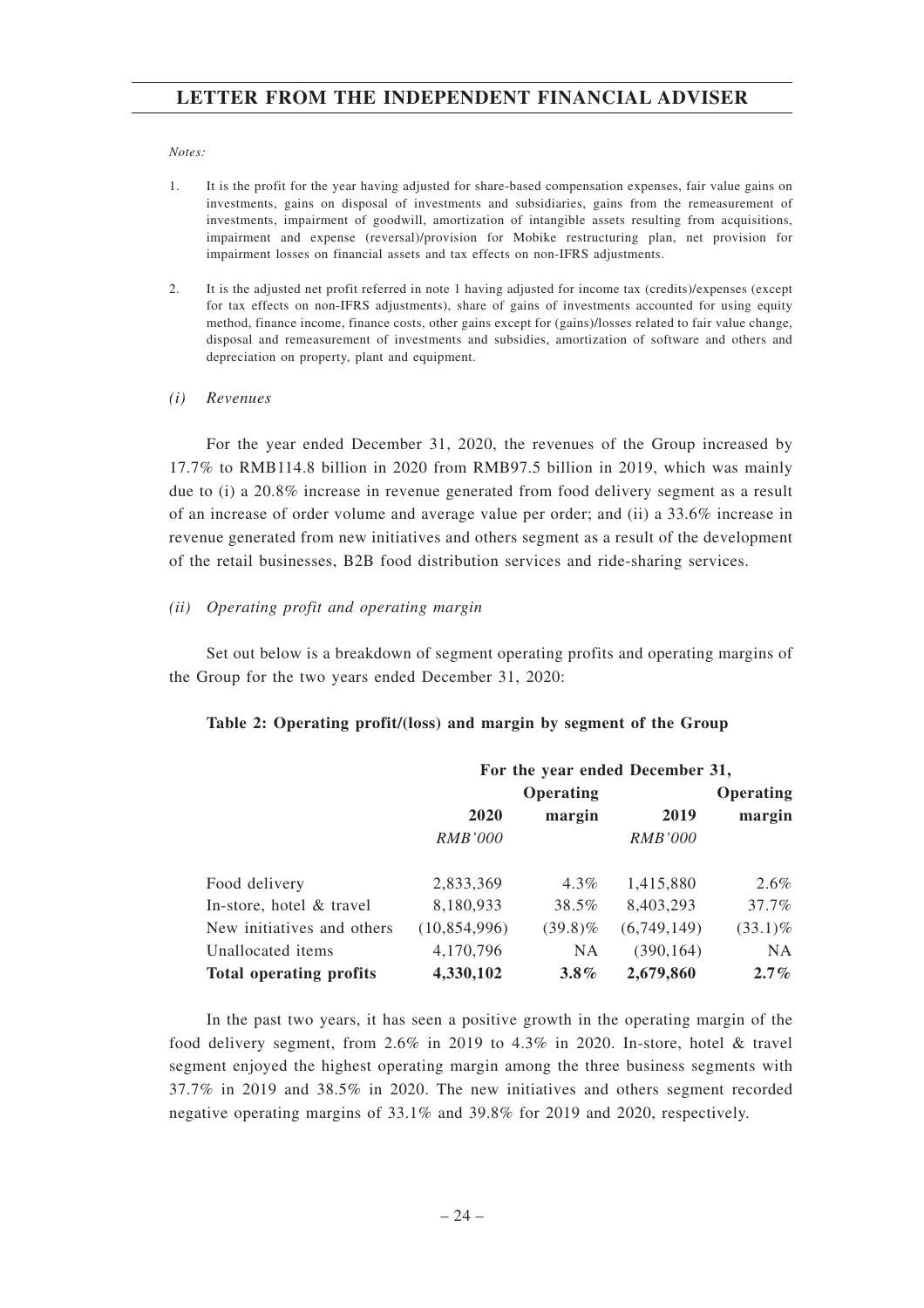*Notes:*

1. It is the profit for the year having adjusted for share-based compensation expenses, fair value gains on investments, gains on disposal of investments and subsidiaries, gains from the remeasurement of investments, impairment of goodwill, amortization of intangible assets resulting from acquisitions, impairment and expense (reversal)/provision for Mobike restructuring plan, net provision for impairment losses on financial assets and tax effects on non-IFRS adjustments.

2. It is the adjusted net profit referred in note 1 having adjusted for income tax (credits)/expenses (except for tax effects on non-IFRS adjustments), share of gains of investments accounted for using equity method, finance income, finance costs, other gains except for (gains)/losses related to fair value change, disposal and remeasurement of investments and subsidies, amortization of software and others and depreciation on property, plant and equipment.

*(i) Revenues*

For the year ended December 31, 2020, the revenues of the Group increased by 17.7% to RMB114.8 billion in 2020 from RMB97.5 billion in 2019, which was mainly due to (i) a 20.8% increase in revenue generated from food delivery segment as a result of an increase of order volume and average value per order; and (ii) a 33.6% increase in revenue generated from new initiatives and others segment as a result of the development of the retail businesses, B2B food distribution services and ride-sharing services.

*(ii) Operating profit and operating margin*

Set out below is a breakdown of segment operating profits and operating margins of the Group for the two years ended December 31, 2020:

**Table 2: Operating profit/(loss) and margin by segment of the Group**

| | **For the year ended December 31,** | | | |
|---|---|---|---|---|
| | **2020** | **Operating margin** | **2019** | **Operating margin** |
| | *RMB'000* | | *RMB'000* | |
| Food delivery | 2,833,369 | 4.3% | 1,415,880 | 2.6% |
| In-store, hotel & travel | 8,180,933 | 38.5% | 8,403,293 | 37.7% |
| New initiatives and others | (10,854,996) | (39.8)% | (6,749,149) | (33.1)% |
| Unallocated items | 4,170,796 | NA | (390,164) | NA |
| **Total operating profits** | **4,330,102** | **3.8%** | **2,679,860** | **2.7%** |

In the past two years, it has seen a positive growth in the operating margin of the food delivery segment, from 2.6% in 2019 to 4.3% in 2020. In-store, hotel & travel segment enjoyed the highest operating margin among the three business segments with 37.7% in 2019 and 38.5% in 2020. The new initiatives and others segment recorded negative operating margins of 33.1% and 39.8% for 2019 and 2020, respectively.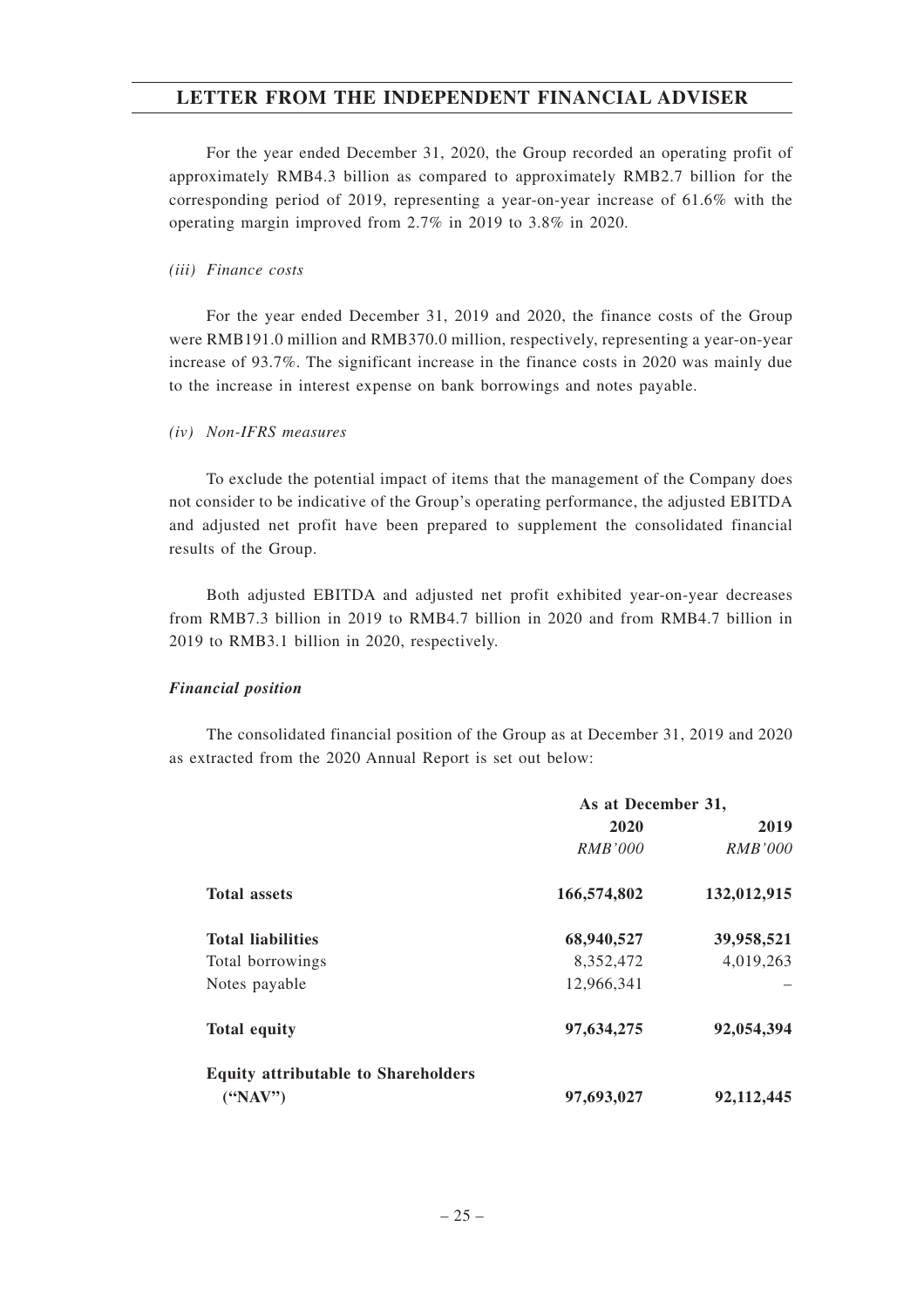For the year ended December 31, 2020, the Group recorded an operating profit of approximately RMB4.3 billion as compared to approximately RMB2.7 billion for the corresponding period of 2019, representing a year-on-year increase of 61.6% with the operating margin improved from 2.7% in 2019 to 3.8% in 2020.

*(iii) Finance costs*

For the year ended December 31, 2019 and 2020, the finance costs of the Group were RMB191.0 million and RMB370.0 million, respectively, representing a year-on-year increase of 93.7%. The significant increase in the finance costs in 2020 was mainly due to the increase in interest expense on bank borrowings and notes payable.

*(iv) Non-IFRS measures*

To exclude the potential impact of items that the management of the Company does not consider to be indicative of the Group's operating performance, the adjusted EBITDA and adjusted net profit have been prepared to supplement the consolidated financial results of the Group.

Both adjusted EBITDA and adjusted net profit exhibited year-on-year decreases from RMB7.3 billion in 2019 to RMB4.7 billion in 2020 and from RMB4.7 billion in 2019 to RMB3.1 billion in 2020, respectively.

***Financial position***

The consolidated financial position of the Group as at December 31, 2019 and 2020 as extracted from the 2020 Annual Report is set out below:

| | As at December 31, | |
|---|---|---|
| | **2020** | **2019** |
| | *RMB'000* | *RMB'000* |
| **Total assets** | **166,574,802** | **132,012,915** |
| **Total liabilities** | **68,940,527** | **39,958,521** |
| Total borrowings | 8,352,472 | 4,019,263 |
| Notes payable | 12,966,341 | – |
| **Total equity** | **97,634,275** | **92,054,394** |
| **Equity attributable to Shareholders ("NAV")** | **97,693,027** | **92,112,445** |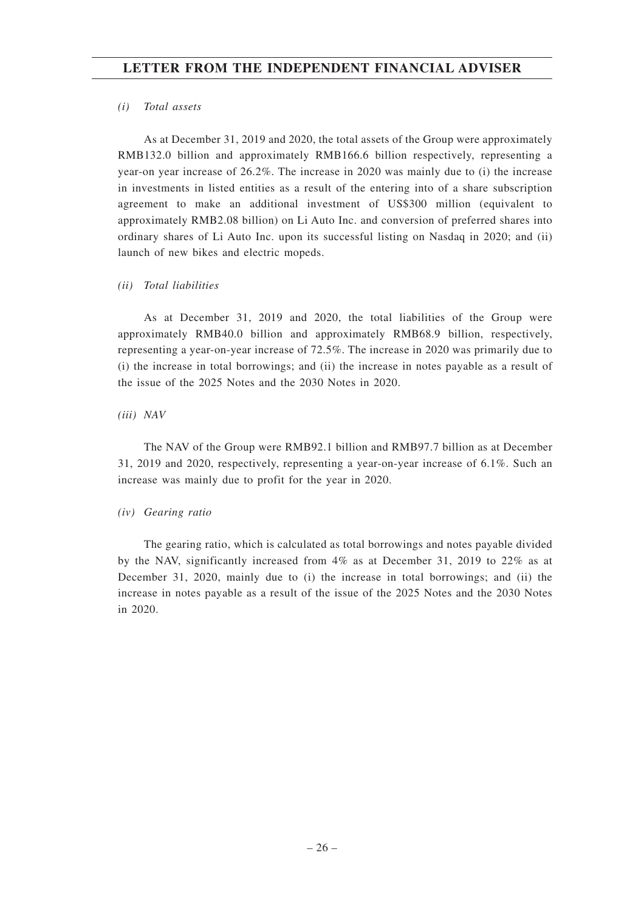*(i) Total assets*

As at December 31, 2019 and 2020, the total assets of the Group were approximately RMB132.0 billion and approximately RMB166.6 billion respectively, representing a year-on year increase of 26.2%. The increase in 2020 was mainly due to (i) the increase in investments in listed entities as a result of the entering into of a share subscription agreement to make an additional investment of US$300 million (equivalent to approximately RMB2.08 billion) on Li Auto Inc. and conversion of preferred shares into ordinary shares of Li Auto Inc. upon its successful listing on Nasdaq in 2020; and (ii) launch of new bikes and electric mopeds.

*(ii) Total liabilities*

As at December 31, 2019 and 2020, the total liabilities of the Group were approximately RMB40.0 billion and approximately RMB68.9 billion, respectively, representing a year-on-year increase of 72.5%. The increase in 2020 was primarily due to (i) the increase in total borrowings; and (ii) the increase in notes payable as a result of the issue of the 2025 Notes and the 2030 Notes in 2020.

*(iii) NAV*

The NAV of the Group were RMB92.1 billion and RMB97.7 billion as at December 31, 2019 and 2020, respectively, representing a year-on-year increase of 6.1%. Such an increase was mainly due to profit for the year in 2020.

*(iv) Gearing ratio*

The gearing ratio, which is calculated as total borrowings and notes payable divided by the NAV, significantly increased from 4% as at December 31, 2019 to 22% as at December 31, 2020, mainly due to (i) the increase in total borrowings; and (ii) the increase in notes payable as a result of the issue of the 2025 Notes and the 2030 Notes in 2020.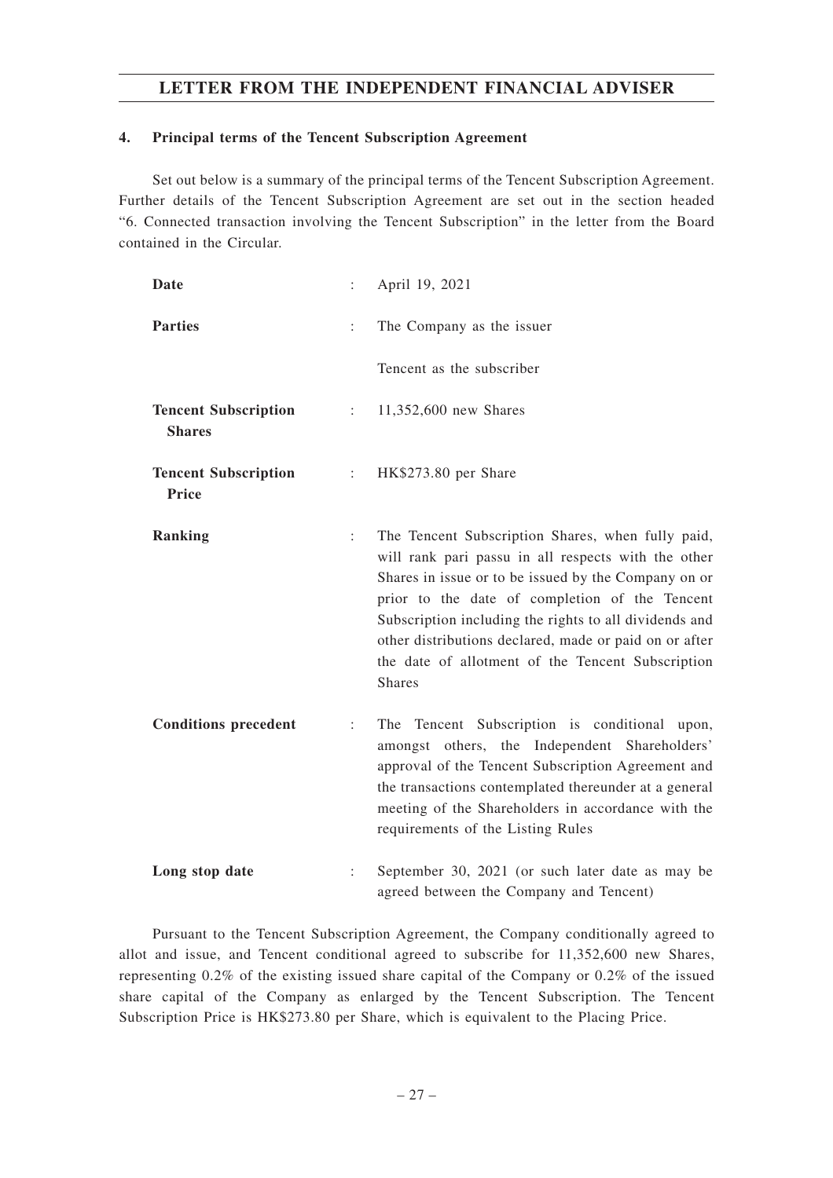#### 4. Principal terms of the Tencent Subscription Agreement

Set out below is a summary of the principal terms of the Tencent Subscription Agreement. Further details of the Tencent Subscription Agreement are set out in the section headed "6. Connected transaction involving the Tencent Subscription" in the letter from the Board contained in the Circular.

| | | |
|---|---|---|
| **Date** | : | April 19, 2021 |
| **Parties** | : | The Company as the issuer<br><br>Tencent as the subscriber |
| **Tencent Subscription Shares** | : | 11,352,600 new Shares |
| **Tencent Subscription Price** | : | HK$273.80 per Share |
| **Ranking** | : | The Tencent Subscription Shares, when fully paid, will rank pari passu in all respects with the other Shares in issue or to be issued by the Company on or prior to the date of completion of the Tencent Subscription including the rights to all dividends and other distributions declared, made or paid on or after the date of allotment of the Tencent Subscription Shares |
| **Conditions precedent** | : | The Tencent Subscription is conditional upon, amongst others, the Independent Shareholders' approval of the Tencent Subscription Agreement and the transactions contemplated thereunder at a general meeting of the Shareholders in accordance with the requirements of the Listing Rules |
| **Long stop date** | : | September 30, 2021 (or such later date as may be agreed between the Company and Tencent) |

Pursuant to the Tencent Subscription Agreement, the Company conditionally agreed to allot and issue, and Tencent conditional agreed to subscribe for 11,352,600 new Shares, representing 0.2% of the existing issued share capital of the Company or 0.2% of the issued share capital of the Company as enlarged by the Tencent Subscription. The Tencent Subscription Price is HK$273.80 per Share, which is equivalent to the Placing Price.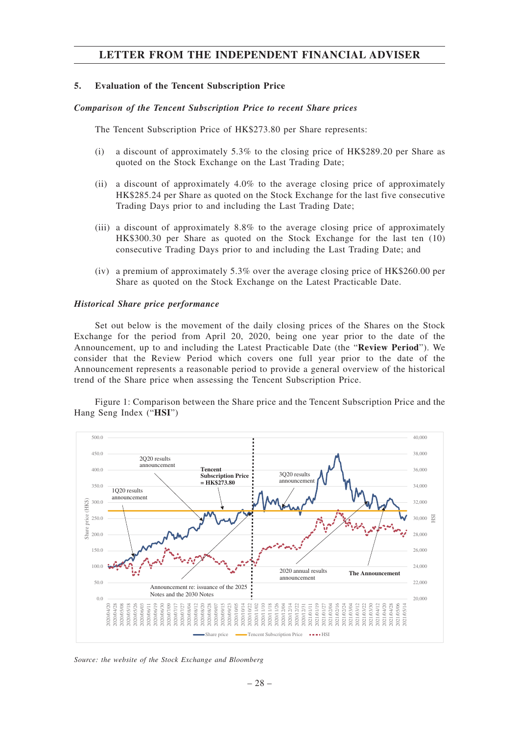## 5. Evaluation of the Tencent Subscription Price

***Comparison of the Tencent Subscription Price to recent Share prices***

The Tencent Subscription Price of HK$273.80 per Share represents:

(i) a discount of approximately 5.3% to the closing price of HK$289.20 per Share as quoted on the Stock Exchange on the Last Trading Date;

(ii) a discount of approximately 4.0% to the average closing price of approximately HK$285.24 per Share as quoted on the Stock Exchange for the last five consecutive Trading Days prior to and including the Last Trading Date;

(iii) a discount of approximately 8.8% to the average closing price of approximately HK$300.30 per Share as quoted on the Stock Exchange for the last ten (10) consecutive Trading Days prior to and including the Last Trading Date; and

(iv) a premium of approximately 5.3% over the average closing price of HK$260.00 per Share as quoted on the Stock Exchange on the Latest Practicable Date.

***Historical Share price performance***

Set out below is the movement of the daily closing prices of the Shares on the Stock Exchange for the period from April 20, 2020, being one year prior to the date of the Announcement, up to and including the Latest Practicable Date (the "**Review Period**"). We consider that the Review Period which covers one full year prior to the date of the Announcement represents a reasonable period to provide a general overview of the historical trend of the Share price when assessing the Tencent Subscription Price.

Figure 1: Comparison between the Share price and the Tencent Subscription Price and the Hang Seng Index ("**HSI**")

*Source: the website of the Stock Exchange and Bloomberg*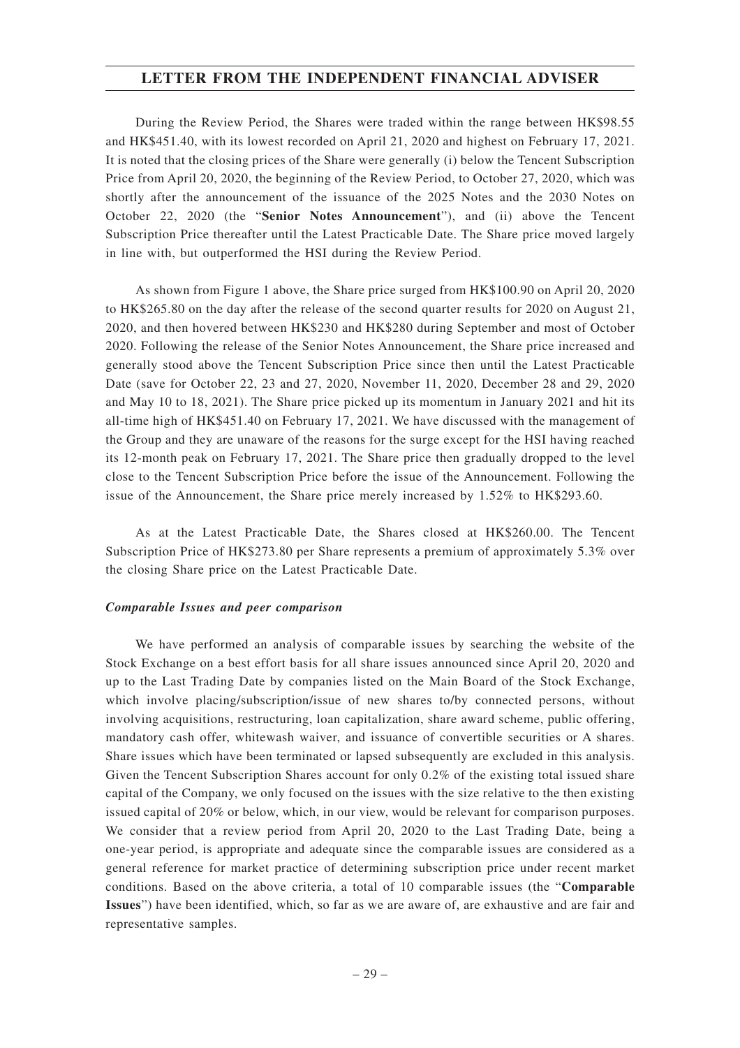During the Review Period, the Shares were traded within the range between HK$98.55 and HK$451.40, with its lowest recorded on April 21, 2020 and highest on February 17, 2021. It is noted that the closing prices of the Share were generally (i) below the Tencent Subscription Price from April 20, 2020, the beginning of the Review Period, to October 27, 2020, which was shortly after the announcement of the issuance of the 2025 Notes and the 2030 Notes on October 22, 2020 (the "**Senior Notes Announcement**"), and (ii) above the Tencent Subscription Price thereafter until the Latest Practicable Date. The Share price moved largely in line with, but outperformed the HSI during the Review Period.

As shown from Figure 1 above, the Share price surged from HK$100.90 on April 20, 2020 to HK$265.80 on the day after the release of the second quarter results for 2020 on August 21, 2020, and then hovered between HK$230 and HK$280 during September and most of October 2020. Following the release of the Senior Notes Announcement, the Share price increased and generally stood above the Tencent Subscription Price since then until the Latest Practicable Date (save for October 22, 23 and 27, 2020, November 11, 2020, December 28 and 29, 2020 and May 10 to 18, 2021). The Share price picked up its momentum in January 2021 and hit its all-time high of HK$451.40 on February 17, 2021. We have discussed with the management of the Group and they are unaware of the reasons for the surge except for the HSI having reached its 12-month peak on February 17, 2021. The Share price then gradually dropped to the level close to the Tencent Subscription Price before the issue of the Announcement. Following the issue of the Announcement, the Share price merely increased by 1.52% to HK$293.60.

As at the Latest Practicable Date, the Shares closed at HK$260.00. The Tencent Subscription Price of HK$273.80 per Share represents a premium of approximately 5.3% over the closing Share price on the Latest Practicable Date.

***Comparable Issues and peer comparison***

We have performed an analysis of comparable issues by searching the website of the Stock Exchange on a best effort basis for all share issues announced since April 20, 2020 and up to the Last Trading Date by companies listed on the Main Board of the Stock Exchange, which involve placing/subscription/issue of new shares to/by connected persons, without involving acquisitions, restructuring, loan capitalization, share award scheme, public offering, mandatory cash offer, whitewash waiver, and issuance of convertible securities or A shares. Share issues which have been terminated or lapsed subsequently are excluded in this analysis. Given the Tencent Subscription Shares account for only 0.2% of the existing total issued share capital of the Company, we only focused on the issues with the size relative to the then existing issued capital of 20% or below, which, in our view, would be relevant for comparison purposes. We consider that a review period from April 20, 2020 to the Last Trading Date, being a one-year period, is appropriate and adequate since the comparable issues are considered as a general reference for market practice of determining subscription price under recent market conditions. Based on the above criteria, a total of 10 comparable issues (the "**Comparable Issues**") have been identified, which, so far as we are aware of, are exhaustive and are fair and representative samples.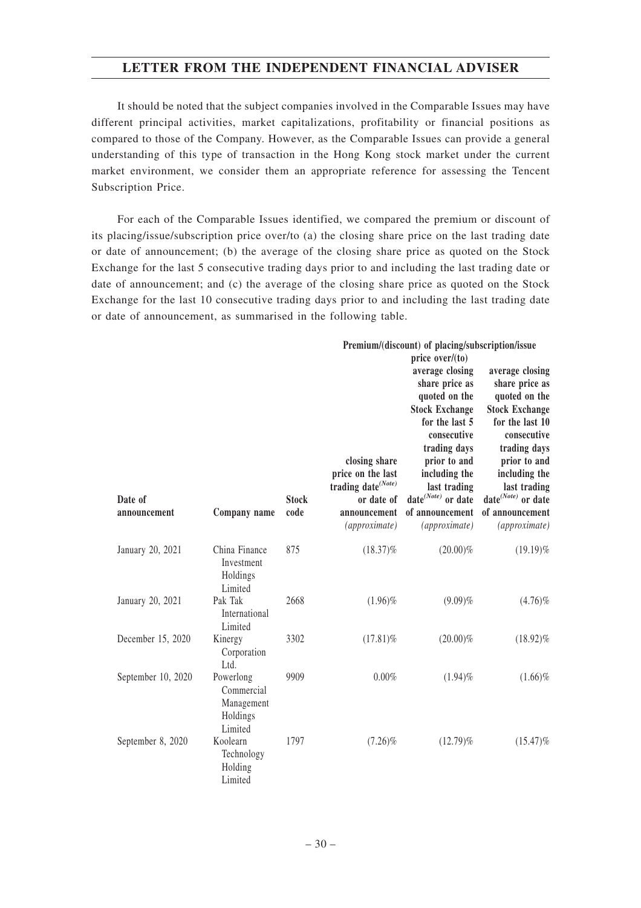It should be noted that the subject companies involved in the Comparable Issues may have different principal activities, market capitalizations, profitability or financial positions as compared to those of the Company. However, as the Comparable Issues can provide a general understanding of this type of transaction in the Hong Kong stock market under the current market environment, we consider them an appropriate reference for assessing the Tencent Subscription Price.

For each of the Comparable Issues identified, we compared the premium or discount of its placing/issue/subscription price over/to (a) the closing share price on the last trading date or date of announcement; (b) the average of the closing share price as quoted on the Stock Exchange for the last 5 consecutive trading days prior to and including the last trading date or date of announcement; and (c) the average of the closing share price as quoted on the Stock Exchange for the last 10 consecutive trading days prior to and including the last trading date or date of announcement, as summarised in the following table.

| | | | Premium/(discount) of placing/subscription/issue price over/(to) | | |
|---|---|---|---|---|---|
| Date of announcement | Company name | Stock code | closing share price on the last trading date(Note) or date of announcement *(approximate)* | average closing share price as quoted on the Stock Exchange for the last 5 consecutive trading days prior to and including the last trading date(Note) or date of announcement *(approximate)* | average closing share price as quoted on the Stock Exchange for the last 10 consecutive trading days prior to and including the last trading date(Note) or date of announcement *(approximate)* |
| January 20, 2021 | China Finance Investment Holdings Limited | 875 | (18.37)% | (20.00)% | (19.19)% |
| January 20, 2021 | Pak Tak International Limited | 2668 | (1.96)% | (9.09)% | (4.76)% |
| December 15, 2020 | Kinergy Corporation Ltd. | 3302 | (17.81)% | (20.00)% | (18.92)% |
| September 10, 2020 | Powerlong Commercial Management Holdings Limited | 9909 | 0.00% | (1.94)% | (1.66)% |
| September 8, 2020 | Koolearn Technology Holding Limited | 1797 | (7.26)% | (12.79)% | (15.47)% |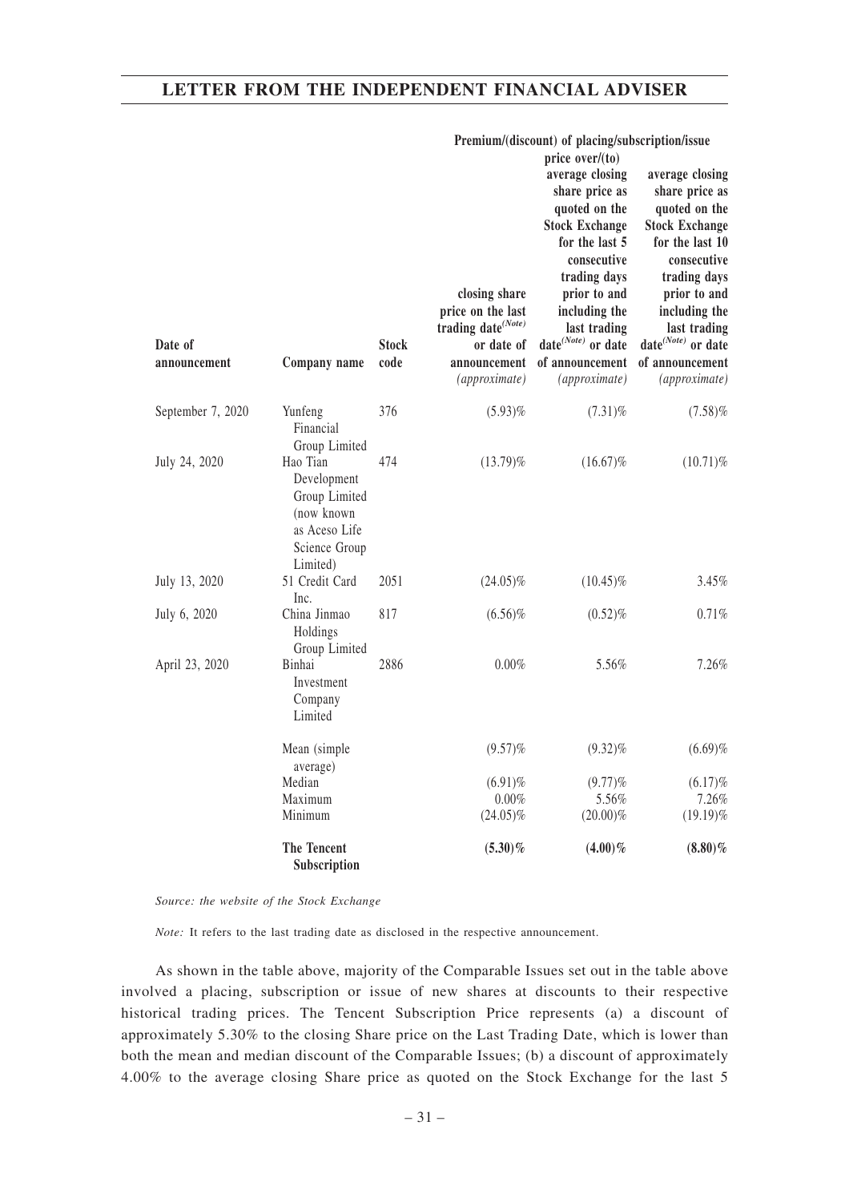| Date of announcement | Company name | Stock code | Premium/(discount) of placing/subscription/issue price over/(to) closing share price on the last trading date(Note) or date of announcement *(approximate)* | average closing share price as quoted on the Stock Exchange for the last 5 consecutive trading days prior to and including the last trading date(Note) or date of announcement *(approximate)* | average closing share price as quoted on the Stock Exchange for the last 10 consecutive trading days prior to and including the last trading date(Note) or date of announcement *(approximate)* |
|---|---|---|---|---|---|
| September 7, 2020 | Yunfeng Financial Group Limited | 376 | (5.93)% | (7.31)% | (7.58)% |
| July 24, 2020 | Hao Tian Development Group Limited (now known as Aceso Life Science Group Limited) | 474 | (13.79)% | (16.67)% | (10.71)% |
| July 13, 2020 | 51 Credit Card Inc. | 2051 | (24.05)% | (10.45)% | 3.45% |
| July 6, 2020 | China Jinmao Holdings Group Limited | 817 | (6.56)% | (0.52)% | 0.71% |
| April 23, 2020 | Binhai Investment Company Limited | 2886 | 0.00% | 5.56% | 7.26% |
| | Mean (simple average) | | (9.57)% | (9.32)% | (6.69)% |
| | Median | | (6.91)% | (9.77)% | (6.17)% |
| | Maximum | | 0.00% | 5.56% | 7.26% |
| | Minimum | | (24.05)% | (20.00)% | (19.19)% |
| | **The Tencent Subscription** | | **(5.30)%** | **(4.00)%** | **(8.80)%** |

*Source: the website of the Stock Exchange*

*Note:* It refers to the last trading date as disclosed in the respective announcement.

As shown in the table above, majority of the Comparable Issues set out in the table above involved a placing, subscription or issue of new shares at discounts to their respective historical trading prices. The Tencent Subscription Price represents (a) a discount of approximately 5.30% to the closing Share price on the Last Trading Date, which is lower than both the mean and median discount of the Comparable Issues; (b) a discount of approximately 4.00% to the average closing Share price as quoted on the Stock Exchange for the last 5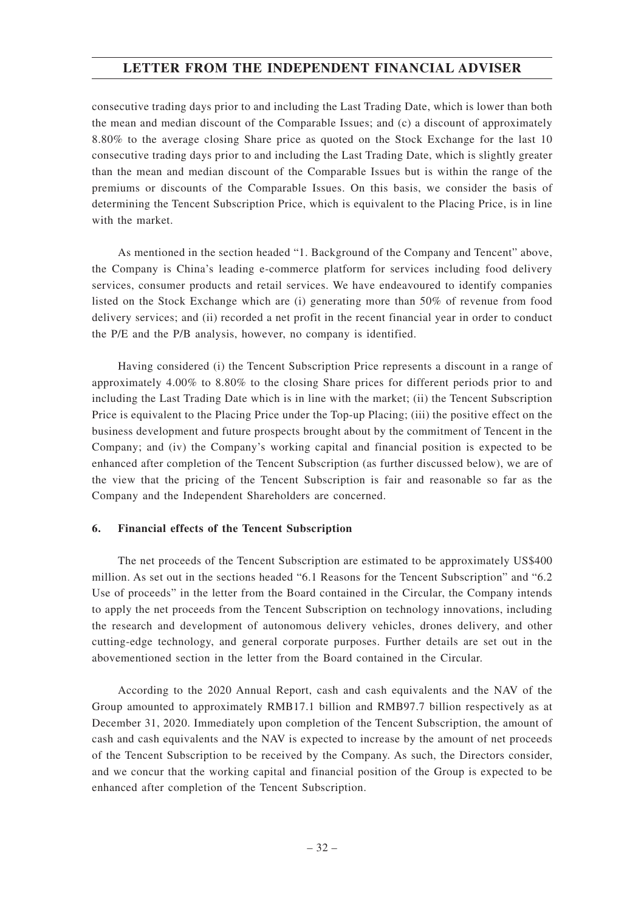consecutive trading days prior to and including the Last Trading Date, which is lower than both the mean and median discount of the Comparable Issues; and (c) a discount of approximately 8.80% to the average closing Share price as quoted on the Stock Exchange for the last 10 consecutive trading days prior to and including the Last Trading Date, which is slightly greater than the mean and median discount of the Comparable Issues but is within the range of the premiums or discounts of the Comparable Issues. On this basis, we consider the basis of determining the Tencent Subscription Price, which is equivalent to the Placing Price, is in line with the market.

As mentioned in the section headed "1. Background of the Company and Tencent" above, the Company is China's leading e-commerce platform for services including food delivery services, consumer products and retail services. We have endeavoured to identify companies listed on the Stock Exchange which are (i) generating more than 50% of revenue from food delivery services; and (ii) recorded a net profit in the recent financial year in order to conduct the P/E and the P/B analysis, however, no company is identified.

Having considered (i) the Tencent Subscription Price represents a discount in a range of approximately 4.00% to 8.80% to the closing Share prices for different periods prior to and including the Last Trading Date which is in line with the market; (ii) the Tencent Subscription Price is equivalent to the Placing Price under the Top-up Placing; (iii) the positive effect on the business development and future prospects brought about by the commitment of Tencent in the Company; and (iv) the Company's working capital and financial position is expected to be enhanced after completion of the Tencent Subscription (as further discussed below), we are of the view that the pricing of the Tencent Subscription is fair and reasonable so far as the Company and the Independent Shareholders are concerned.

### 6. Financial effects of the Tencent Subscription

The net proceeds of the Tencent Subscription are estimated to be approximately US$400 million. As set out in the sections headed "6.1 Reasons for the Tencent Subscription" and "6.2 Use of proceeds" in the letter from the Board contained in the Circular, the Company intends to apply the net proceeds from the Tencent Subscription on technology innovations, including the research and development of autonomous delivery vehicles, drones delivery, and other cutting-edge technology, and general corporate purposes. Further details are set out in the abovementioned section in the letter from the Board contained in the Circular.

According to the 2020 Annual Report, cash and cash equivalents and the NAV of the Group amounted to approximately RMB17.1 billion and RMB97.7 billion respectively as at December 31, 2020. Immediately upon completion of the Tencent Subscription, the amount of cash and cash equivalents and the NAV is expected to increase by the amount of net proceeds of the Tencent Subscription to be received by the Company. As such, the Directors consider, and we concur that the working capital and financial position of the Group is expected to be enhanced after completion of the Tencent Subscription.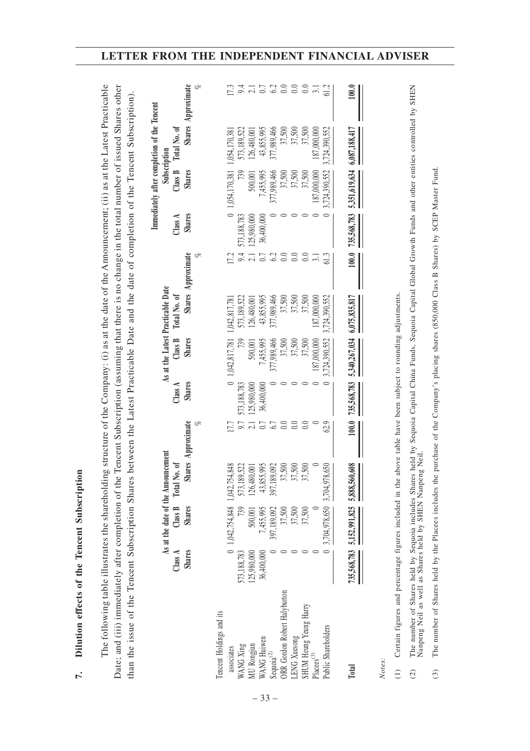## 7. Dilution effects of the Tencent Subscription

The following table illustrates the shareholding structure of the Company: (i) as at the date of the Announcement; (ii) as at the Latest Practicable Date; and (iii) immediately after completion of the Tencent Subscription (assuming that there is no change in the total number of issued Shares other than the issue of the Tencent Subscription Shares between the Latest Practicable Date and the date of completion of the Tencent Subscription).

| | As at the date of the Announcement | | | | As at the Latest Practicable Date | | | | Immediately after completion of the Tencent Subscription | | | |
|---|---|---|---|---|---|---|---|---|---|---|---|---|
| | Class A Shares | Class B Shares | Total No. of Shares | Approximate % | Class A Shares | Class B Shares | Total No. of Shares | Approximate % | Class A Shares | Class B Shares | Total No. of Shares | Approximate % |
| Tencent Holdings and its associates | 0 | 1,042,754,848 | 1,042,754,848 | 17.7 | 0 | 1,042,817,781 | 1,042,817,781 | 17.2 | 0 | 1,054,170,381 | 1,054,170,381 | 17.3 |
| WANG Xing | 573,188,783 | 739 | 573,189,522 | 9.7 | 573,188,783 | 739 | 573,189,522 | 9.4 | 573,188,783 | 739 | 573,189,522 | 9.4 |
| MU Rongjun | 125,980,000 | 500,001 | 126,480,001 | 2.1 | 125,980,000 | 500,001 | 126,480,001 | 2.1 | 125,980,000 | 500,001 | 126,480,001 | 2.1 |
| WANG Huiwen | 36,400,000 | 7,455,995 | 43,855,995 | 0.7 | 36,400,000 | 7,455,995 | 43,855,995 | 0.7 | 36,400,000 | 7,455,995 | 43,855,995 | 0.7 |
| Sequoia[2] | 0 | 397,189,092 | 397,189,092 | 6.7 | 0 | 377,989,466 | 377,989,466 | 6.2 | 0 | 377,989,466 | 377,989,466 | 6.2 |
| ORR Gordon Robert Halyburton | 0 | 37,500 | 37,500 | 0.0 | 0 | 37,500 | 37,500 | 0.0 | 0 | 37,500 | 37,500 | 0.0 |
| LENG Xuesong | 0 | 37,500 | 37,500 | 0.0 | 0 | 37,500 | 37,500 | 0.0 | 0 | 37,500 | 37,500 | 0.0 |
| SHUM Heung Yeung Harry | 0 | 37,500 | 37,500 | 0.0 | 0 | 37,500 | 37,500 | 0.0 | 0 | 37,500 | 37,500 | 0.0 |
| Placees[3] | 0 | 0 | 0 | 0 | 0 | 187,000,000 | 187,000,000 | 3.1 | 0 | 187,000,000 | 187,000,000 | 3.1 |
| Public Shareholders | 0 | 3,704,978,650 | 3,704,978,650 | 62.9 | 0 | 3,724,390,552 | 3,724,390,552 | 61.3 | 0 | 3,724,390,552 | 3,724,390,552 | 61.2 |
| **Total** | **735,568,783** | **5,152,991,825** | **5,888,560,608** | **100.0** | **735,568,783** | **5,340,267,034** | **6,075,835,817** | **100.0** | **735,568,783** | **5,351,619,634** | **6,087,188,417** | **100.0** |

*Notes:*

(1) Certain figures and percentage figures included in the above table have been subject to rounding adjustments.

(2) The number of Shares held by Sequoia includes Shares held by Sequoia Capital China Funds, Sequoia Capital Global Growth Funds and other entities controlled by SHEN Nanpeng Neil as well as Shares held by SHEN Nanpeng Neil.

(3) The number of Shares held by the Placees includes the purchase of the Company's placing shares (850,000 Class B Shares) by SCEP Master Fund.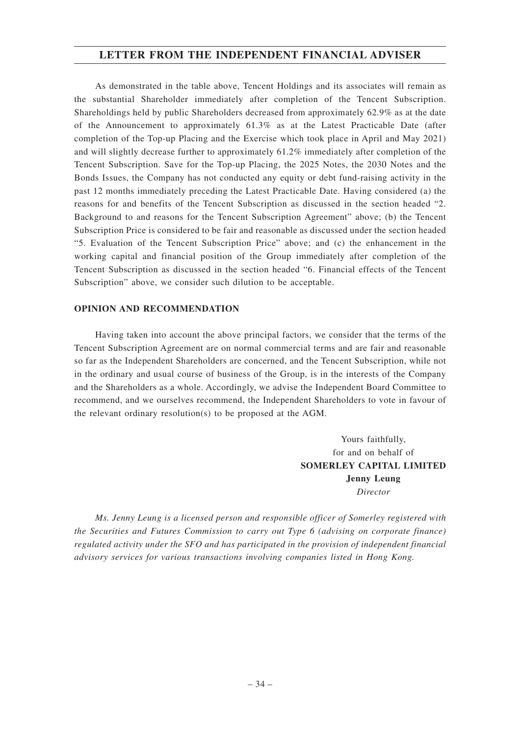As demonstrated in the table above, Tencent Holdings and its associates will remain as the substantial Shareholder immediately after completion of the Tencent Subscription. Shareholdings held by public Shareholders decreased from approximately 62.9% as at the date of the Announcement to approximately 61.3% as at the Latest Practicable Date (after completion of the Top-up Placing and the Exercise which took place in April and May 2021) and will slightly decrease further to approximately 61.2% immediately after completion of the Tencent Subscription. Save for the Top-up Placing, the 2025 Notes, the 2030 Notes and the Bonds Issues, the Company has not conducted any equity or debt fund-raising activity in the past 12 months immediately preceding the Latest Practicable Date. Having considered (a) the reasons for and benefits of the Tencent Subscription as discussed in the section headed "2. Background to and reasons for the Tencent Subscription Agreement" above; (b) the Tencent Subscription Price is considered to be fair and reasonable as discussed under the section headed "5. Evaluation of the Tencent Subscription Price" above; and (c) the enhancement in the working capital and financial position of the Group immediately after completion of the Tencent Subscription as discussed in the section headed "6. Financial effects of the Tencent Subscription" above, we consider such dilution to be acceptable.

## OPINION AND RECOMMENDATION

Having taken into account the above principal factors, we consider that the terms of the Tencent Subscription Agreement are on normal commercial terms and are fair and reasonable so far as the Independent Shareholders are concerned, and the Tencent Subscription, while not in the ordinary and usual course of business of the Group, is in the interests of the Company and the Shareholders as a whole. Accordingly, we advise the Independent Board Committee to recommend, and we ourselves recommend, the Independent Shareholders to vote in favour of the relevant ordinary resolution(s) to be proposed at the AGM.

Yours faithfully,
for and on behalf of
**SOMERLEY CAPITAL LIMITED**
**Jenny Leung**
*Director*

*Ms. Jenny Leung is a licensed person and responsible officer of Somerley registered with the Securities and Futures Commission to carry out Type 6 (advising on corporate finance) regulated activity under the SFO and has participated in the provision of independent financial advisory services for various transactions involving companies listed in Hong Kong.*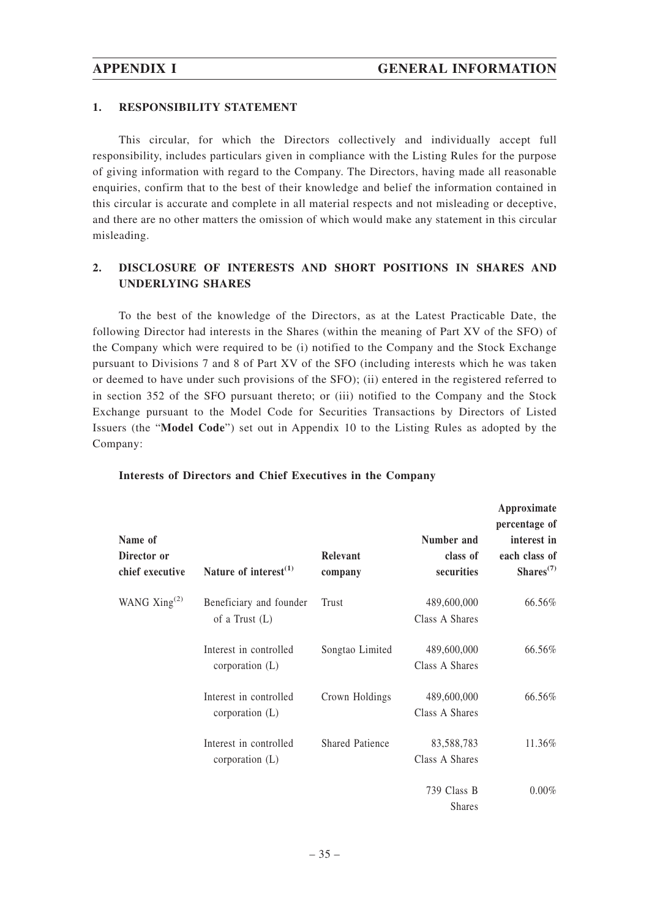## 1. RESPONSIBILITY STATEMENT

This circular, for which the Directors collectively and individually accept full responsibility, includes particulars given in compliance with the Listing Rules for the purpose of giving information with regard to the Company. The Directors, having made all reasonable enquiries, confirm that to the best of their knowledge and belief the information contained in this circular is accurate and complete in all material respects and not misleading or deceptive, and there are no other matters the omission of which would make any statement in this circular misleading.

## 2. DISCLOSURE OF INTERESTS AND SHORT POSITIONS IN SHARES AND UNDERLYING SHARES

To the best of the knowledge of the Directors, as at the Latest Practicable Date, the following Director had interests in the Shares (within the meaning of Part XV of the SFO) of the Company which were required to be (i) notified to the Company and the Stock Exchange pursuant to Divisions 7 and 8 of Part XV of the SFO (including interests which he was taken or deemed to have under such provisions of the SFO); (ii) entered in the registered referred to in section 352 of the SFO pursuant thereto; or (iii) notified to the Company and the Stock Exchange pursuant to the Model Code for Securities Transactions by Directors of Listed Issuers (the "**Model Code**") set out in Appendix 10 to the Listing Rules as adopted by the Company:

**Interests of Directors and Chief Executives in the Company**

| Name of Director or chief executive | Nature of interest[(1)] | Relevant company | Number and class of securities | Approximate percentage of interest in each class of Shares[(7)] |
|---|---|---|---|---|
| WANG Xing[(2)] | Beneficiary and founder of a Trust (L) | Trust | 489,600,000 Class A Shares | 66.56% |
| | Interest in controlled corporation (L) | Songtao Limited | 489,600,000 Class A Shares | 66.56% |
| | Interest in controlled corporation (L) | Crown Holdings | 489,600,000 Class A Shares | 66.56% |
| | Interest in controlled corporation (L) | Shared Patience | 83,588,783 Class A Shares | 11.36% |
| | | | 739 Class B Shares | 0.00% |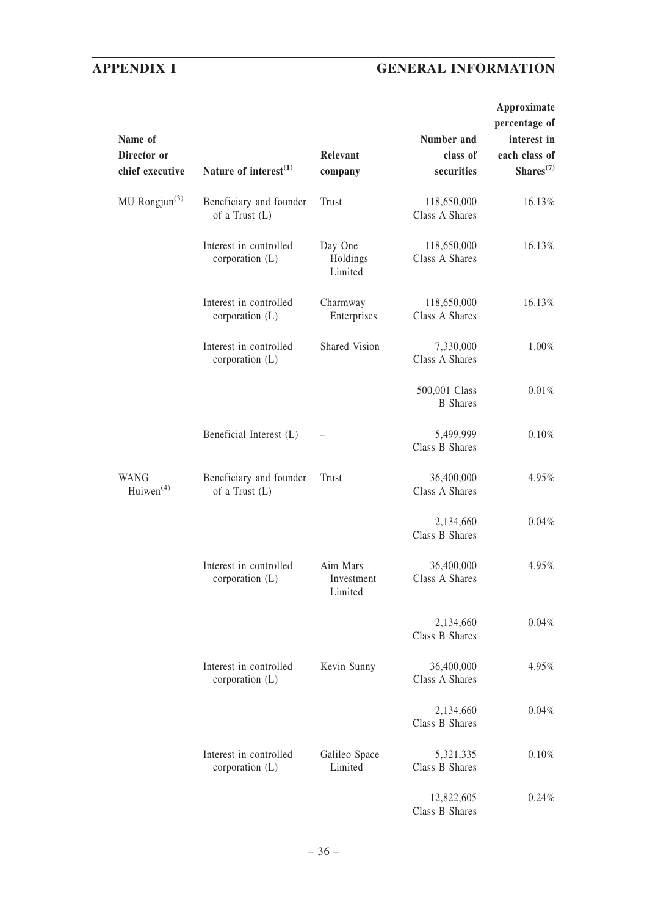| Name of Director or chief executive | Nature of interest[(1)] | Relevant company | Number and class of securities | Approximate percentage of interest in each class of Shares[(7)] |
|---|---|---|---|---|
| MU Rongjun[(3)] | Beneficiary and founder of a Trust (L) | Trust | 118,650,000 Class A Shares | 16.13% |
| | Interest in controlled corporation (L) | Day One Holdings Limited | 118,650,000 Class A Shares | 16.13% |
| | Interest in controlled corporation (L) | Charmway Enterprises | 118,650,000 Class A Shares | 16.13% |
| | Interest in controlled corporation (L) | Shared Vision | 7,330,000 Class A Shares | 1.00% |
| | | | 500,001 Class B Shares | 0.01% |
| | Beneficial Interest (L) | – | 5,499,999 Class B Shares | 0.10% |
| WANG Huiwen[(4)] | Beneficiary and founder of a Trust (L) | Trust | 36,400,000 Class A Shares | 4.95% |
| | | | 2,134,660 Class B Shares | 0.04% |
| | Interest in controlled corporation (L) | Aim Mars Investment Limited | 36,400,000 Class A Shares | 4.95% |
| | | | 2,134,660 Class B Shares | 0.04% |
| | Interest in controlled corporation (L) | Kevin Sunny | 36,400,000 Class A Shares | 4.95% |
| | | | 2,134,660 Class B Shares | 0.04% |
| | Interest in controlled corporation (L) | Galileo Space Limited | 5,321,335 Class B Shares | 0.10% |
| | | | 12,822,605 Class B Shares | 0.24% |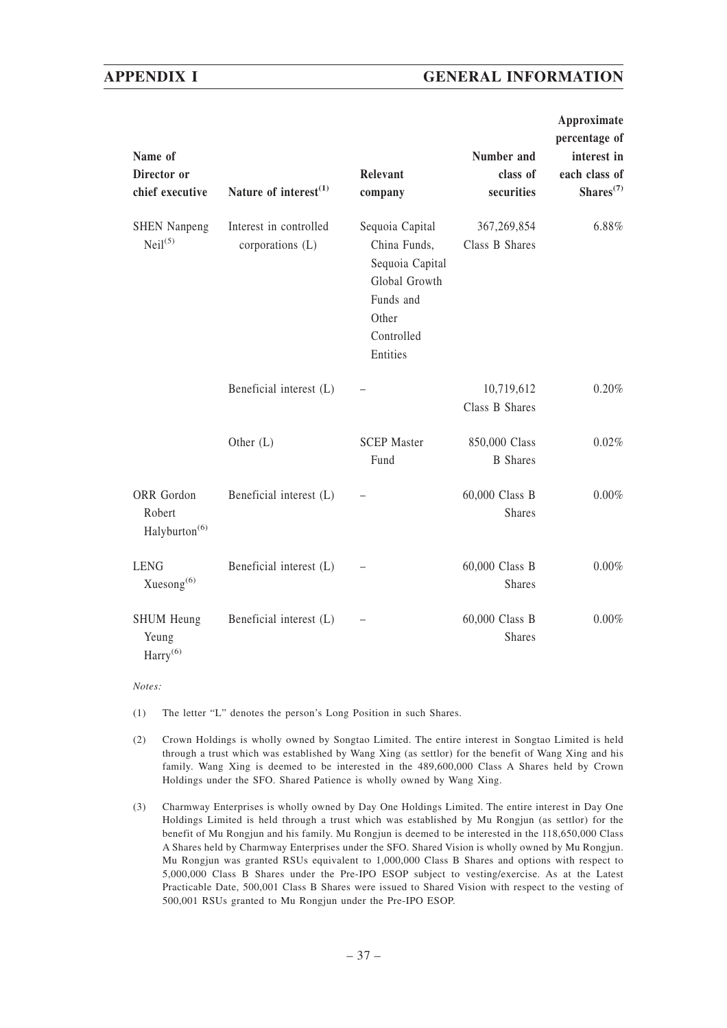| Name of Director or chief executive | Nature of interest[(1)] | Relevant company | Number and class of securities | Approximate percentage of interest in each class of Shares[(7)] |
|---|---|---|---|---|
| SHEN Nanpeng Neil[(5)] | Interest in controlled corporations (L) | Sequoia Capital China Funds, Sequoia Capital Global Growth Funds and Other Controlled Entities | 367,269,854 Class B Shares | 6.88% |
| | Beneficial interest (L) | – | 10,719,612 Class B Shares | 0.20% |
| | Other (L) | SCEP Master Fund | 850,000 Class B Shares | 0.02% |
| ORR Gordon Robert Halyburton[(6)] | Beneficial interest (L) | – | 60,000 Class B Shares | 0.00% |
| LENG Xuesong[(6)] | Beneficial interest (L) | – | 60,000 Class B Shares | 0.00% |
| SHUM Heung Yeung Harry[(6)] | Beneficial interest (L) | – | 60,000 Class B Shares | 0.00% |

*Notes:*

(1) The letter "L" denotes the person's Long Position in such Shares.

(2) Crown Holdings is wholly owned by Songtao Limited. The entire interest in Songtao Limited is held through a trust which was established by Wang Xing (as settlor) for the benefit of Wang Xing and his family. Wang Xing is deemed to be interested in the 489,600,000 Class A Shares held by Crown Holdings under the SFO. Shared Patience is wholly owned by Wang Xing.

(3) Charmway Enterprises is wholly owned by Day One Holdings Limited. The entire interest in Day One Holdings Limited is held through a trust which was established by Mu Rongjun (as settlor) for the benefit of Mu Rongjun and his family. Mu Rongjun is deemed to be interested in the 118,650,000 Class A Shares held by Charmway Enterprises under the SFO. Shared Vision is wholly owned by Mu Rongjun. Mu Rongjun was granted RSUs equivalent to 1,000,000 Class B Shares and options with respect to 5,000,000 Class B Shares under the Pre-IPO ESOP subject to vesting/exercise. As at the Latest Practicable Date, 500,001 Class B Shares were issued to Shared Vision with respect to the vesting of 500,001 RSUs granted to Mu Rongjun under the Pre-IPO ESOP.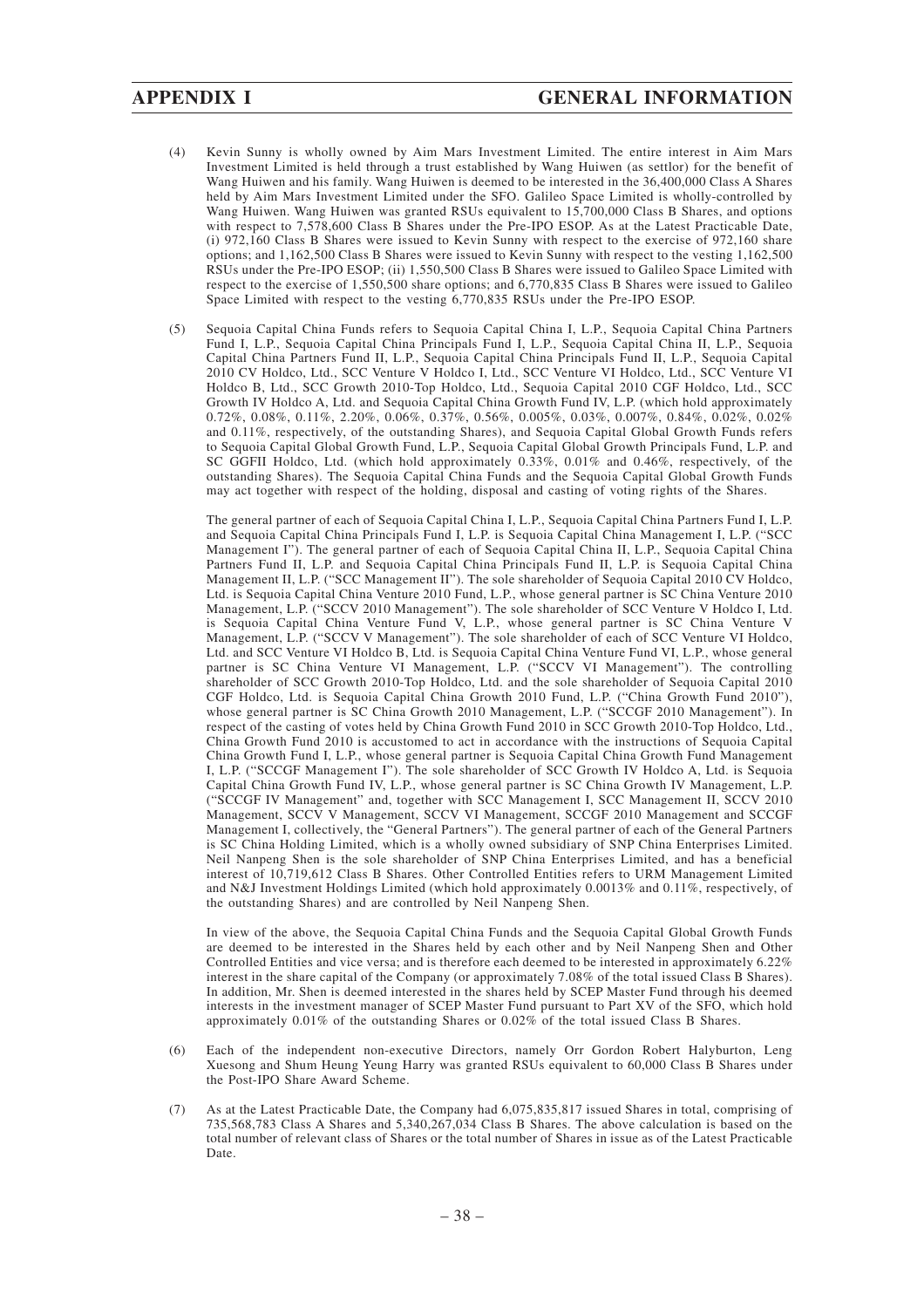(4) Kevin Sunny is wholly owned by Aim Mars Investment Limited. The entire interest in Aim Mars Investment Limited is held through a trust established by Wang Huiwen (as settlor) for the benefit of Wang Huiwen and his family. Wang Huiwen is deemed to be interested in the 36,400,000 Class A Shares held by Aim Mars Investment Limited under the SFO. Galileo Space Limited is wholly-controlled by Wang Huiwen. Wang Huiwen was granted RSUs equivalent to 15,700,000 Class B Shares, and options with respect to 7,578,600 Class B Shares under the Pre-IPO ESOP. As at the Latest Practicable Date, (i) 972,160 Class B Shares were issued to Kevin Sunny with respect to the exercise of 972,160 share options; and 1,162,500 Class B Shares were issued to Kevin Sunny with respect to the vesting 1,162,500 RSUs under the Pre-IPO ESOP; (ii) 1,550,500 Class B Shares were issued to Galileo Space Limited with respect to the exercise of 1,550,500 share options; and 6,770,835 Class B Shares were issued to Galileo Space Limited with respect to the vesting 6,770,835 RSUs under the Pre-IPO ESOP.

(5) Sequoia Capital China Funds refers to Sequoia Capital China I, L.P., Sequoia Capital China Partners Fund I, L.P., Sequoia Capital China Principals Fund I, L.P., Sequoia Capital China II, L.P., Sequoia Capital China Partners Fund II, L.P., Sequoia Capital China Principals Fund II, L.P., Sequoia Capital 2010 CV Holdco, Ltd., SCC Venture V Holdco I, Ltd., SCC Venture VI Holdco, Ltd., SCC Venture VI Holdco B, Ltd., SCC Growth 2010-Top Holdco, Ltd., Sequoia Capital 2010 CGF Holdco, Ltd., SCC Growth IV Holdco A, Ltd. and Sequoia Capital China Growth Fund IV, L.P. (which hold approximately 0.72%, 0.08%, 0.11%, 2.20%, 0.06%, 0.37%, 0.56%, 0.005%, 0.03%, 0.007%, 0.84%, 0.02%, 0.02% and 0.11%, respectively, of the outstanding Shares), and Sequoia Capital Global Growth Funds refers to Sequoia Capital Global Growth Fund, L.P., Sequoia Capital Global Growth Principals Fund, L.P. and SC GGFII Holdco, Ltd. (which hold approximately 0.33%, 0.01% and 0.46%, respectively, of the outstanding Shares). The Sequoia Capital China Funds and the Sequoia Capital Global Growth Funds may act together with respect of the holding, disposal and casting of voting rights of the Shares.

The general partner of each of Sequoia Capital China I, L.P., Sequoia Capital China Partners Fund I, L.P. and Sequoia Capital China Principals Fund I, L.P. is Sequoia Capital China Management I, L.P. ("SCC Management I"). The general partner of each of Sequoia Capital China II, L.P., Sequoia Capital China Partners Fund II, L.P. and Sequoia Capital China Principals Fund II, L.P. is Sequoia Capital China Management II, L.P. ("SCC Management II"). The sole shareholder of Sequoia Capital 2010 CV Holdco, Ltd. is Sequoia Capital China Venture 2010 Fund, L.P., whose general partner is SC China Venture 2010 Management, L.P. ("SCCV 2010 Management"). The sole shareholder of SCC Venture V Holdco I, Ltd. is Sequoia Capital China Venture Fund V, L.P., whose general partner is SC China Venture V Management, L.P. ("SCCV V Management"). The sole shareholder of each of SCC Venture VI Holdco, Ltd. and SCC Venture VI Holdco B, Ltd. is Sequoia Capital China Venture Fund VI, L.P., whose general partner is SC China Venture VI Management, L.P. ("SCCV VI Management"). The controlling shareholder of SCC Growth 2010-Top Holdco, Ltd. and the sole shareholder of Sequoia Capital 2010 CGF Holdco, Ltd. is Sequoia Capital China Growth 2010 Fund, L.P. ("China Growth Fund 2010"), whose general partner is SC China Growth 2010 Management, L.P. ("SCCGF 2010 Management"). In respect of the casting of votes held by China Growth Fund 2010 in SCC Growth 2010-Top Holdco, Ltd., China Growth Fund 2010 is accustomed to act in accordance with the instructions of Sequoia Capital China Growth Fund I, L.P., whose general partner is Sequoia Capital China Growth Fund Management I, L.P. ("SCCGF Management I"). The sole shareholder of SCC Growth IV Holdco A, Ltd. is Sequoia Capital China Growth Fund IV, L.P., whose general partner is SC China Growth IV Management, L.P. ("SCCGF IV Management" and, together with SCC Management I, SCC Management II, SCCV 2010 Management, SCCV V Management, SCCV VI Management, SCCGF 2010 Management and SCCGF Management I, collectively, the "General Partners"). The general partner of each of the General Partners is SC China Holding Limited, which is a wholly owned subsidiary of SNP China Enterprises Limited. Neil Nanpeng Shen is the sole shareholder of SNP China Enterprises Limited, and has a beneficial interest of 10,719,612 Class B Shares. Other Controlled Entities refers to URM Management Limited and N&J Investment Holdings Limited (which hold approximately 0.0013% and 0.11%, respectively, of the outstanding Shares) and are controlled by Neil Nanpeng Shen.

In view of the above, the Sequoia Capital China Funds and the Sequoia Capital Global Growth Funds are deemed to be interested in the Shares held by each other and by Neil Nanpeng Shen and Other Controlled Entities and vice versa; and is therefore each deemed to be interested in approximately 6.22% interest in the share capital of the Company (or approximately 7.08% of the total issued Class B Shares). In addition, Mr. Shen is deemed interested in the shares held by SCEP Master Fund through his deemed interests in the investment manager of SCEP Master Fund pursuant to Part XV of the SFO, which hold approximately 0.01% of the outstanding Shares or 0.02% of the total issued Class B Shares.

(6) Each of the independent non-executive Directors, namely Orr Gordon Robert Halyburton, Leng Xuesong and Shum Heung Yeung Harry was granted RSUs equivalent to 60,000 Class B Shares under the Post-IPO Share Award Scheme.

(7) As at the Latest Practicable Date, the Company had 6,075,835,817 issued Shares in total, comprising of 735,568,783 Class A Shares and 5,340,267,034 Class B Shares. The above calculation is based on the total number of relevant class of Shares or the total number of Shares in issue as of the Latest Practicable Date.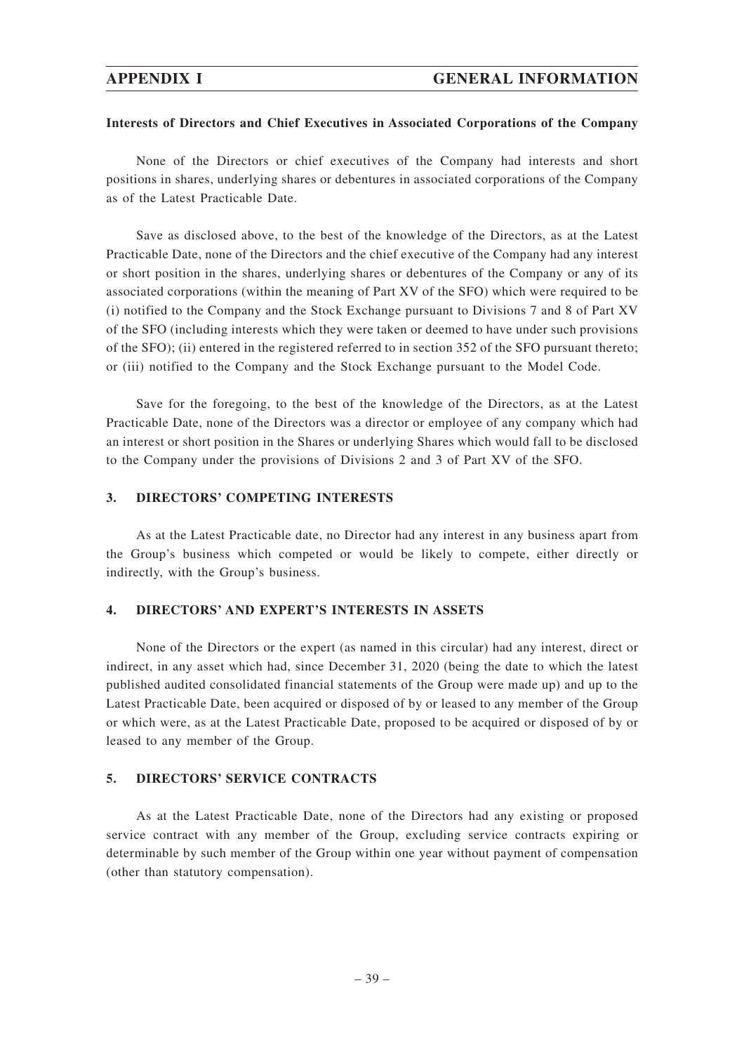**Interests of Directors and Chief Executives in Associated Corporations of the Company**

None of the Directors or chief executives of the Company had interests and short positions in shares, underlying shares or debentures in associated corporations of the Company as of the Latest Practicable Date.

Save as disclosed above, to the best of the knowledge of the Directors, as at the Latest Practicable Date, none of the Directors and the chief executive of the Company had any interest or short position in the shares, underlying shares or debentures of the Company or any of its associated corporations (within the meaning of Part XV of the SFO) which were required to be (i) notified to the Company and the Stock Exchange pursuant to Divisions 7 and 8 of Part XV of the SFO (including interests which they were taken or deemed to have under such provisions of the SFO); (ii) entered in the registered referred to in section 352 of the SFO pursuant thereto; or (iii) notified to the Company and the Stock Exchange pursuant to the Model Code.

Save for the foregoing, to the best of the knowledge of the Directors, as at the Latest Practicable Date, none of the Directors was a director or employee of any company which had an interest or short position in the Shares or underlying Shares which would fall to be disclosed to the Company under the provisions of Divisions 2 and 3 of Part XV of the SFO.

## 3. DIRECTORS' COMPETING INTERESTS

As at the Latest Practicable date, no Director had any interest in any business apart from the Group's business which competed or would be likely to compete, either directly or indirectly, with the Group's business.

## 4. DIRECTORS' AND EXPERT'S INTERESTS IN ASSETS

None of the Directors or the expert (as named in this circular) had any interest, direct or indirect, in any asset which had, since December 31, 2020 (being the date to which the latest published audited consolidated financial statements of the Group were made up) and up to the Latest Practicable Date, been acquired or disposed of by or leased to any member of the Group or which were, as at the Latest Practicable Date, proposed to be acquired or disposed of by or leased to any member of the Group.

## 5. DIRECTORS' SERVICE CONTRACTS

As at the Latest Practicable Date, none of the Directors had any existing or proposed service contract with any member of the Group, excluding service contracts expiring or determinable by such member of the Group within one year without payment of compensation (other than statutory compensation).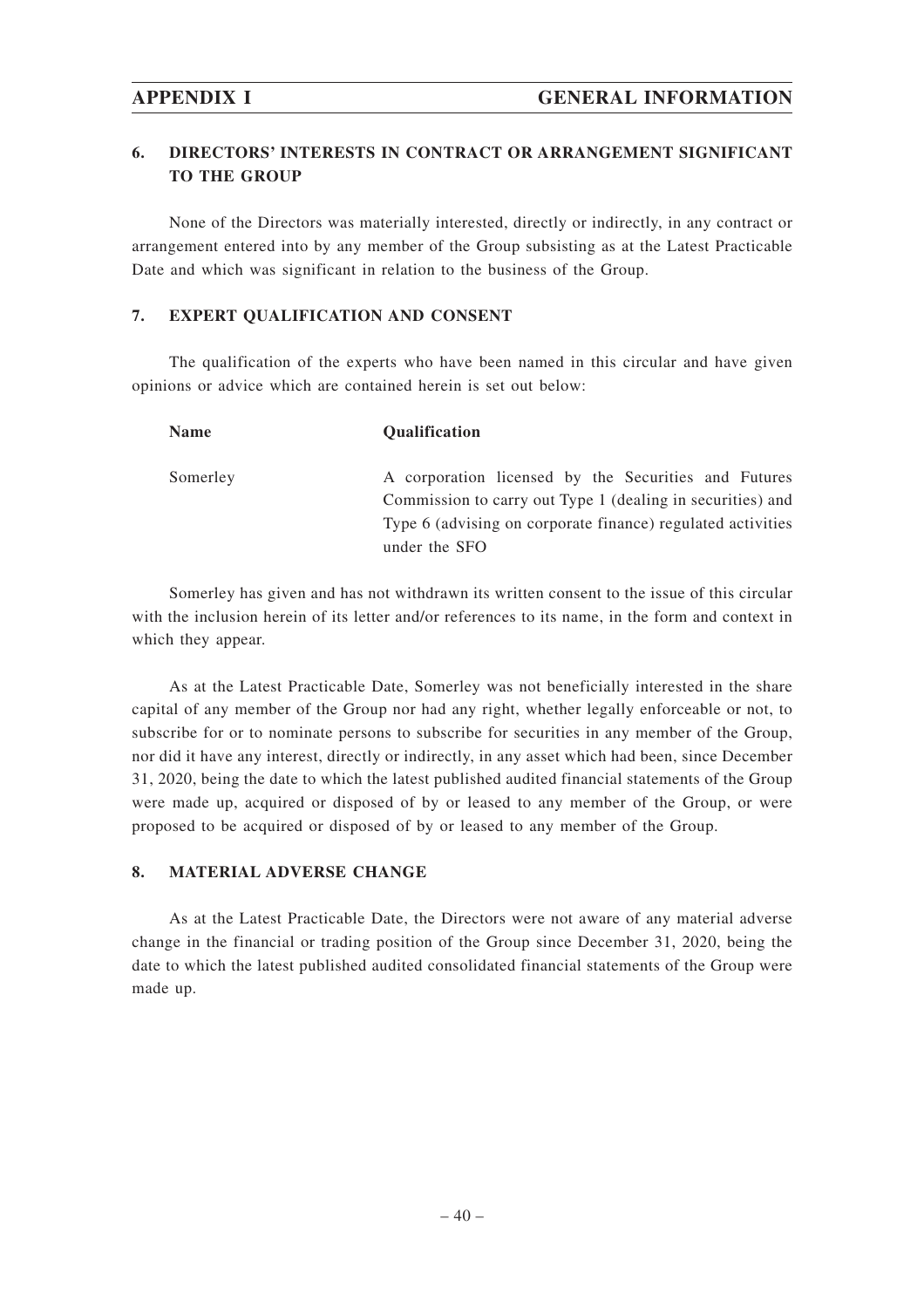## 6. DIRECTORS' INTERESTS IN CONTRACT OR ARRANGEMENT SIGNIFICANT TO THE GROUP

None of the Directors was materially interested, directly or indirectly, in any contract or arrangement entered into by any member of the Group subsisting as at the Latest Practicable Date and which was significant in relation to the business of the Group.

## 7. EXPERT QUALIFICATION AND CONSENT

The qualification of the experts who have been named in this circular and have given opinions or advice which are contained herein is set out below:

| Name | Qualification |
|---|---|
| Somerley | A corporation licensed by the Securities and Futures Commission to carry out Type 1 (dealing in securities) and Type 6 (advising on corporate finance) regulated activities under the SFO |

Somerley has given and has not withdrawn its written consent to the issue of this circular with the inclusion herein of its letter and/or references to its name, in the form and context in which they appear.

As at the Latest Practicable Date, Somerley was not beneficially interested in the share capital of any member of the Group nor had any right, whether legally enforceable or not, to subscribe for or to nominate persons to subscribe for securities in any member of the Group, nor did it have any interest, directly or indirectly, in any asset which had been, since December 31, 2020, being the date to which the latest published audited financial statements of the Group were made up, acquired or disposed of by or leased to any member of the Group, or were proposed to be acquired or disposed of by or leased to any member of the Group.

## 8. MATERIAL ADVERSE CHANGE

As at the Latest Practicable Date, the Directors were not aware of any material adverse change in the financial or trading position of the Group since December 31, 2020, being the date to which the latest published audited consolidated financial statements of the Group were made up.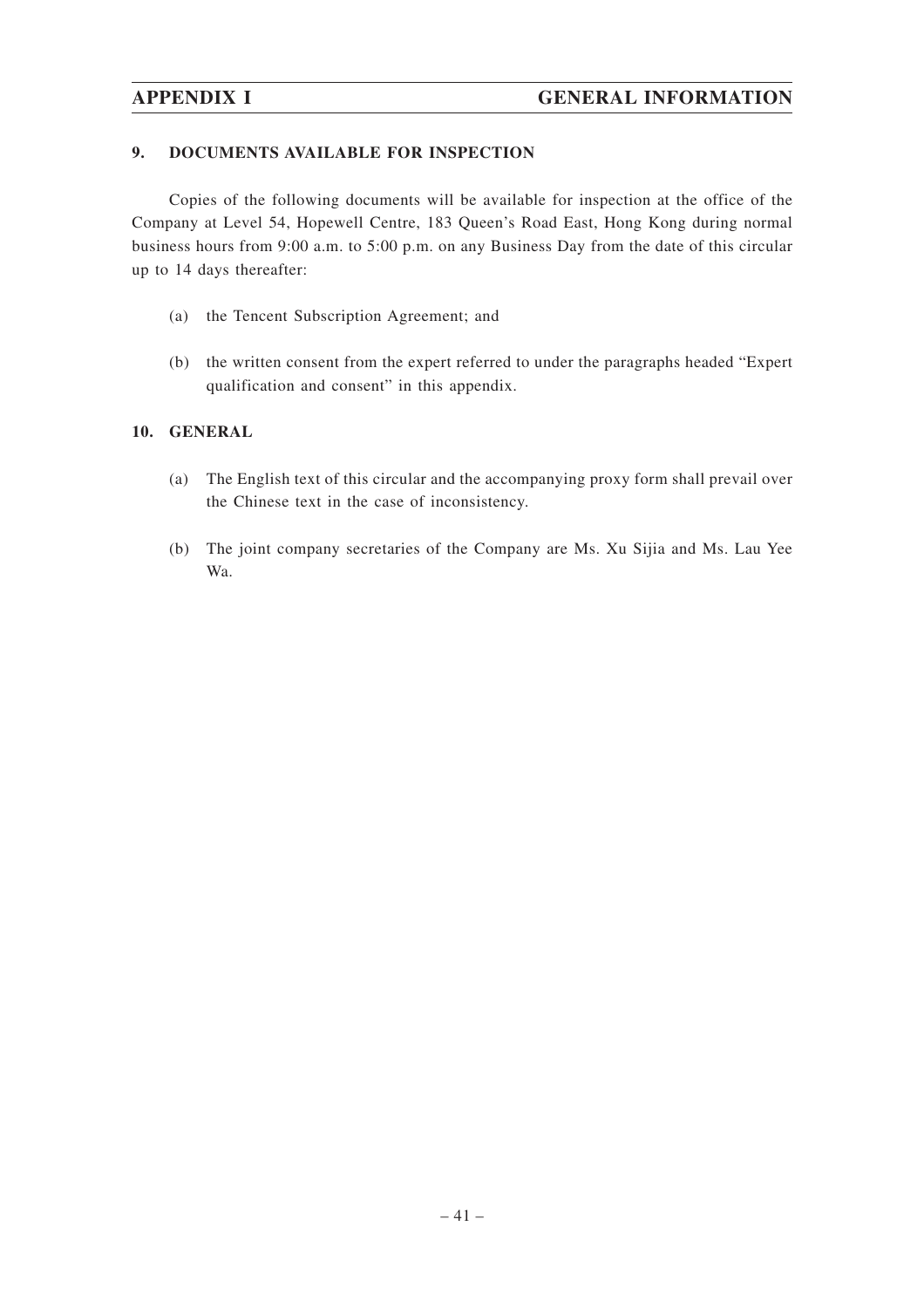## 9. DOCUMENTS AVAILABLE FOR INSPECTION

Copies of the following documents will be available for inspection at the office of the Company at Level 54, Hopewell Centre, 183 Queen's Road East, Hong Kong during normal business hours from 9:00 a.m. to 5:00 p.m. on any Business Day from the date of this circular up to 14 days thereafter:

(a) the Tencent Subscription Agreement; and

(b) the written consent from the expert referred to under the paragraphs headed "Expert qualification and consent" in this appendix.

## 10. GENERAL

(a) The English text of this circular and the accompanying proxy form shall prevail over the Chinese text in the case of inconsistency.

(b) The joint company secretaries of the Company are Ms. Xu Sijia and Ms. Lau Yee Wa.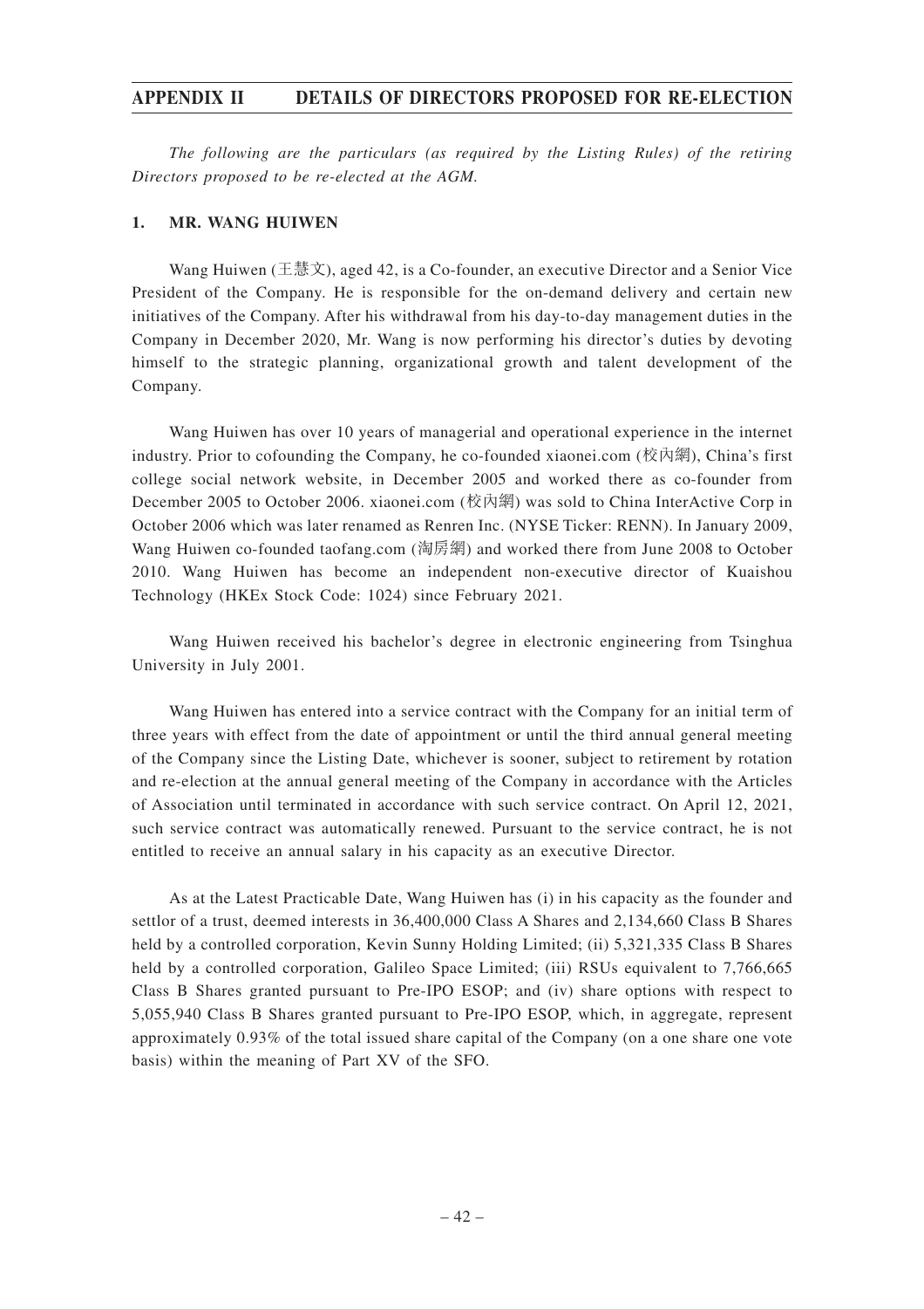The following are the particulars (as required by the Listing Rules) of the retiring Directors proposed to be re-elected at the AGM.

## 1. MR. WANG HUIWEN

Wang Huiwen (王慧文), aged 42, is a Co-founder, an executive Director and a Senior Vice President of the Company. He is responsible for the on-demand delivery and certain new initiatives of the Company. After his withdrawal from his day-to-day management duties in the Company in December 2020, Mr. Wang is now performing his director's duties by devoting himself to the strategic planning, organizational growth and talent development of the Company.

Wang Huiwen has over 10 years of managerial and operational experience in the internet industry. Prior to cofounding the Company, he co-founded xiaonei.com (校內網), China's first college social network website, in December 2005 and worked there as co-founder from December 2005 to October 2006. xiaonei.com (校內網) was sold to China InterActive Corp in October 2006 which was later renamed as Renren Inc. (NYSE Ticker: RENN). In January 2009, Wang Huiwen co-founded taofang.com (淘房網) and worked there from June 2008 to October 2010. Wang Huiwen has become an independent non-executive director of Kuaishou Technology (HKEx Stock Code: 1024) since February 2021.

Wang Huiwen received his bachelor's degree in electronic engineering from Tsinghua University in July 2001.

Wang Huiwen has entered into a service contract with the Company for an initial term of three years with effect from the date of appointment or until the third annual general meeting of the Company since the Listing Date, whichever is sooner, subject to retirement by rotation and re-election at the annual general meeting of the Company in accordance with the Articles of Association until terminated in accordance with such service contract. On April 12, 2021, such service contract was automatically renewed. Pursuant to the service contract, he is not entitled to receive an annual salary in his capacity as an executive Director.

As at the Latest Practicable Date, Wang Huiwen has (i) in his capacity as the founder and settlor of a trust, deemed interests in 36,400,000 Class A Shares and 2,134,660 Class B Shares held by a controlled corporation, Kevin Sunny Holding Limited; (ii) 5,321,335 Class B Shares held by a controlled corporation, Galileo Space Limited; (iii) RSUs equivalent to 7,766,665 Class B Shares granted pursuant to Pre-IPO ESOP; and (iv) share options with respect to 5,055,940 Class B Shares granted pursuant to Pre-IPO ESOP, which, in aggregate, represent approximately 0.93% of the total issued share capital of the Company (on a one share one vote basis) within the meaning of Part XV of the SFO.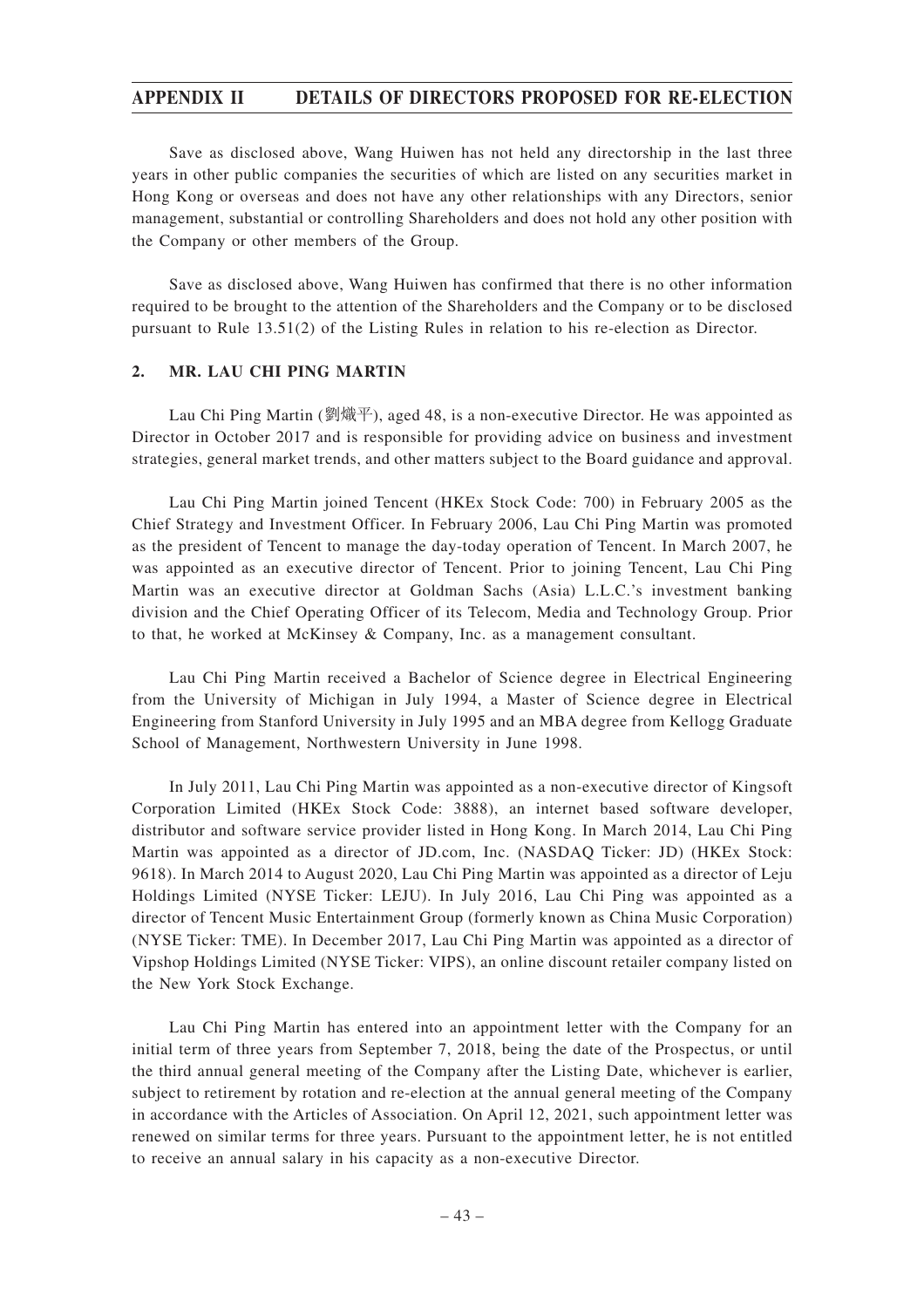Save as disclosed above, Wang Huiwen has not held any directorship in the last three years in other public companies the securities of which are listed on any securities market in Hong Kong or overseas and does not have any other relationships with any Directors, senior management, substantial or controlling Shareholders and does not hold any other position with the Company or other members of the Group.

Save as disclosed above, Wang Huiwen has confirmed that there is no other information required to be brought to the attention of the Shareholders and the Company or to be disclosed pursuant to Rule 13.51(2) of the Listing Rules in relation to his re-election as Director.

## 2. MR. LAU CHI PING MARTIN

Lau Chi Ping Martin (劉熾平), aged 48, is a non-executive Director. He was appointed as Director in October 2017 and is responsible for providing advice on business and investment strategies, general market trends, and other matters subject to the Board guidance and approval.

Lau Chi Ping Martin joined Tencent (HKEx Stock Code: 700) in February 2005 as the Chief Strategy and Investment Officer. In February 2006, Lau Chi Ping Martin was promoted as the president of Tencent to manage the day-today operation of Tencent. In March 2007, he was appointed as an executive director of Tencent. Prior to joining Tencent, Lau Chi Ping Martin was an executive director at Goldman Sachs (Asia) L.L.C.'s investment banking division and the Chief Operating Officer of its Telecom, Media and Technology Group. Prior to that, he worked at McKinsey & Company, Inc. as a management consultant.

Lau Chi Ping Martin received a Bachelor of Science degree in Electrical Engineering from the University of Michigan in July 1994, a Master of Science degree in Electrical Engineering from Stanford University in July 1995 and an MBA degree from Kellogg Graduate School of Management, Northwestern University in June 1998.

In July 2011, Lau Chi Ping Martin was appointed as a non-executive director of Kingsoft Corporation Limited (HKEx Stock Code: 3888), an internet based software developer, distributor and software service provider listed in Hong Kong. In March 2014, Lau Chi Ping Martin was appointed as a director of JD.com, Inc. (NASDAQ Ticker: JD) (HKEx Stock: 9618). In March 2014 to August 2020, Lau Chi Ping Martin was appointed as a director of Leju Holdings Limited (NYSE Ticker: LEJU). In July 2016, Lau Chi Ping was appointed as a director of Tencent Music Entertainment Group (formerly known as China Music Corporation) (NYSE Ticker: TME). In December 2017, Lau Chi Ping Martin was appointed as a director of Vipshop Holdings Limited (NYSE Ticker: VIPS), an online discount retailer company listed on the New York Stock Exchange.

Lau Chi Ping Martin has entered into an appointment letter with the Company for an initial term of three years from September 7, 2018, being the date of the Prospectus, or until the third annual general meeting of the Company after the Listing Date, whichever is earlier, subject to retirement by rotation and re-election at the annual general meeting of the Company in accordance with the Articles of Association. On April 12, 2021, such appointment letter was renewed on similar terms for three years. Pursuant to the appointment letter, he is not entitled to receive an annual salary in his capacity as a non-executive Director.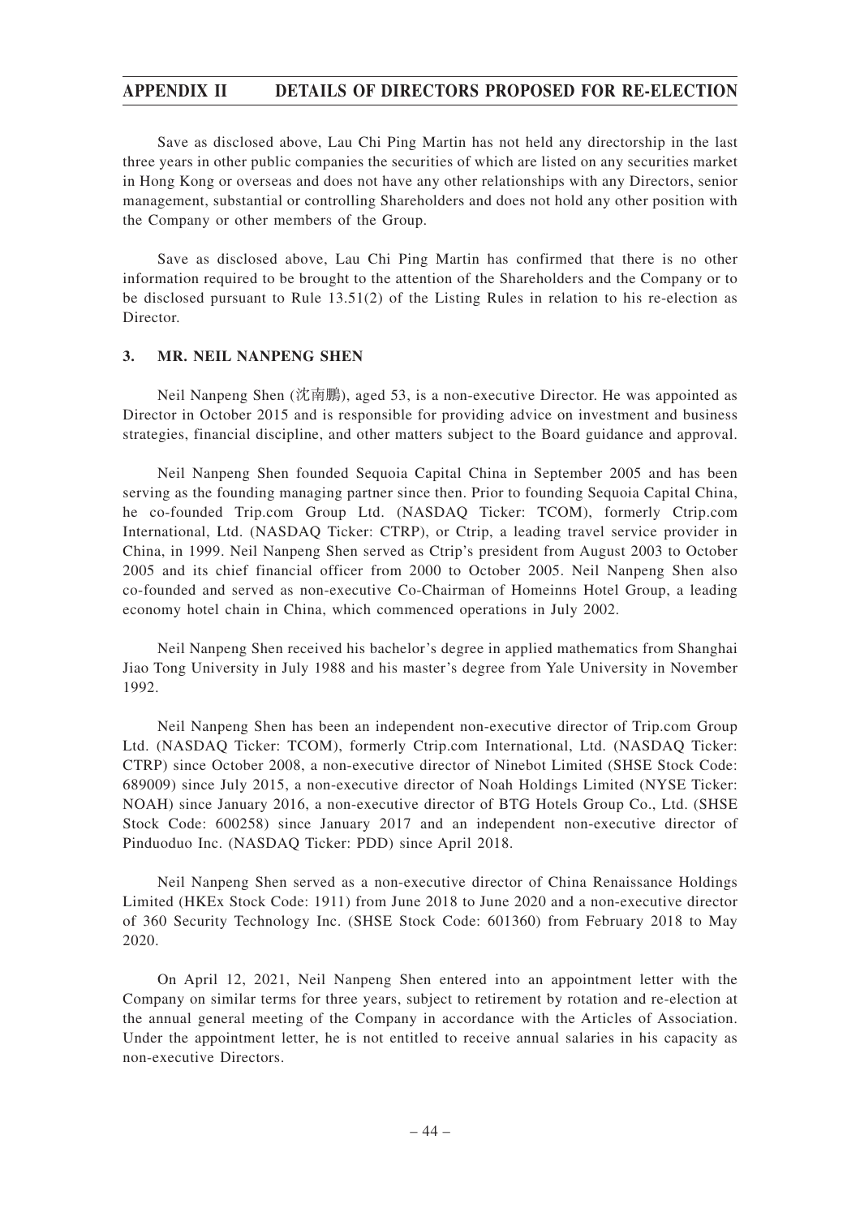Save as disclosed above, Lau Chi Ping Martin has not held any directorship in the last three years in other public companies the securities of which are listed on any securities market in Hong Kong or overseas and does not have any other relationships with any Directors, senior management, substantial or controlling Shareholders and does not hold any other position with the Company or other members of the Group.

Save as disclosed above, Lau Chi Ping Martin has confirmed that there is no other information required to be brought to the attention of the Shareholders and the Company or to be disclosed pursuant to Rule 13.51(2) of the Listing Rules in relation to his re-election as Director.

## 3. MR. NEIL NANPENG SHEN

Neil Nanpeng Shen (沈南鵬), aged 53, is a non-executive Director. He was appointed as Director in October 2015 and is responsible for providing advice on investment and business strategies, financial discipline, and other matters subject to the Board guidance and approval.

Neil Nanpeng Shen founded Sequoia Capital China in September 2005 and has been serving as the founding managing partner since then. Prior to founding Sequoia Capital China, he co-founded Trip.com Group Ltd. (NASDAQ Ticker: TCOM), formerly Ctrip.com International, Ltd. (NASDAQ Ticker: CTRP), or Ctrip, a leading travel service provider in China, in 1999. Neil Nanpeng Shen served as Ctrip's president from August 2003 to October 2005 and its chief financial officer from 2000 to October 2005. Neil Nanpeng Shen also co-founded and served as non-executive Co-Chairman of Homeinns Hotel Group, a leading economy hotel chain in China, which commenced operations in July 2002.

Neil Nanpeng Shen received his bachelor's degree in applied mathematics from Shanghai Jiao Tong University in July 1988 and his master's degree from Yale University in November 1992.

Neil Nanpeng Shen has been an independent non-executive director of Trip.com Group Ltd. (NASDAQ Ticker: TCOM), formerly Ctrip.com International, Ltd. (NASDAQ Ticker: CTRP) since October 2008, a non-executive director of Ninebot Limited (SHSE Stock Code: 689009) since July 2015, a non-executive director of Noah Holdings Limited (NYSE Ticker: NOAH) since January 2016, a non-executive director of BTG Hotels Group Co., Ltd. (SHSE Stock Code: 600258) since January 2017 and an independent non-executive director of Pinduoduo Inc. (NASDAQ Ticker: PDD) since April 2018.

Neil Nanpeng Shen served as a non-executive director of China Renaissance Holdings Limited (HKEx Stock Code: 1911) from June 2018 to June 2020 and a non-executive director of 360 Security Technology Inc. (SHSE Stock Code: 601360) from February 2018 to May 2020.

On April 12, 2021, Neil Nanpeng Shen entered into an appointment letter with the Company on similar terms for three years, subject to retirement by rotation and re-election at the annual general meeting of the Company in accordance with the Articles of Association. Under the appointment letter, he is not entitled to receive annual salaries in his capacity as non-executive Directors.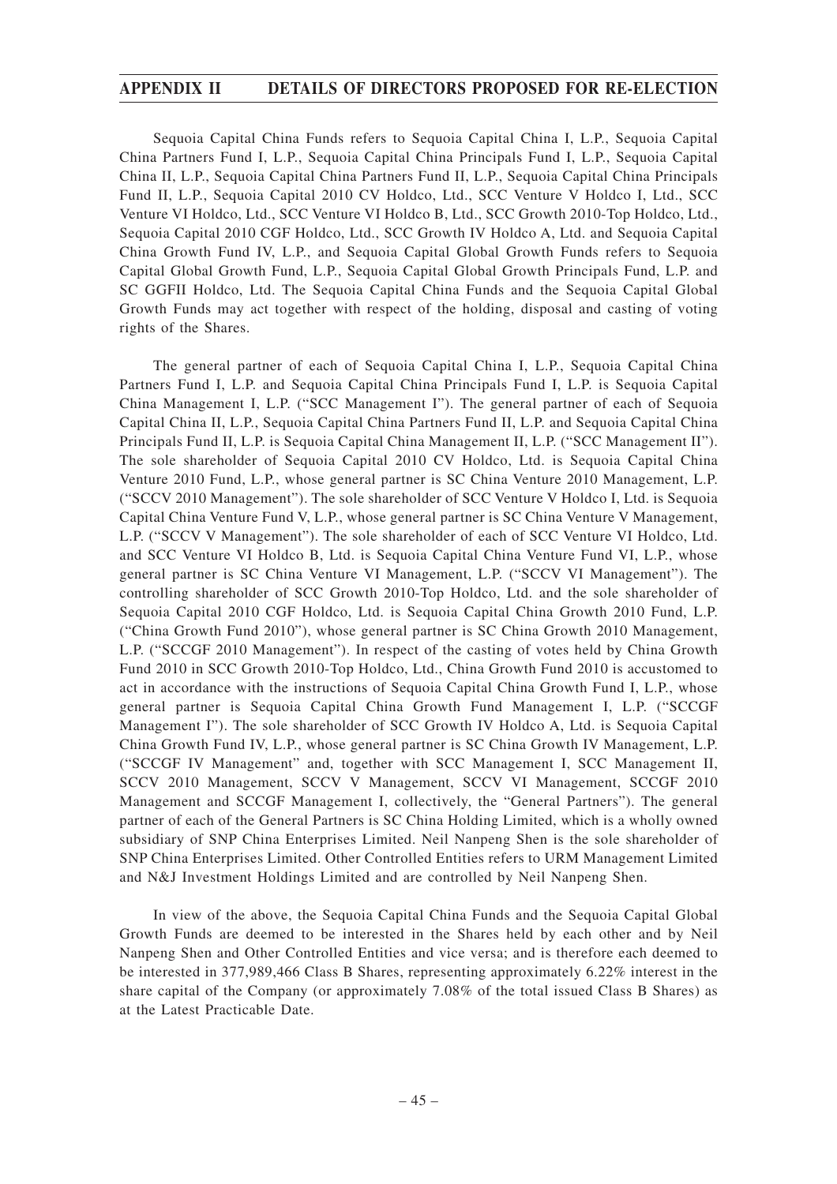Sequoia Capital China Funds refers to Sequoia Capital China I, L.P., Sequoia Capital China Partners Fund I, L.P., Sequoia Capital China Principals Fund I, L.P., Sequoia Capital China II, L.P., Sequoia Capital China Partners Fund II, L.P., Sequoia Capital China Principals Fund II, L.P., Sequoia Capital 2010 CV Holdco, Ltd., SCC Venture V Holdco I, Ltd., SCC Venture VI Holdco, Ltd., SCC Venture VI Holdco B, Ltd., SCC Growth 2010-Top Holdco, Ltd., Sequoia Capital 2010 CGF Holdco, Ltd., SCC Growth IV Holdco A, Ltd. and Sequoia Capital China Growth Fund IV, L.P., and Sequoia Capital Global Growth Funds refers to Sequoia Capital Global Growth Fund, L.P., Sequoia Capital Global Growth Principals Fund, L.P. and SC GGFII Holdco, Ltd. The Sequoia Capital China Funds and the Sequoia Capital Global Growth Funds may act together with respect of the holding, disposal and casting of voting rights of the Shares.

The general partner of each of Sequoia Capital China I, L.P., Sequoia Capital China Partners Fund I, L.P. and Sequoia Capital China Principals Fund I, L.P. is Sequoia Capital China Management I, L.P. ("SCC Management I"). The general partner of each of Sequoia Capital China II, L.P., Sequoia Capital China Partners Fund II, L.P. and Sequoia Capital China Principals Fund II, L.P. is Sequoia Capital China Management II, L.P. ("SCC Management II"). The sole shareholder of Sequoia Capital 2010 CV Holdco, Ltd. is Sequoia Capital China Venture 2010 Fund, L.P., whose general partner is SC China Venture 2010 Management, L.P. ("SCCV 2010 Management"). The sole shareholder of SCC Venture V Holdco I, Ltd. is Sequoia Capital China Venture Fund V, L.P., whose general partner is SC China Venture V Management, L.P. ("SCCV V Management"). The sole shareholder of each of SCC Venture VI Holdco, Ltd. and SCC Venture VI Holdco B, Ltd. is Sequoia Capital China Venture Fund VI, L.P., whose general partner is SC China Venture VI Management, L.P. ("SCCV VI Management"). The controlling shareholder of SCC Growth 2010-Top Holdco, Ltd. and the sole shareholder of Sequoia Capital 2010 CGF Holdco, Ltd. is Sequoia Capital China Growth 2010 Fund, L.P. ("China Growth Fund 2010"), whose general partner is SC China Growth 2010 Management, L.P. ("SCCGF 2010 Management"). In respect of the casting of votes held by China Growth Fund 2010 in SCC Growth 2010-Top Holdco, Ltd., China Growth Fund 2010 is accustomed to act in accordance with the instructions of Sequoia Capital China Growth Fund I, L.P., whose general partner is Sequoia Capital China Growth Fund Management I, L.P. ("SCCGF Management I"). The sole shareholder of SCC Growth IV Holdco A, Ltd. is Sequoia Capital China Growth Fund IV, L.P., whose general partner is SC China Growth IV Management, L.P. ("SCCGF IV Management" and, together with SCC Management I, SCC Management II, SCCV 2010 Management, SCCV V Management, SCCV VI Management, SCCGF 2010 Management and SCCGF Management I, collectively, the "General Partners"). The general partner of each of the General Partners is SC China Holding Limited, which is a wholly owned subsidiary of SNP China Enterprises Limited. Neil Nanpeng Shen is the sole shareholder of SNP China Enterprises Limited. Other Controlled Entities refers to URM Management Limited and N&J Investment Holdings Limited and are controlled by Neil Nanpeng Shen.

In view of the above, the Sequoia Capital China Funds and the Sequoia Capital Global Growth Funds are deemed to be interested in the Shares held by each other and by Neil Nanpeng Shen and Other Controlled Entities and vice versa; and is therefore each deemed to be interested in 377,989,466 Class B Shares, representing approximately 6.22% interest in the share capital of the Company (or approximately 7.08% of the total issued Class B Shares) as at the Latest Practicable Date.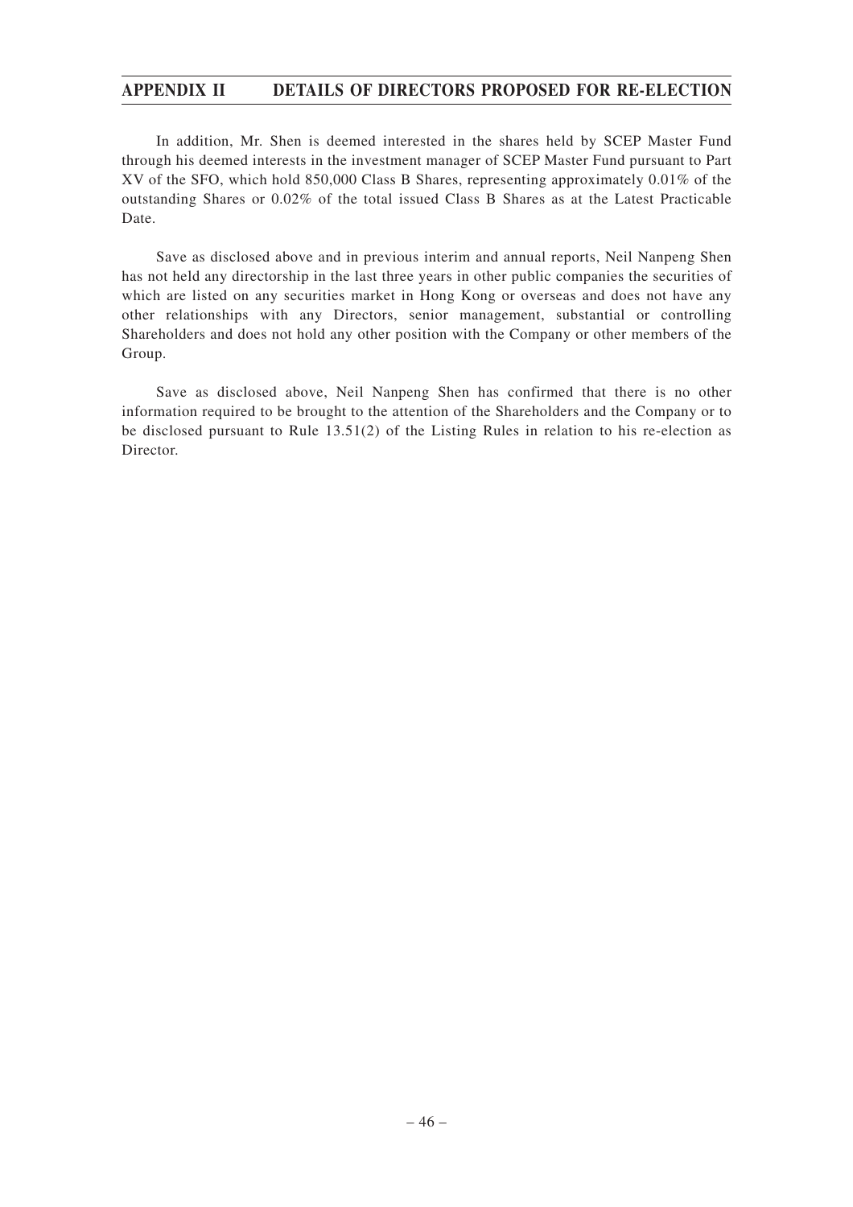In addition, Mr. Shen is deemed interested in the shares held by SCEP Master Fund through his deemed interests in the investment manager of SCEP Master Fund pursuant to Part XV of the SFO, which hold 850,000 Class B Shares, representing approximately 0.01% of the outstanding Shares or 0.02% of the total issued Class B Shares as at the Latest Practicable Date.

Save as disclosed above and in previous interim and annual reports, Neil Nanpeng Shen has not held any directorship in the last three years in other public companies the securities of which are listed on any securities market in Hong Kong or overseas and does not have any other relationships with any Directors, senior management, substantial or controlling Shareholders and does not hold any other position with the Company or other members of the Group.

Save as disclosed above, Neil Nanpeng Shen has confirmed that there is no other information required to be brought to the attention of the Shareholders and the Company or to be disclosed pursuant to Rule 13.51(2) of the Listing Rules in relation to his re-election as Director.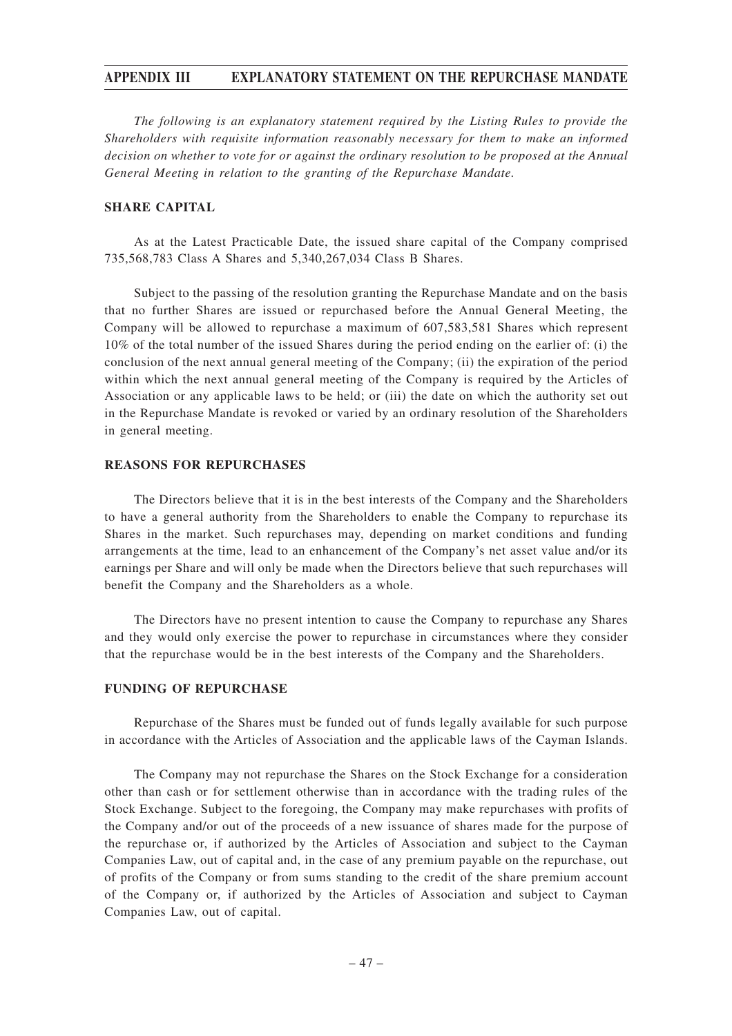# APPENDIX III EXPLANATORY STATEMENT ON THE REPURCHASE MANDATE

*The following is an explanatory statement required by the Listing Rules to provide the Shareholders with requisite information reasonably necessary for them to make an informed decision on whether to vote for or against the ordinary resolution to be proposed at the Annual General Meeting in relation to the granting of the Repurchase Mandate.*

## SHARE CAPITAL

As at the Latest Practicable Date, the issued share capital of the Company comprised 735,568,783 Class A Shares and 5,340,267,034 Class B Shares.

Subject to the passing of the resolution granting the Repurchase Mandate and on the basis that no further Shares are issued or repurchased before the Annual General Meeting, the Company will be allowed to repurchase a maximum of 607,583,581 Shares which represent 10% of the total number of the issued Shares during the period ending on the earlier of: (i) the conclusion of the next annual general meeting of the Company; (ii) the expiration of the period within which the next annual general meeting of the Company is required by the Articles of Association or any applicable laws to be held; or (iii) the date on which the authority set out in the Repurchase Mandate is revoked or varied by an ordinary resolution of the Shareholders in general meeting.

## REASONS FOR REPURCHASES

The Directors believe that it is in the best interests of the Company and the Shareholders to have a general authority from the Shareholders to enable the Company to repurchase its Shares in the market. Such repurchases may, depending on market conditions and funding arrangements at the time, lead to an enhancement of the Company's net asset value and/or its earnings per Share and will only be made when the Directors believe that such repurchases will benefit the Company and the Shareholders as a whole.

The Directors have no present intention to cause the Company to repurchase any Shares and they would only exercise the power to repurchase in circumstances where they consider that the repurchase would be in the best interests of the Company and the Shareholders.

## FUNDING OF REPURCHASE

Repurchase of the Shares must be funded out of funds legally available for such purpose in accordance with the Articles of Association and the applicable laws of the Cayman Islands.

The Company may not repurchase the Shares on the Stock Exchange for a consideration other than cash or for settlement otherwise than in accordance with the trading rules of the Stock Exchange. Subject to the foregoing, the Company may make repurchases with profits of the Company and/or out of the proceeds of a new issuance of shares made for the purpose of the repurchase or, if authorized by the Articles of Association and subject to the Cayman Companies Law, out of capital and, in the case of any premium payable on the repurchase, out of profits of the Company or from sums standing to the credit of the share premium account of the Company or, if authorized by the Articles of Association and subject to Cayman Companies Law, out of capital.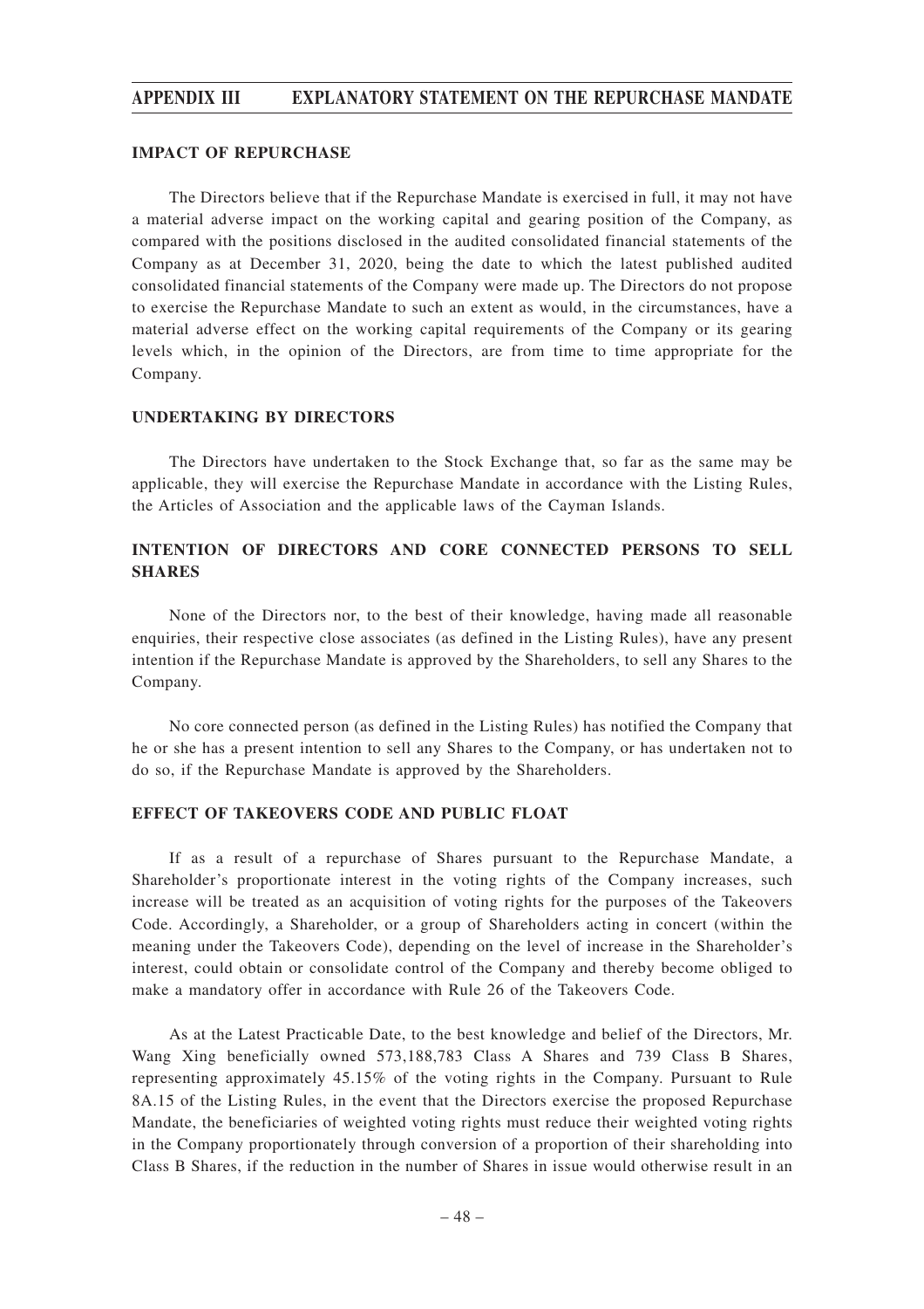## IMPACT OF REPURCHASE

The Directors believe that if the Repurchase Mandate is exercised in full, it may not have a material adverse impact on the working capital and gearing position of the Company, as compared with the positions disclosed in the audited consolidated financial statements of the Company as at December 31, 2020, being the date to which the latest published audited consolidated financial statements of the Company were made up. The Directors do not propose to exercise the Repurchase Mandate to such an extent as would, in the circumstances, have a material adverse effect on the working capital requirements of the Company or its gearing levels which, in the opinion of the Directors, are from time to time appropriate for the Company.

## UNDERTAKING BY DIRECTORS

The Directors have undertaken to the Stock Exchange that, so far as the same may be applicable, they will exercise the Repurchase Mandate in accordance with the Listing Rules, the Articles of Association and the applicable laws of the Cayman Islands.

## INTENTION OF DIRECTORS AND CORE CONNECTED PERSONS TO SELL SHARES

None of the Directors nor, to the best of their knowledge, having made all reasonable enquiries, their respective close associates (as defined in the Listing Rules), have any present intention if the Repurchase Mandate is approved by the Shareholders, to sell any Shares to the Company.

No core connected person (as defined in the Listing Rules) has notified the Company that he or she has a present intention to sell any Shares to the Company, or has undertaken not to do so, if the Repurchase Mandate is approved by the Shareholders.

## EFFECT OF TAKEOVERS CODE AND PUBLIC FLOAT

If as a result of a repurchase of Shares pursuant to the Repurchase Mandate, a Shareholder's proportionate interest in the voting rights of the Company increases, such increase will be treated as an acquisition of voting rights for the purposes of the Takeovers Code. Accordingly, a Shareholder, or a group of Shareholders acting in concert (within the meaning under the Takeovers Code), depending on the level of increase in the Shareholder's interest, could obtain or consolidate control of the Company and thereby become obliged to make a mandatory offer in accordance with Rule 26 of the Takeovers Code.

As at the Latest Practicable Date, to the best knowledge and belief of the Directors, Mr. Wang Xing beneficially owned 573,188,783 Class A Shares and 739 Class B Shares, representing approximately 45.15% of the voting rights in the Company. Pursuant to Rule 8A.15 of the Listing Rules, in the event that the Directors exercise the proposed Repurchase Mandate, the beneficiaries of weighted voting rights must reduce their weighted voting rights in the Company proportionately through conversion of a proportion of their shareholding into Class B Shares, if the reduction in the number of Shares in issue would otherwise result in an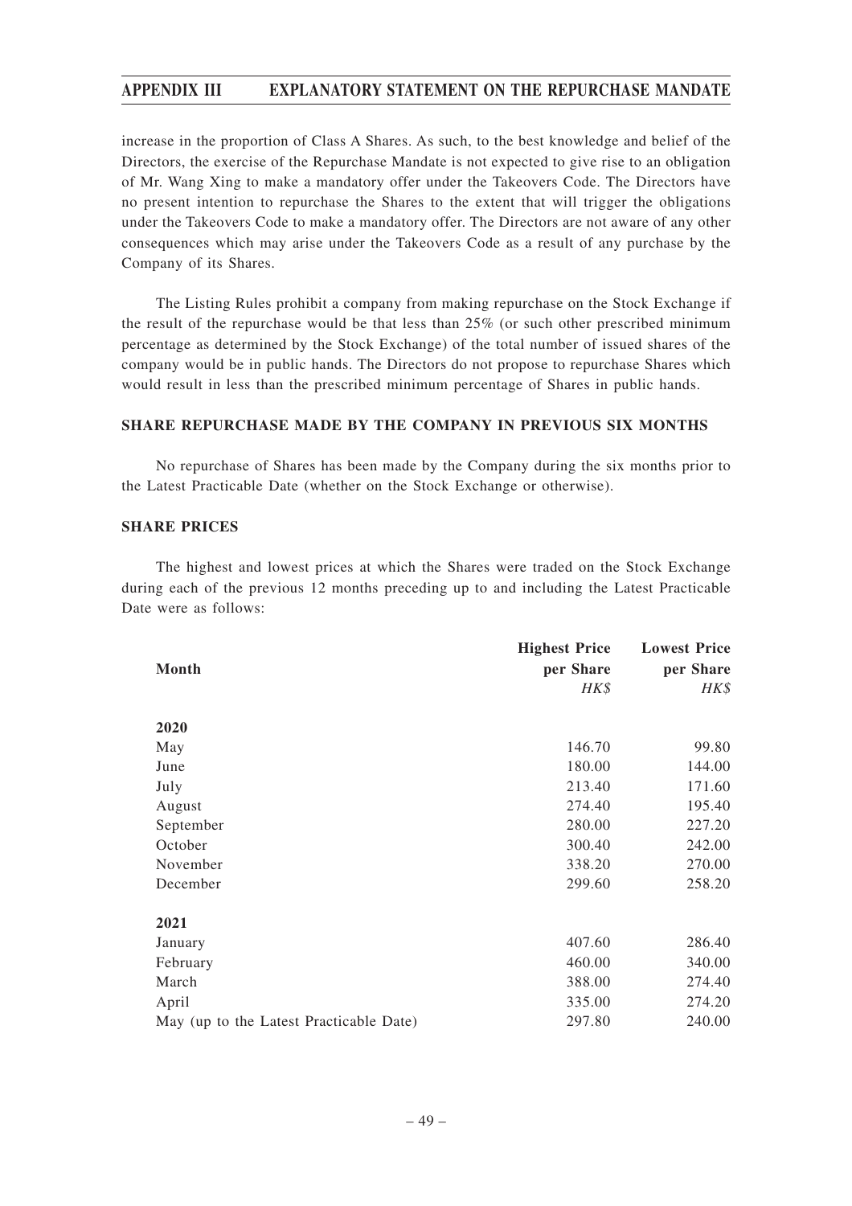increase in the proportion of Class A Shares. As such, to the best knowledge and belief of the Directors, the exercise of the Repurchase Mandate is not expected to give rise to an obligation of Mr. Wang Xing to make a mandatory offer under the Takeovers Code. The Directors have no present intention to repurchase the Shares to the extent that will trigger the obligations under the Takeovers Code to make a mandatory offer. The Directors are not aware of any other consequences which may arise under the Takeovers Code as a result of any purchase by the Company of its Shares.

The Listing Rules prohibit a company from making repurchase on the Stock Exchange if the result of the repurchase would be that less than 25% (or such other prescribed minimum percentage as determined by the Stock Exchange) of the total number of issued shares of the company would be in public hands. The Directors do not propose to repurchase Shares which would result in less than the prescribed minimum percentage of Shares in public hands.

**SHARE REPURCHASE MADE BY THE COMPANY IN PREVIOUS SIX MONTHS**

No repurchase of Shares has been made by the Company during the six months prior to the Latest Practicable Date (whether on the Stock Exchange or otherwise).

**SHARE PRICES**

The highest and lowest prices at which the Shares were traded on the Stock Exchange during each of the previous 12 months preceding up to and including the Latest Practicable Date were as follows:

| Month | Highest Price per Share *HK$* | Lowest Price per Share *HK$* |
|---|---|---|
| **2020** | | |
| May | 146.70 | 99.80 |
| June | 180.00 | 144.00 |
| July | 213.40 | 171.60 |
| August | 274.40 | 195.40 |
| September | 280.00 | 227.20 |
| October | 300.40 | 242.00 |
| November | 338.20 | 270.00 |
| December | 299.60 | 258.20 |
| **2021** | | |
| January | 407.60 | 286.40 |
| February | 460.00 | 340.00 |
| March | 388.00 | 274.40 |
| April | 335.00 | 274.20 |
| May (up to the Latest Practicable Date) | 297.80 | 240.00 |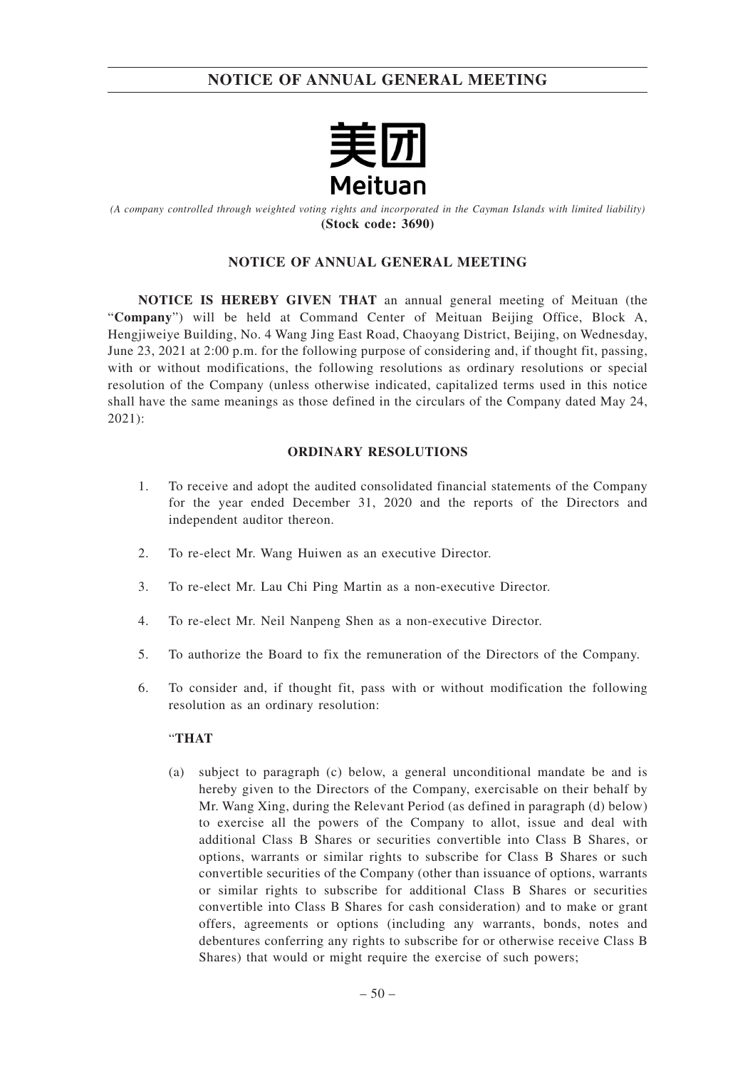**NOTICE OF ANNUAL GENERAL MEETING**

美团
Meituan

*(A company controlled through weighted voting rights and incorporated in the Cayman Islands with limited liability)*
**(Stock code: 3690)**

**NOTICE OF ANNUAL GENERAL MEETING**

**NOTICE IS HEREBY GIVEN THAT** an annual general meeting of Meituan (the "**Company**") will be held at Command Center of Meituan Beijing Office, Block A, Hengjiweiye Building, No. 4 Wang Jing East Road, Chaoyang District, Beijing, on Wednesday, June 23, 2021 at 2:00 p.m. for the following purpose of considering and, if thought fit, passing, with or without modifications, the following resolutions as ordinary resolutions or special resolution of the Company (unless otherwise indicated, capitalized terms used in this notice shall have the same meanings as those defined in the circulars of the Company dated May 24, 2021):

**ORDINARY RESOLUTIONS**

1. To receive and adopt the audited consolidated financial statements of the Company for the year ended December 31, 2020 and the reports of the Directors and independent auditor thereon.

2. To re-elect Mr. Wang Huiwen as an executive Director.

3. To re-elect Mr. Lau Chi Ping Martin as a non-executive Director.

4. To re-elect Mr. Neil Nanpeng Shen as a non-executive Director.

5. To authorize the Board to fix the remuneration of the Directors of the Company.

6. To consider and, if thought fit, pass with or without modification the following resolution as an ordinary resolution:

   "**THAT**

   (a) subject to paragraph (c) below, a general unconditional mandate be and is hereby given to the Directors of the Company, exercisable on their behalf by Mr. Wang Xing, during the Relevant Period (as defined in paragraph (d) below) to exercise all the powers of the Company to allot, issue and deal with additional Class B Shares or securities convertible into Class B Shares, or options, warrants or similar rights to subscribe for Class B Shares or such convertible securities of the Company (other than issuance of options, warrants or similar rights to subscribe for additional Class B Shares or securities convertible into Class B Shares for cash consideration) and to make or grant offers, agreements or options (including any warrants, bonds, notes and debentures conferring any rights to subscribe for or otherwise receive Class B Shares) that would or might require the exercise of such powers;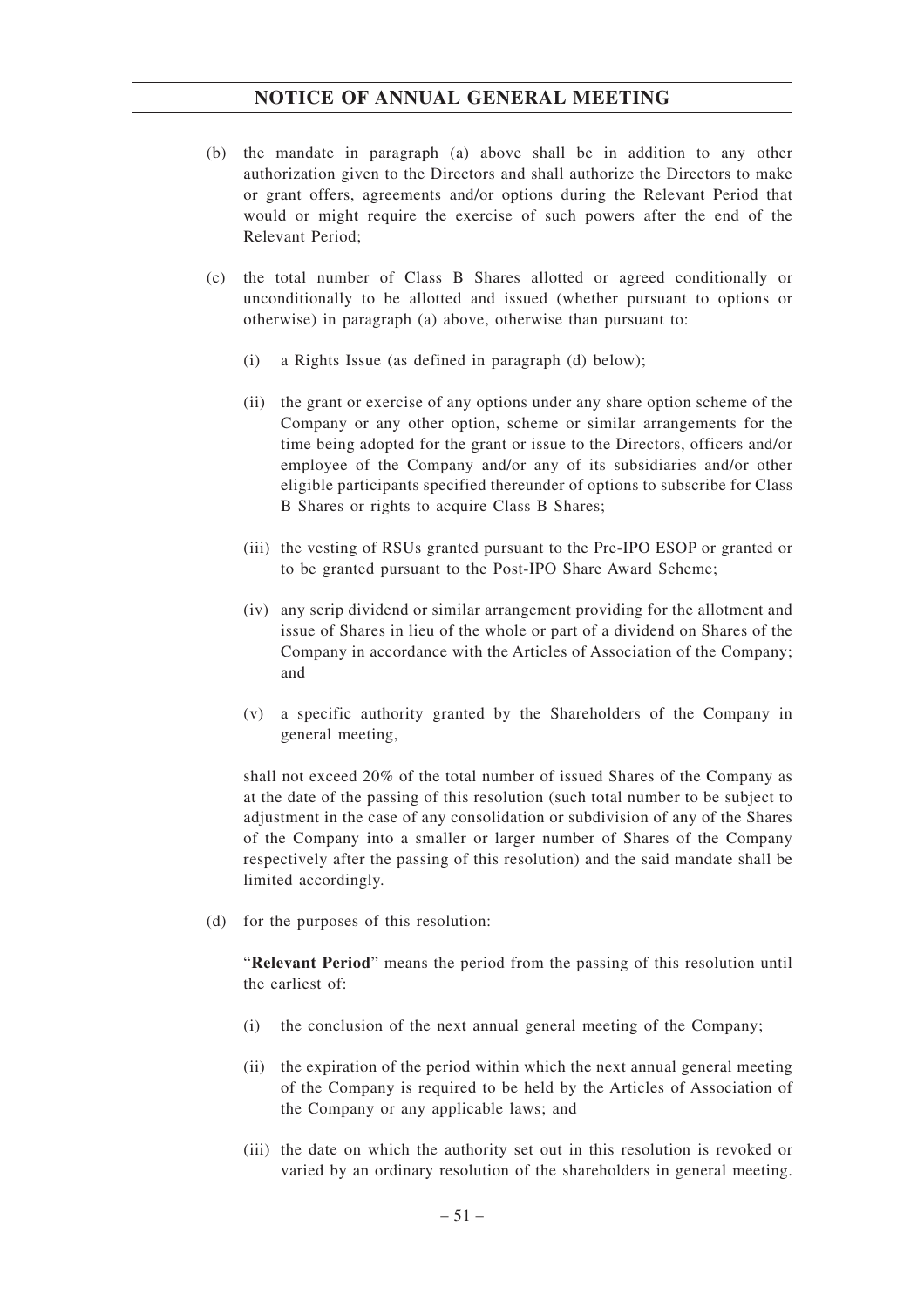(b) the mandate in paragraph (a) above shall be in addition to any other authorization given to the Directors and shall authorize the Directors to make or grant offers, agreements and/or options during the Relevant Period that would or might require the exercise of such powers after the end of the Relevant Period;

(c) the total number of Class B Shares allotted or agreed conditionally or unconditionally to be allotted and issued (whether pursuant to options or otherwise) in paragraph (a) above, otherwise than pursuant to:

   (i) a Rights Issue (as defined in paragraph (d) below);

   (ii) the grant or exercise of any options under any share option scheme of the Company or any other option, scheme or similar arrangements for the time being adopted for the grant or issue to the Directors, officers and/or employee of the Company and/or any of its subsidiaries and/or other eligible participants specified thereunder of options to subscribe for Class B Shares or rights to acquire Class B Shares;

   (iii) the vesting of RSUs granted pursuant to the Pre-IPO ESOP or granted or to be granted pursuant to the Post-IPO Share Award Scheme;

   (iv) any scrip dividend or similar arrangement providing for the allotment and issue of Shares in lieu of the whole or part of a dividend on Shares of the Company in accordance with the Articles of Association of the Company; and

   (v) a specific authority granted by the Shareholders of the Company in general meeting,

   shall not exceed 20% of the total number of issued Shares of the Company as at the date of the passing of this resolution (such total number to be subject to adjustment in the case of any consolidation or subdivision of any of the Shares of the Company into a smaller or larger number of Shares of the Company respectively after the passing of this resolution) and the said mandate shall be limited accordingly.

(d) for the purposes of this resolution:

   "**Relevant Period**" means the period from the passing of this resolution until the earliest of:

   (i) the conclusion of the next annual general meeting of the Company;

   (ii) the expiration of the period within which the next annual general meeting of the Company is required to be held by the Articles of Association of the Company or any applicable laws; and

   (iii) the date on which the authority set out in this resolution is revoked or varied by an ordinary resolution of the shareholders in general meeting.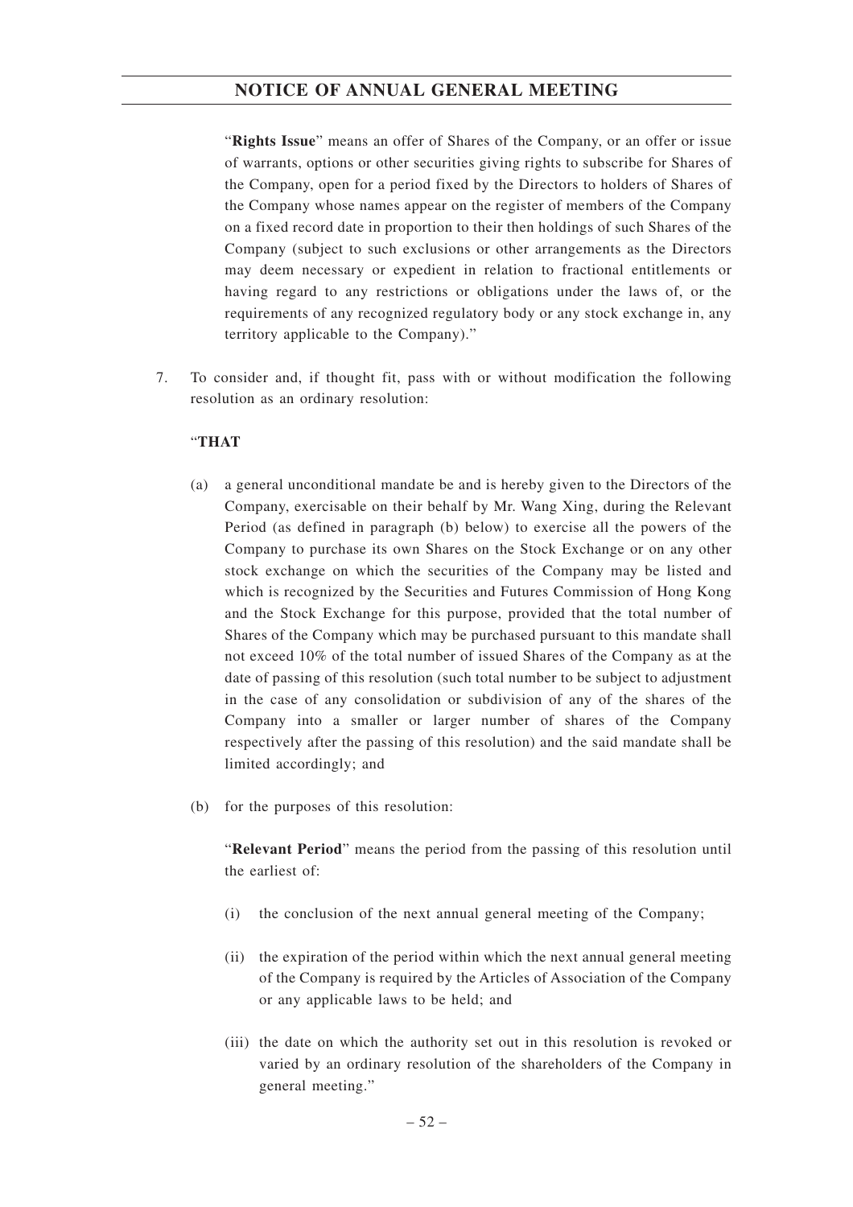"**Rights Issue**" means an offer of Shares of the Company, or an offer or issue of warrants, options or other securities giving rights to subscribe for Shares of the Company, open for a period fixed by the Directors to holders of Shares of the Company whose names appear on the register of members of the Company on a fixed record date in proportion to their then holdings of such Shares of the Company (subject to such exclusions or other arrangements as the Directors may deem necessary or expedient in relation to fractional entitlements or having regard to any restrictions or obligations under the laws of, or the requirements of any recognized regulatory body or any stock exchange in, any territory applicable to the Company)."

7. To consider and, if thought fit, pass with or without modification the following resolution as an ordinary resolution:

"**THAT**

(a) a general unconditional mandate be and is hereby given to the Directors of the Company, exercisable on their behalf by Mr. Wang Xing, during the Relevant Period (as defined in paragraph (b) below) to exercise all the powers of the Company to purchase its own Shares on the Stock Exchange or on any other stock exchange on which the securities of the Company may be listed and which is recognized by the Securities and Futures Commission of Hong Kong and the Stock Exchange for this purpose, provided that the total number of Shares of the Company which may be purchased pursuant to this mandate shall not exceed 10% of the total number of issued Shares of the Company as at the date of passing of this resolution (such total number to be subject to adjustment in the case of any consolidation or subdivision of any of the shares of the Company into a smaller or larger number of shares of the Company respectively after the passing of this resolution) and the said mandate shall be limited accordingly; and

(b) for the purposes of this resolution:

"**Relevant Period**" means the period from the passing of this resolution until the earliest of:

(i) the conclusion of the next annual general meeting of the Company;

(ii) the expiration of the period within which the next annual general meeting of the Company is required by the Articles of Association of the Company or any applicable laws to be held; and

(iii) the date on which the authority set out in this resolution is revoked or varied by an ordinary resolution of the shareholders of the Company in general meeting."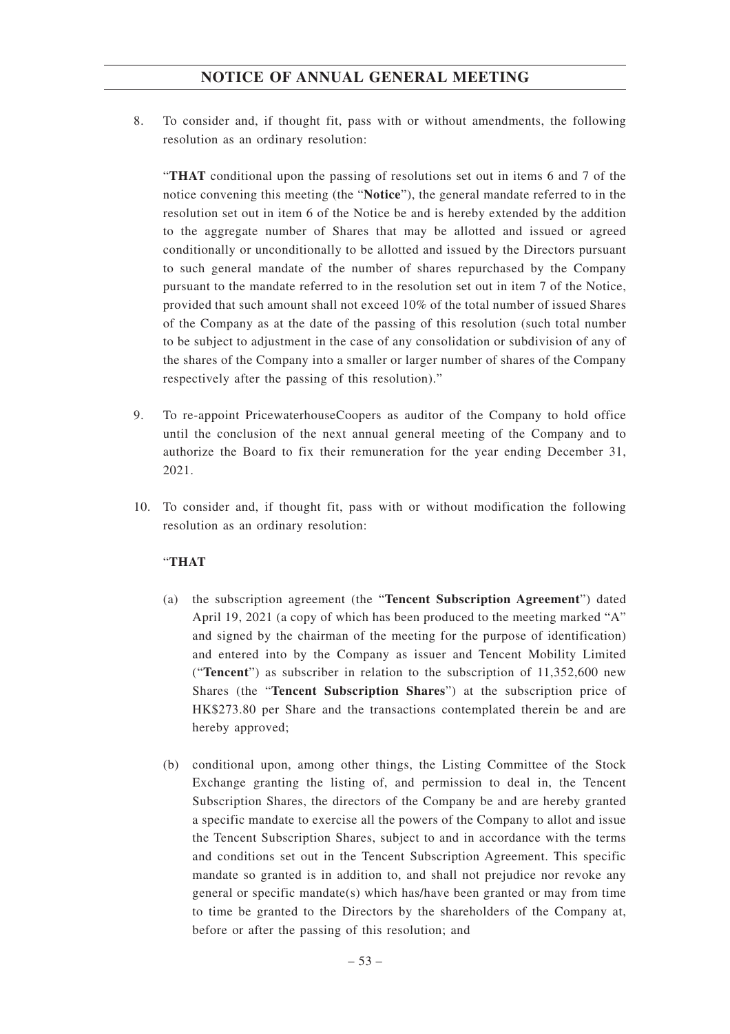8. To consider and, if thought fit, pass with or without amendments, the following resolution as an ordinary resolution:

   "**THAT** conditional upon the passing of resolutions set out in items 6 and 7 of the notice convening this meeting (the "**Notice**"), the general mandate referred to in the resolution set out in item 6 of the Notice be and is hereby extended by the addition to the aggregate number of Shares that may be allotted and issued or agreed conditionally or unconditionally to be allotted and issued by the Directors pursuant to such general mandate of the number of shares repurchased by the Company pursuant to the mandate referred to in the resolution set out in item 7 of the Notice, provided that such amount shall not exceed 10% of the total number of issued Shares of the Company as at the date of the passing of this resolution (such total number to be subject to adjustment in the case of any consolidation or subdivision of any of the shares of the Company into a smaller or larger number of shares of the Company respectively after the passing of this resolution)."

9. To re-appoint PricewaterhouseCoopers as auditor of the Company to hold office until the conclusion of the next annual general meeting of the Company and to authorize the Board to fix their remuneration for the year ending December 31, 2021.

10. To consider and, if thought fit, pass with or without modification the following resolution as an ordinary resolution:

    "**THAT**

    (a) the subscription agreement (the "**Tencent Subscription Agreement**") dated April 19, 2021 (a copy of which has been produced to the meeting marked "A" and signed by the chairman of the meeting for the purpose of identification) and entered into by the Company as issuer and Tencent Mobility Limited ("**Tencent**") as subscriber in relation to the subscription of 11,352,600 new Shares (the "**Tencent Subscription Shares**") at the subscription price of HK$273.80 per Share and the transactions contemplated therein be and are hereby approved;

    (b) conditional upon, among other things, the Listing Committee of the Stock Exchange granting the listing of, and permission to deal in, the Tencent Subscription Shares, the directors of the Company be and are hereby granted a specific mandate to exercise all the powers of the Company to allot and issue the Tencent Subscription Shares, subject to and in accordance with the terms and conditions set out in the Tencent Subscription Agreement. This specific mandate so granted is in addition to, and shall not prejudice nor revoke any general or specific mandate(s) which has/have been granted or may from time to time be granted to the Directors by the shareholders of the Company at, before or after the passing of this resolution; and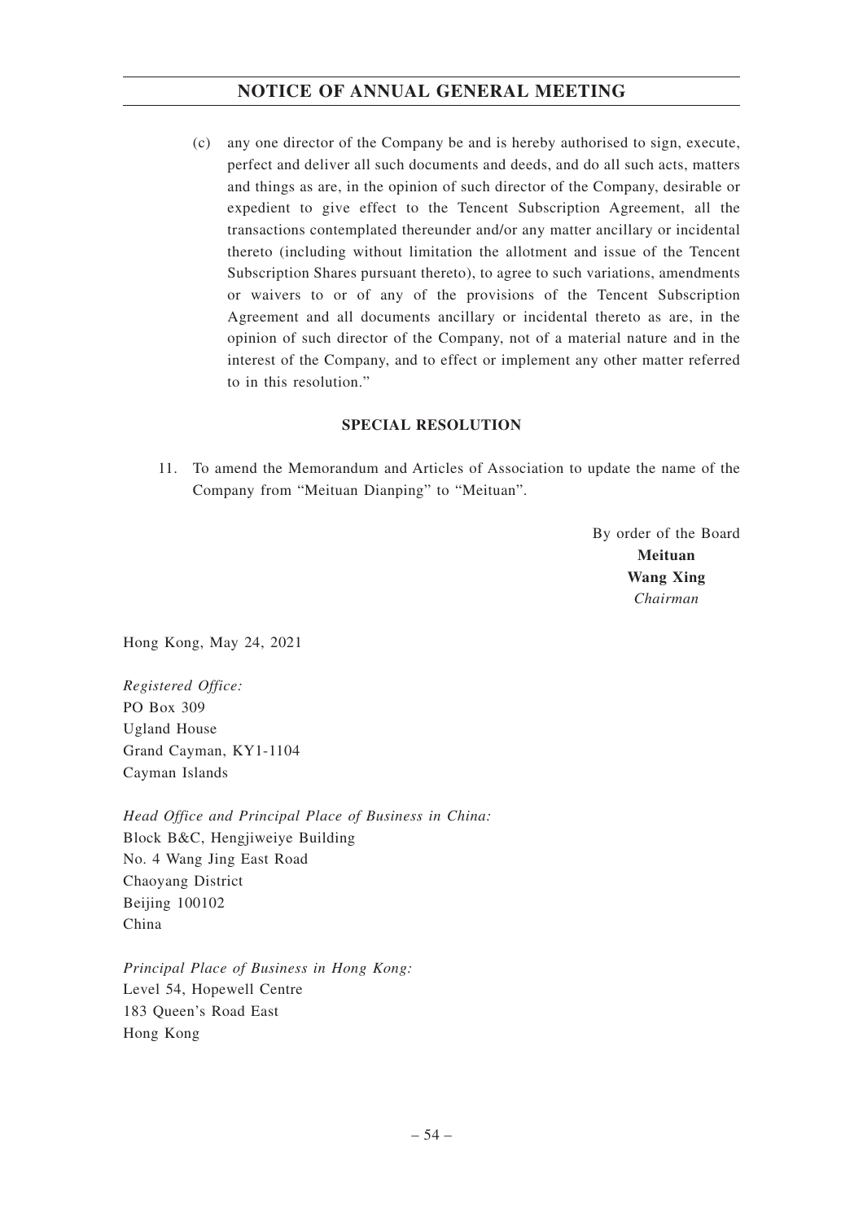(c) any one director of the Company be and is hereby authorised to sign, execute, perfect and deliver all such documents and deeds, and do all such acts, matters and things as are, in the opinion of such director of the Company, desirable or expedient to give effect to the Tencent Subscription Agreement, all the transactions contemplated thereunder and/or any matter ancillary or incidental thereto (including without limitation the allotment and issue of the Tencent Subscription Shares pursuant thereto), to agree to such variations, amendments or waivers to or of any of the provisions of the Tencent Subscription Agreement and all documents ancillary or incidental thereto as are, in the opinion of such director of the Company, not of a material nature and in the interest of the Company, and to effect or implement any other matter referred to in this resolution."

**SPECIAL RESOLUTION**

11. To amend the Memorandum and Articles of Association to update the name of the Company from "Meituan Dianping" to "Meituan".

By order of the Board
**Meituan**
**Wang Xing**
*Chairman*

Hong Kong, May 24, 2021

*Registered Office:*
PO Box 309
Ugland House
Grand Cayman, KY1-1104
Cayman Islands

*Head Office and Principal Place of Business in China:*
Block B&C, Hengjiweiye Building
No. 4 Wang Jing East Road
Chaoyang District
Beijing 100102
China

*Principal Place of Business in Hong Kong:*
Level 54, Hopewell Centre
183 Queen's Road East
Hong Kong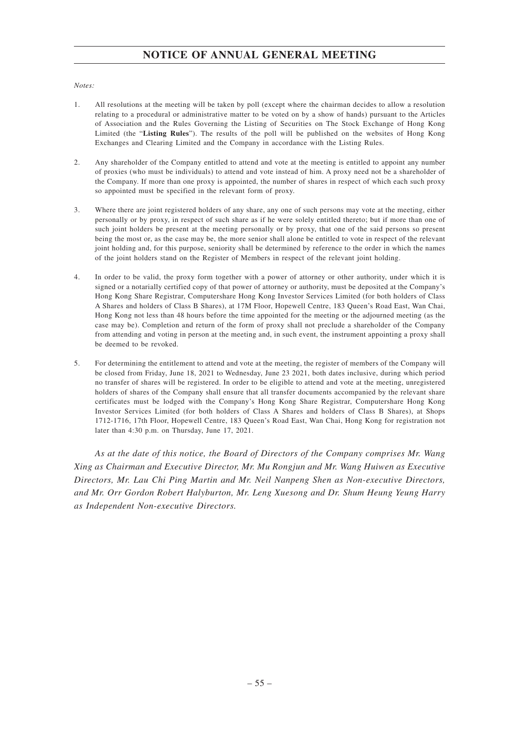# NOTICE OF ANNUAL GENERAL MEETING

*Notes:*

1. All resolutions at the meeting will be taken by poll (except where the chairman decides to allow a resolution relating to a procedural or administrative matter to be voted on by a show of hands) pursuant to the Articles of Association and the Rules Governing the Listing of Securities on The Stock Exchange of Hong Kong Limited (the "**Listing Rules**"). The results of the poll will be published on the websites of Hong Kong Exchanges and Clearing Limited and the Company in accordance with the Listing Rules.

2. Any shareholder of the Company entitled to attend and vote at the meeting is entitled to appoint any number of proxies (who must be individuals) to attend and vote instead of him. A proxy need not be a shareholder of the Company. If more than one proxy is appointed, the number of shares in respect of which each such proxy so appointed must be specified in the relevant form of proxy.

3. Where there are joint registered holders of any share, any one of such persons may vote at the meeting, either personally or by proxy, in respect of such share as if he were solely entitled thereto; but if more than one of such joint holders be present at the meeting personally or by proxy, that one of the said persons so present being the most or, as the case may be, the more senior shall alone be entitled to vote in respect of the relevant joint holding and, for this purpose, seniority shall be determined by reference to the order in which the names of the joint holders stand on the Register of Members in respect of the relevant joint holding.

4. In order to be valid, the proxy form together with a power of attorney or other authority, under which it is signed or a notarially certified copy of that power of attorney or authority, must be deposited at the Company's Hong Kong Share Registrar, Computershare Hong Kong Investor Services Limited (for both holders of Class A Shares and holders of Class B Shares), at 17M Floor, Hopewell Centre, 183 Queen's Road East, Wan Chai, Hong Kong not less than 48 hours before the time appointed for the meeting or the adjourned meeting (as the case may be). Completion and return of the form of proxy shall not preclude a shareholder of the Company from attending and voting in person at the meeting and, in such event, the instrument appointing a proxy shall be deemed to be revoked.

5. For determining the entitlement to attend and vote at the meeting, the register of members of the Company will be closed from Friday, June 18, 2021 to Wednesday, June 23 2021, both dates inclusive, during which period no transfer of shares will be registered. In order to be eligible to attend and vote at the meeting, unregistered holders of shares of the Company shall ensure that all transfer documents accompanied by the relevant share certificates must be lodged with the Company's Hong Kong Share Registrar, Computershare Hong Kong Investor Services Limited (for both holders of Class A Shares and holders of Class B Shares), at Shops 1712-1716, 17th Floor, Hopewell Centre, 183 Queen's Road East, Wan Chai, Hong Kong for registration not later than 4:30 p.m. on Thursday, June 17, 2021.

*As at the date of this notice, the Board of Directors of the Company comprises Mr. Wang Xing as Chairman and Executive Director, Mr. Mu Rongjun and Mr. Wang Huiwen as Executive Directors, Mr. Lau Chi Ping Martin and Mr. Neil Nanpeng Shen as Non-executive Directors, and Mr. Orr Gordon Robert Halyburton, Mr. Leng Xuesong and Dr. Shum Heung Yeung Harry as Independent Non-executive Directors.*